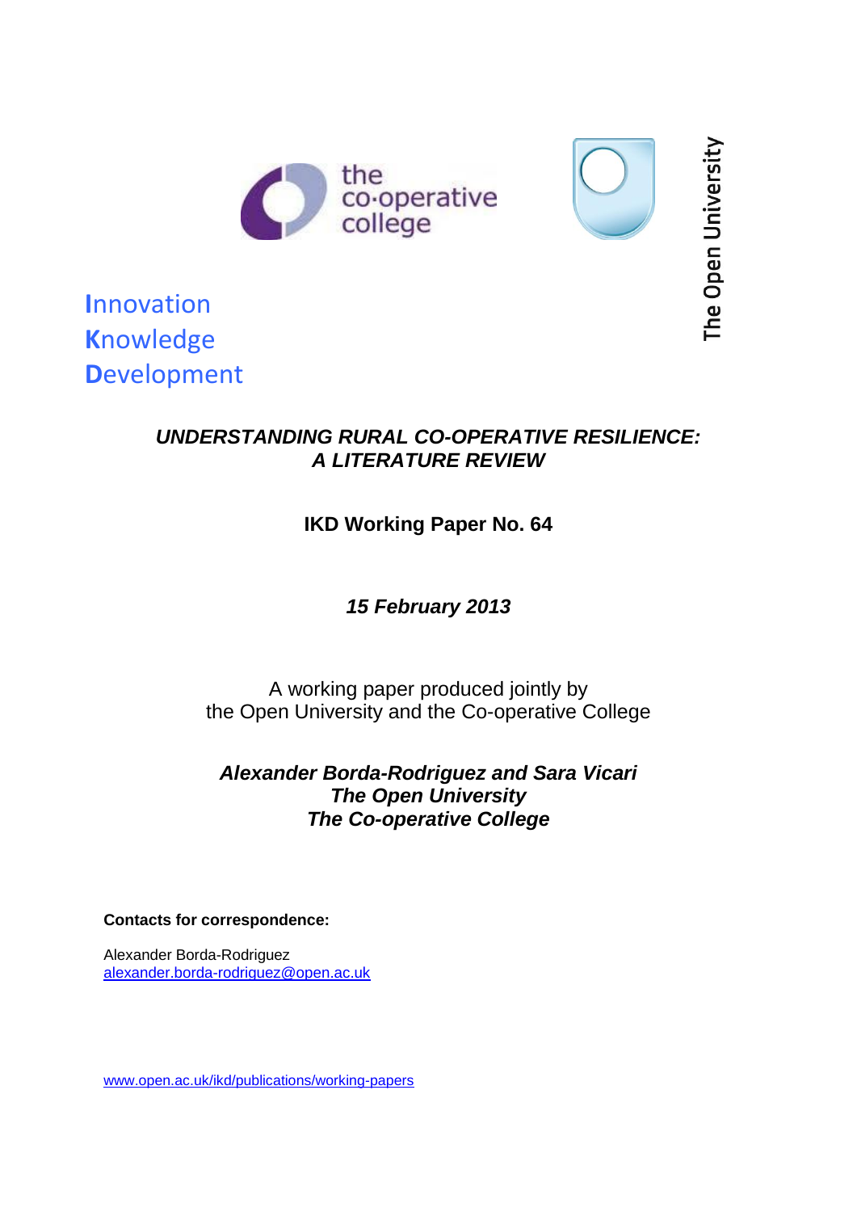the co-operative college

The Open University

**I**nnovation
**K**nowledge
**D**evelopment

# *UNDERSTANDING RURAL CO-OPERATIVE RESILIENCE: A LITERATURE REVIEW*

**IKD Working Paper No. 64**

***15 February 2013***

A working paper produced jointly by
the Open University and the Co-operative College

***Alexander Borda-Rodriguez and Sara Vicari***
***The Open University***
***The Co-operative College***

**Contacts for correspondence:**

Alexander Borda-Rodriguez
alexander.borda-rodriguez@open.ac.uk

www.open.ac.uk/ikd/publications/working-papers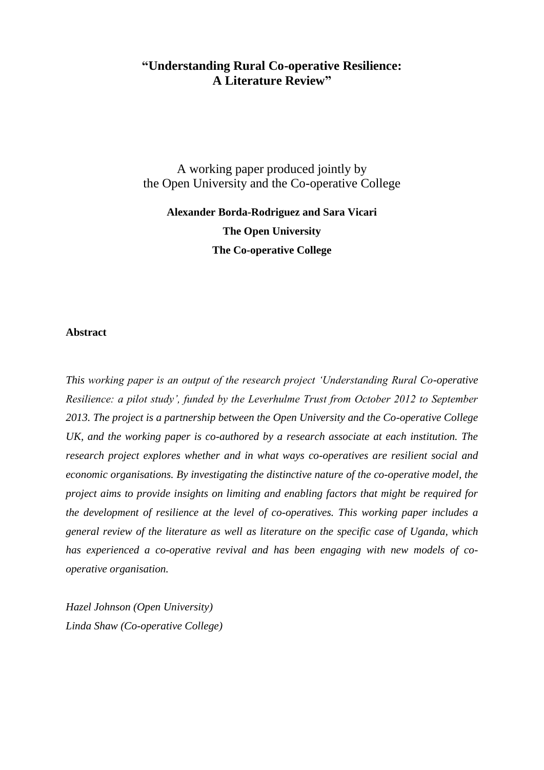# "Understanding Rural Co-operative Resilience: A Literature Review"

A working paper produced jointly by
the Open University and the Co-operative College

**Alexander Borda-Rodriguez and Sara Vicari**

**The Open University**

**The Co-operative College**

**Abstract**

*This working paper is an output of the research project 'Understanding Rural Co-operative Resilience: a pilot study', funded by the Leverhulme Trust from October 2012 to September 2013. The project is a partnership between the Open University and the Co-operative College UK, and the working paper is co-authored by a research associate at each institution. The research project explores whether and in what ways co-operatives are resilient social and economic organisations. By investigating the distinctive nature of the co-operative model, the project aims to provide insights on limiting and enabling factors that might be required for the development of resilience at the level of co-operatives. This working paper includes a general review of the literature as well as literature on the specific case of Uganda, which has experienced a co-operative revival and has been engaging with new models of co-operative organisation.*

*Hazel Johnson (Open University)*
*Linda Shaw (Co-operative College)*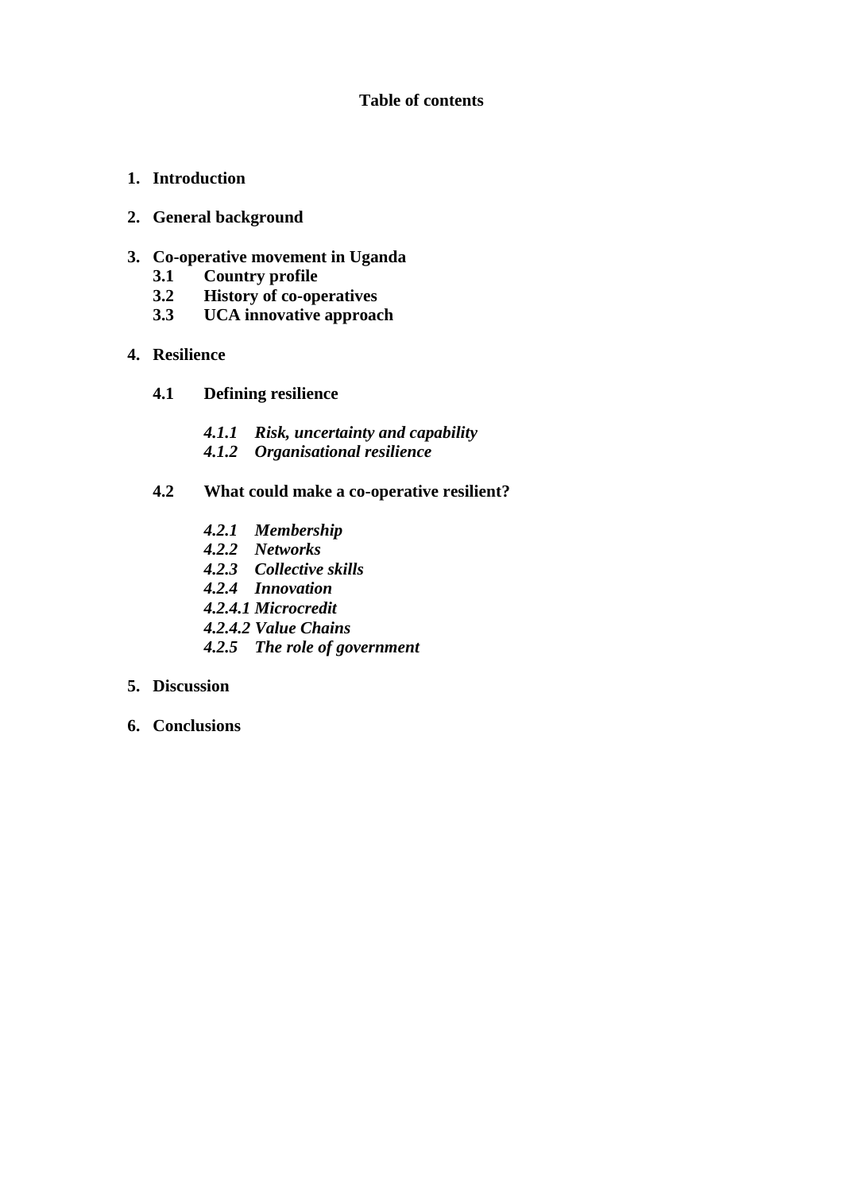**Table of contents**

1. **Introduction**

2. **General background**

3. **Co-operative movement in Uganda**
   - **3.1 Country profile**
   - **3.2 History of co-operatives**
   - **3.3 UCA innovative approach**

4. **Resilience**

   - **4.1 Defining resilience**

     - ***4.1.1 Risk, uncertainty and capability***
     - ***4.1.2 Organisational resilience***

   - **4.2 What could make a co-operative resilient?**

     - ***4.2.1 Membership***
     - ***4.2.2 Networks***
     - ***4.2.3 Collective skills***
     - ***4.2.4 Innovation***
     - ***4.2.4.1 Microcredit***
     - ***4.2.4.2 Value Chains***
     - ***4.2.5 The role of government***

5. **Discussion**

6. **Conclusions**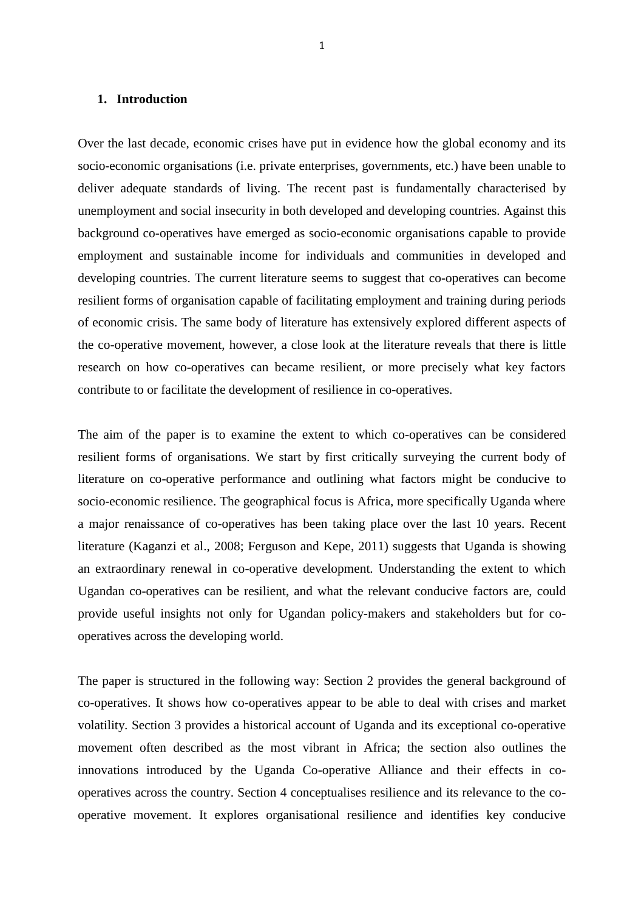## 1. Introduction

Over the last decade, economic crises have put in evidence how the global economy and its socio-economic organisations (i.e. private enterprises, governments, etc.) have been unable to deliver adequate standards of living. The recent past is fundamentally characterised by unemployment and social insecurity in both developed and developing countries. Against this background co-operatives have emerged as socio-economic organisations capable to provide employment and sustainable income for individuals and communities in developed and developing countries. The current literature seems to suggest that co-operatives can become resilient forms of organisation capable of facilitating employment and training during periods of economic crisis. The same body of literature has extensively explored different aspects of the co-operative movement, however, a close look at the literature reveals that there is little research on how co-operatives can became resilient, or more precisely what key factors contribute to or facilitate the development of resilience in co-operatives.

The aim of the paper is to examine the extent to which co-operatives can be considered resilient forms of organisations. We start by first critically surveying the current body of literature on co-operative performance and outlining what factors might be conducive to socio-economic resilience. The geographical focus is Africa, more specifically Uganda where a major renaissance of co-operatives has been taking place over the last 10 years. Recent literature (Kaganzi et al., 2008; Ferguson and Kepe, 2011) suggests that Uganda is showing an extraordinary renewal in co-operative development. Understanding the extent to which Ugandan co-operatives can be resilient, and what the relevant conducive factors are, could provide useful insights not only for Ugandan policy-makers and stakeholders but for co-operatives across the developing world.

The paper is structured in the following way: Section 2 provides the general background of co-operatives. It shows how co-operatives appear to be able to deal with crises and market volatility. Section 3 provides a historical account of Uganda and its exceptional co-operative movement often described as the most vibrant in Africa; the section also outlines the innovations introduced by the Uganda Co-operative Alliance and their effects in co-operatives across the country. Section 4 conceptualises resilience and its relevance to the co-operative movement. It explores organisational resilience and identifies key conducive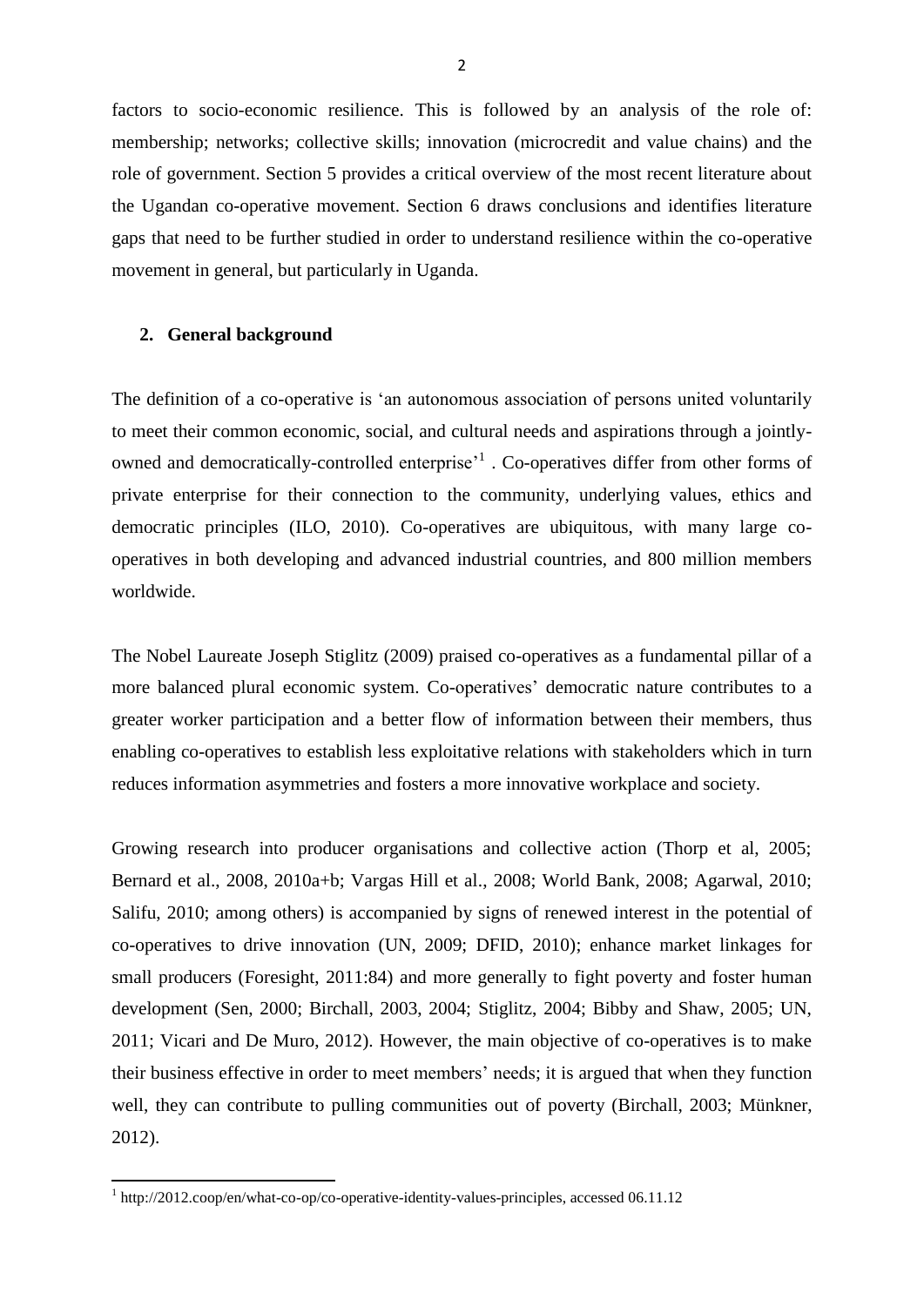factors to socio-economic resilience. This is followed by an analysis of the role of: membership; networks; collective skills; innovation (microcredit and value chains) and the role of government. Section 5 provides a critical overview of the most recent literature about the Ugandan co-operative movement. Section 6 draws conclusions and identifies literature gaps that need to be further studied in order to understand resilience within the co-operative movement in general, but particularly in Uganda.

## 2. General background

The definition of a co-operative is 'an autonomous association of persons united voluntarily to meet their common economic, social, and cultural needs and aspirations through a jointly-owned and democratically-controlled enterprise'[1] . Co-operatives differ from other forms of private enterprise for their connection to the community, underlying values, ethics and democratic principles (ILO, 2010). Co-operatives are ubiquitous, with many large co-operatives in both developing and advanced industrial countries, and 800 million members worldwide.

The Nobel Laureate Joseph Stiglitz (2009) praised co-operatives as a fundamental pillar of a more balanced plural economic system. Co-operatives' democratic nature contributes to a greater worker participation and a better flow of information between their members, thus enabling co-operatives to establish less exploitative relations with stakeholders which in turn reduces information asymmetries and fosters a more innovative workplace and society.

Growing research into producer organisations and collective action (Thorp et al, 2005; Bernard et al., 2008, 2010a+b; Vargas Hill et al., 2008; World Bank, 2008; Agarwal, 2010; Salifu, 2010; among others) is accompanied by signs of renewed interest in the potential of co-operatives to drive innovation (UN, 2009; DFID, 2010); enhance market linkages for small producers (Foresight, 2011:84) and more generally to fight poverty and foster human development (Sen, 2000; Birchall, 2003, 2004; Stiglitz, 2004; Bibby and Shaw, 2005; UN, 2011; Vicari and De Muro, 2012). However, the main objective of co-operatives is to make their business effective in order to meet members' needs; it is argued that when they function well, they can contribute to pulling communities out of poverty (Birchall, 2003; Münkner, 2012).

[1] http://2012.coop/en/what-co-op/co-operative-identity-values-principles, accessed 06.11.12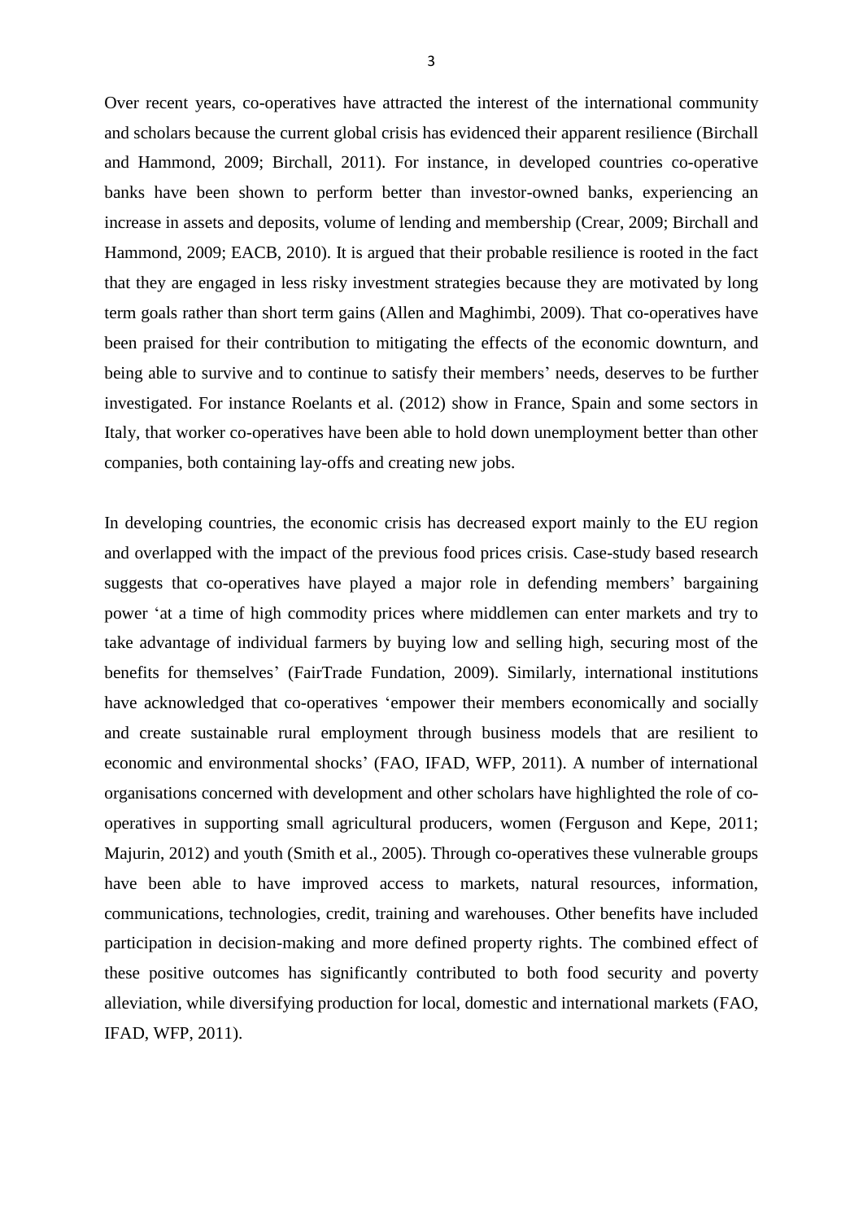Over recent years, co-operatives have attracted the interest of the international community and scholars because the current global crisis has evidenced their apparent resilience (Birchall and Hammond, 2009; Birchall, 2011). For instance, in developed countries co-operative banks have been shown to perform better than investor-owned banks, experiencing an increase in assets and deposits, volume of lending and membership (Crear, 2009; Birchall and Hammond, 2009; EACB, 2010). It is argued that their probable resilience is rooted in the fact that they are engaged in less risky investment strategies because they are motivated by long term goals rather than short term gains (Allen and Maghimbi, 2009). That co-operatives have been praised for their contribution to mitigating the effects of the economic downturn, and being able to survive and to continue to satisfy their members' needs, deserves to be further investigated. For instance Roelants et al. (2012) show in France, Spain and some sectors in Italy, that worker co-operatives have been able to hold down unemployment better than other companies, both containing lay-offs and creating new jobs.

In developing countries, the economic crisis has decreased export mainly to the EU region and overlapped with the impact of the previous food prices crisis. Case-study based research suggests that co-operatives have played a major role in defending members' bargaining power 'at a time of high commodity prices where middlemen can enter markets and try to take advantage of individual farmers by buying low and selling high, securing most of the benefits for themselves' (FairTrade Fundation, 2009). Similarly, international institutions have acknowledged that co-operatives 'empower their members economically and socially and create sustainable rural employment through business models that are resilient to economic and environmental shocks' (FAO, IFAD, WFP, 2011). A number of international organisations concerned with development and other scholars have highlighted the role of co-operatives in supporting small agricultural producers, women (Ferguson and Kepe, 2011; Majurin, 2012) and youth (Smith et al., 2005). Through co-operatives these vulnerable groups have been able to have improved access to markets, natural resources, information, communications, technologies, credit, training and warehouses. Other benefits have included participation in decision-making and more defined property rights. The combined effect of these positive outcomes has significantly contributed to both food security and poverty alleviation, while diversifying production for local, domestic and international markets (FAO, IFAD, WFP, 2011).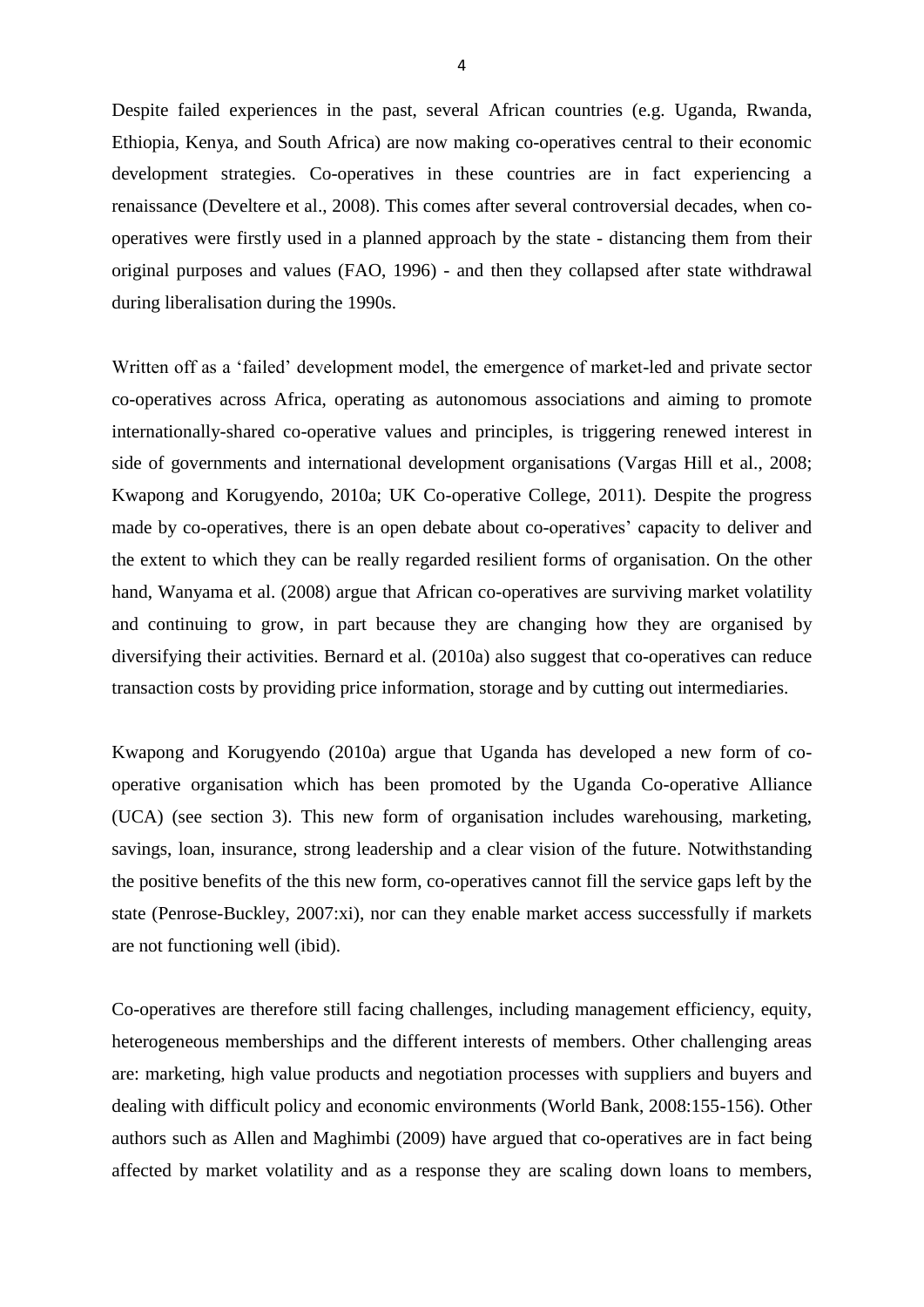Despite failed experiences in the past, several African countries (e.g. Uganda, Rwanda, Ethiopia, Kenya, and South Africa) are now making co-operatives central to their economic development strategies. Co-operatives in these countries are in fact experiencing a renaissance (Develtere et al., 2008). This comes after several controversial decades, when co-operatives were firstly used in a planned approach by the state - distancing them from their original purposes and values (FAO, 1996) - and then they collapsed after state withdrawal during liberalisation during the 1990s.

Written off as a 'failed' development model, the emergence of market-led and private sector co-operatives across Africa, operating as autonomous associations and aiming to promote internationally-shared co-operative values and principles, is triggering renewed interest in side of governments and international development organisations (Vargas Hill et al., 2008; Kwapong and Korugyendo, 2010a; UK Co-operative College, 2011). Despite the progress made by co-operatives, there is an open debate about co-operatives' capacity to deliver and the extent to which they can be really regarded resilient forms of organisation. On the other hand, Wanyama et al. (2008) argue that African co-operatives are surviving market volatility and continuing to grow, in part because they are changing how they are organised by diversifying their activities. Bernard et al. (2010a) also suggest that co-operatives can reduce transaction costs by providing price information, storage and by cutting out intermediaries.

Kwapong and Korugyendo (2010a) argue that Uganda has developed a new form of co-operative organisation which has been promoted by the Uganda Co-operative Alliance (UCA) (see section 3). This new form of organisation includes warehousing, marketing, savings, loan, insurance, strong leadership and a clear vision of the future. Notwithstanding the positive benefits of the this new form, co-operatives cannot fill the service gaps left by the state (Penrose-Buckley, 2007:xi), nor can they enable market access successfully if markets are not functioning well (ibid).

Co-operatives are therefore still facing challenges, including management efficiency, equity, heterogeneous memberships and the different interests of members. Other challenging areas are: marketing, high value products and negotiation processes with suppliers and buyers and dealing with difficult policy and economic environments (World Bank, 2008:155-156). Other authors such as Allen and Maghimbi (2009) have argued that co-operatives are in fact being affected by market volatility and as a response they are scaling down loans to members,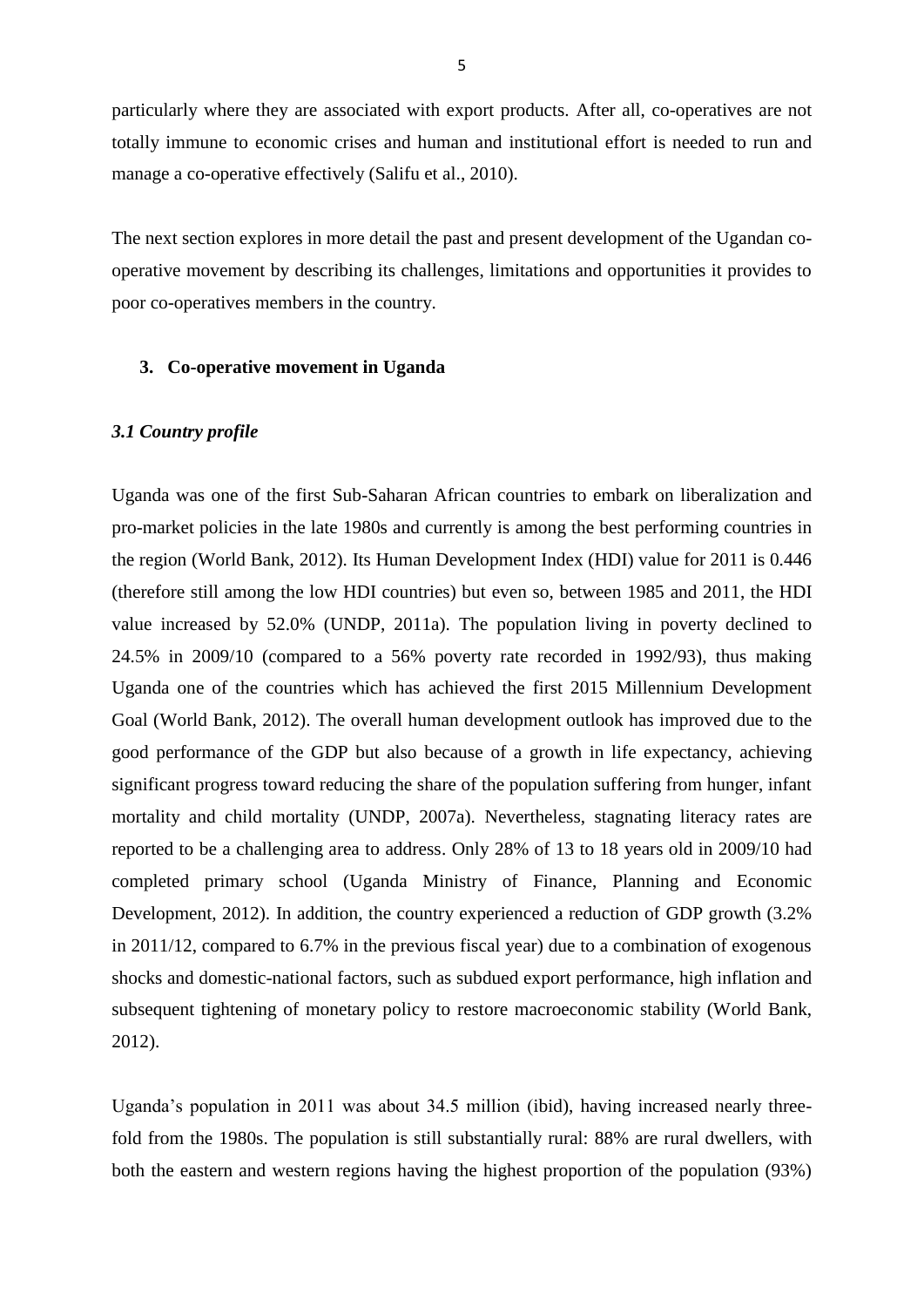particularly where they are associated with export products. After all, co-operatives are not totally immune to economic crises and human and institutional effort is needed to run and manage a co-operative effectively (Salifu et al., 2010).

The next section explores in more detail the past and present development of the Ugandan co-operative movement by describing its challenges, limitations and opportunities it provides to poor co-operatives members in the country.

## 3. Co-operative movement in Uganda

### *3.1 Country profile*

Uganda was one of the first Sub-Saharan African countries to embark on liberalization and pro-market policies in the late 1980s and currently is among the best performing countries in the region (World Bank, 2012). Its Human Development Index (HDI) value for 2011 is 0.446 (therefore still among the low HDI countries) but even so, between 1985 and 2011, the HDI value increased by 52.0% (UNDP, 2011a). The population living in poverty declined to 24.5% in 2009/10 (compared to a 56% poverty rate recorded in 1992/93), thus making Uganda one of the countries which has achieved the first 2015 Millennium Development Goal (World Bank, 2012). The overall human development outlook has improved due to the good performance of the GDP but also because of a growth in life expectancy, achieving significant progress toward reducing the share of the population suffering from hunger, infant mortality and child mortality (UNDP, 2007a). Nevertheless, stagnating literacy rates are reported to be a challenging area to address. Only 28% of 13 to 18 years old in 2009/10 had completed primary school (Uganda Ministry of Finance, Planning and Economic Development, 2012). In addition, the country experienced a reduction of GDP growth (3.2% in 2011/12, compared to 6.7% in the previous fiscal year) due to a combination of exogenous shocks and domestic-national factors, such as subdued export performance, high inflation and subsequent tightening of monetary policy to restore macroeconomic stability (World Bank, 2012).

Uganda's population in 2011 was about 34.5 million (ibid), having increased nearly three-fold from the 1980s. The population is still substantially rural: 88% are rural dwellers, with both the eastern and western regions having the highest proportion of the population (93%)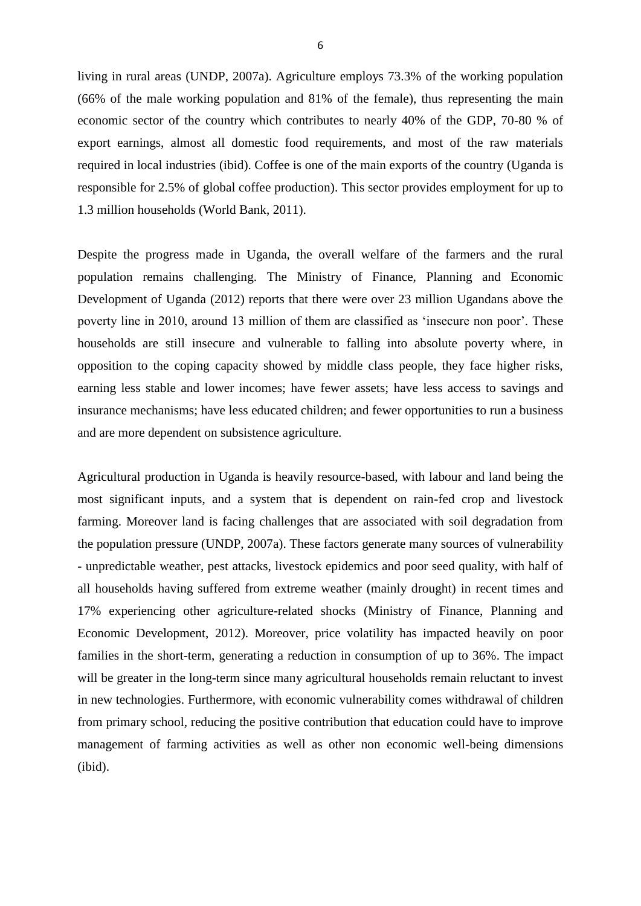living in rural areas (UNDP, 2007a). Agriculture employs 73.3% of the working population (66% of the male working population and 81% of the female), thus representing the main economic sector of the country which contributes to nearly 40% of the GDP, 70-80 % of export earnings, almost all domestic food requirements, and most of the raw materials required in local industries (ibid). Coffee is one of the main exports of the country (Uganda is responsible for 2.5% of global coffee production). This sector provides employment for up to 1.3 million households (World Bank, 2011).

Despite the progress made in Uganda, the overall welfare of the farmers and the rural population remains challenging. The Ministry of Finance, Planning and Economic Development of Uganda (2012) reports that there were over 23 million Ugandans above the poverty line in 2010, around 13 million of them are classified as 'insecure non poor'. These households are still insecure and vulnerable to falling into absolute poverty where, in opposition to the coping capacity showed by middle class people, they face higher risks, earning less stable and lower incomes; have fewer assets; have less access to savings and insurance mechanisms; have less educated children; and fewer opportunities to run a business and are more dependent on subsistence agriculture.

Agricultural production in Uganda is heavily resource-based, with labour and land being the most significant inputs, and a system that is dependent on rain-fed crop and livestock farming. Moreover land is facing challenges that are associated with soil degradation from the population pressure (UNDP, 2007a). These factors generate many sources of vulnerability - unpredictable weather, pest attacks, livestock epidemics and poor seed quality, with half of all households having suffered from extreme weather (mainly drought) in recent times and 17% experiencing other agriculture-related shocks (Ministry of Finance, Planning and Economic Development, 2012). Moreover, price volatility has impacted heavily on poor families in the short-term, generating a reduction in consumption of up to 36%. The impact will be greater in the long-term since many agricultural households remain reluctant to invest in new technologies. Furthermore, with economic vulnerability comes withdrawal of children from primary school, reducing the positive contribution that education could have to improve management of farming activities as well as other non economic well-being dimensions (ibid).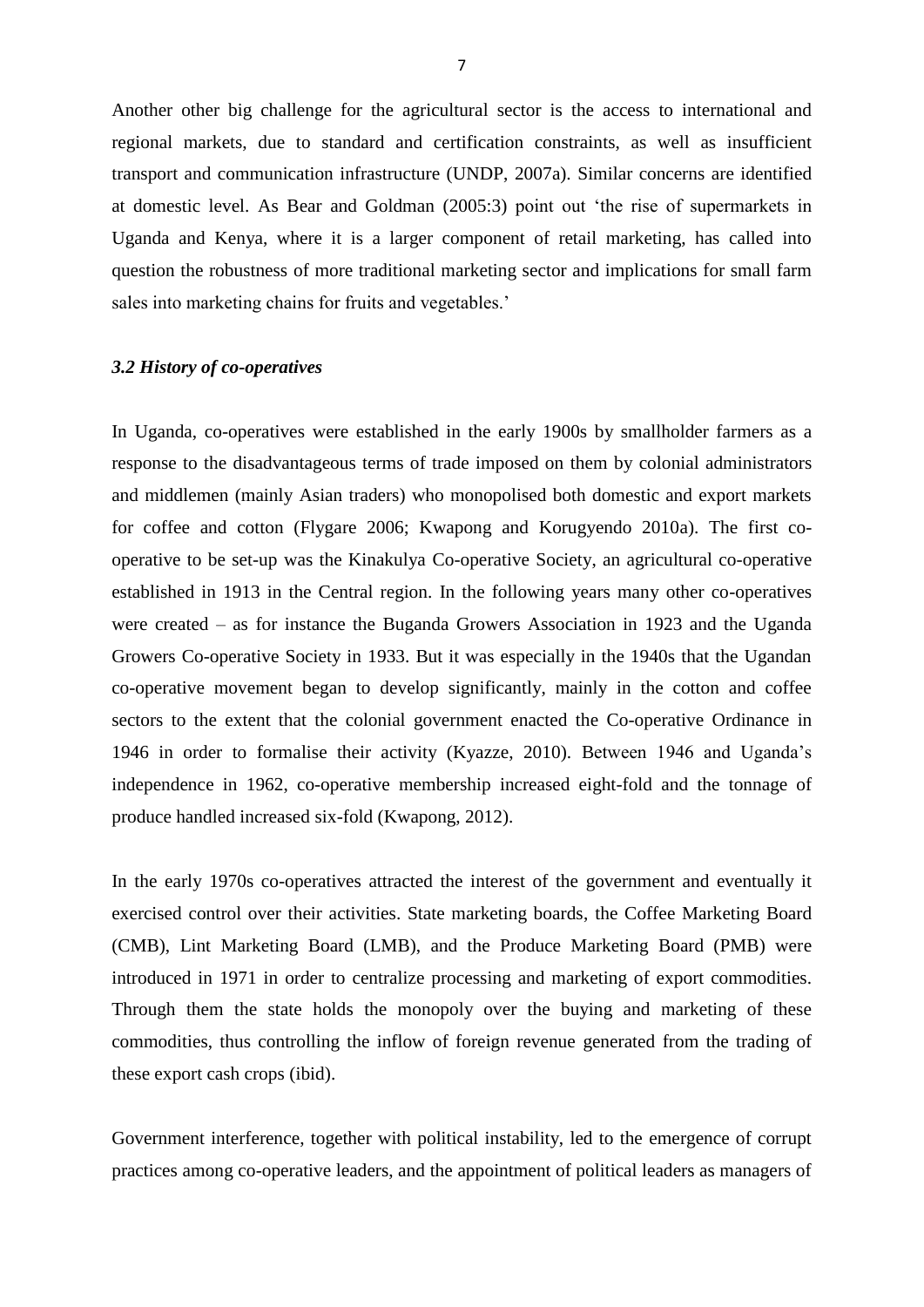Another other big challenge for the agricultural sector is the access to international and regional markets, due to standard and certification constraints, as well as insufficient transport and communication infrastructure (UNDP, 2007a). Similar concerns are identified at domestic level. As Bear and Goldman (2005:3) point out 'the rise of supermarkets in Uganda and Kenya, where it is a larger component of retail marketing, has called into question the robustness of more traditional marketing sector and implications for small farm sales into marketing chains for fruits and vegetables.'

### *3.2 History of co-operatives*

In Uganda, co-operatives were established in the early 1900s by smallholder farmers as a response to the disadvantageous terms of trade imposed on them by colonial administrators and middlemen (mainly Asian traders) who monopolised both domestic and export markets for coffee and cotton (Flygare 2006; Kwapong and Korugyendo 2010a). The first co-operative to be set-up was the Kinakulya Co-operative Society, an agricultural co-operative established in 1913 in the Central region. In the following years many other co-operatives were created – as for instance the Buganda Growers Association in 1923 and the Uganda Growers Co-operative Society in 1933. But it was especially in the 1940s that the Ugandan co-operative movement began to develop significantly, mainly in the cotton and coffee sectors to the extent that the colonial government enacted the Co-operative Ordinance in 1946 in order to formalise their activity (Kyazze, 2010). Between 1946 and Uganda's independence in 1962, co-operative membership increased eight-fold and the tonnage of produce handled increased six-fold (Kwapong, 2012).

In the early 1970s co-operatives attracted the interest of the government and eventually it exercised control over their activities. State marketing boards, the Coffee Marketing Board (CMB), Lint Marketing Board (LMB), and the Produce Marketing Board (PMB) were introduced in 1971 in order to centralize processing and marketing of export commodities. Through them the state holds the monopoly over the buying and marketing of these commodities, thus controlling the inflow of foreign revenue generated from the trading of these export cash crops (ibid).

Government interference, together with political instability, led to the emergence of corrupt practices among co-operative leaders, and the appointment of political leaders as managers of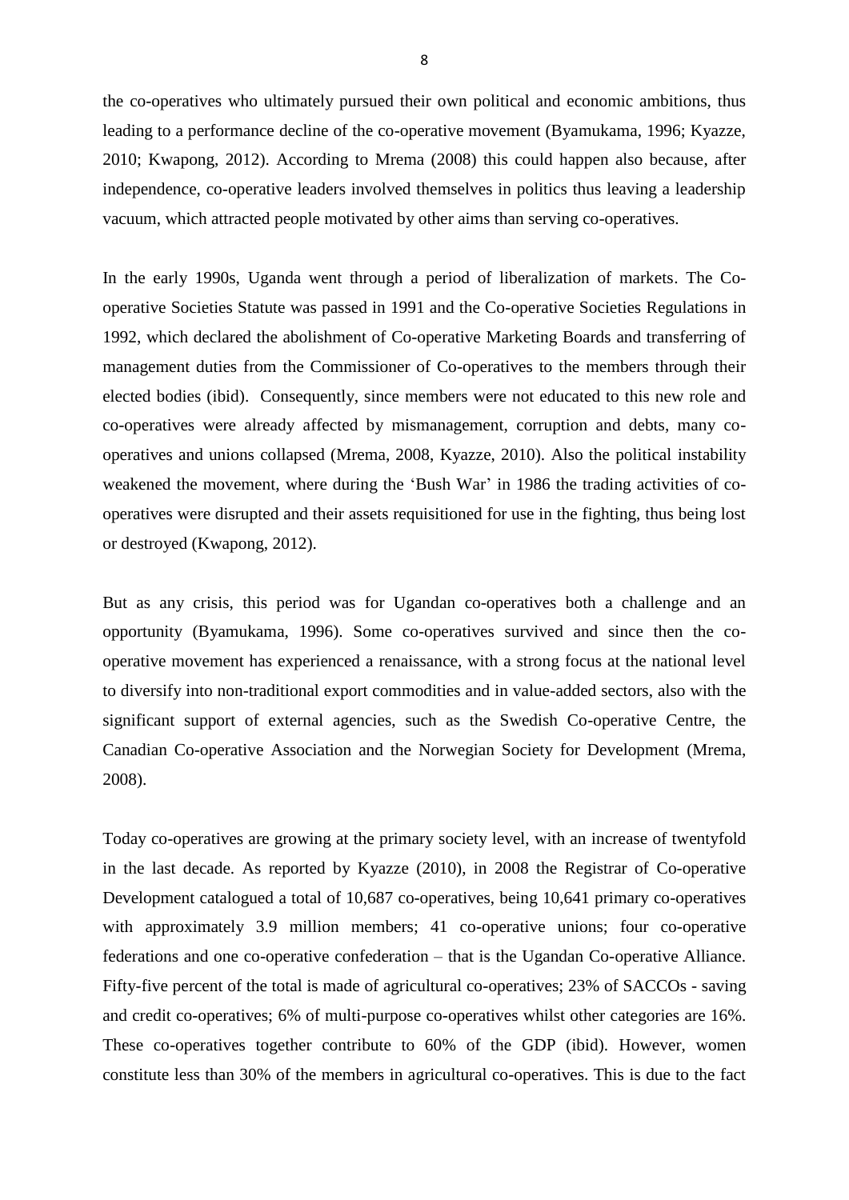the co-operatives who ultimately pursued their own political and economic ambitions, thus leading to a performance decline of the co-operative movement (Byamukama, 1996; Kyazze, 2010; Kwapong, 2012). According to Mrema (2008) this could happen also because, after independence, co-operative leaders involved themselves in politics thus leaving a leadership vacuum, which attracted people motivated by other aims than serving co-operatives.

In the early 1990s, Uganda went through a period of liberalization of markets. The Co-operative Societies Statute was passed in 1991 and the Co-operative Societies Regulations in 1992, which declared the abolishment of Co-operative Marketing Boards and transferring of management duties from the Commissioner of Co-operatives to the members through their elected bodies (ibid). Consequently, since members were not educated to this new role and co-operatives were already affected by mismanagement, corruption and debts, many co-operatives and unions collapsed (Mrema, 2008, Kyazze, 2010). Also the political instability weakened the movement, where during the 'Bush War' in 1986 the trading activities of co-operatives were disrupted and their assets requisitioned for use in the fighting, thus being lost or destroyed (Kwapong, 2012).

But as any crisis, this period was for Ugandan co-operatives both a challenge and an opportunity (Byamukama, 1996). Some co-operatives survived and since then the co-operative movement has experienced a renaissance, with a strong focus at the national level to diversify into non-traditional export commodities and in value-added sectors, also with the significant support of external agencies, such as the Swedish Co-operative Centre, the Canadian Co-operative Association and the Norwegian Society for Development (Mrema, 2008).

Today co-operatives are growing at the primary society level, with an increase of twentyfold in the last decade. As reported by Kyazze (2010), in 2008 the Registrar of Co-operative Development catalogued a total of 10,687 co-operatives, being 10,641 primary co-operatives with approximately 3.9 million members; 41 co-operative unions; four co-operative federations and one co-operative confederation – that is the Ugandan Co-operative Alliance. Fifty-five percent of the total is made of agricultural co-operatives; 23% of SACCOs - saving and credit co-operatives; 6% of multi-purpose co-operatives whilst other categories are 16%. These co-operatives together contribute to 60% of the GDP (ibid). However, women constitute less than 30% of the members in agricultural co-operatives. This is due to the fact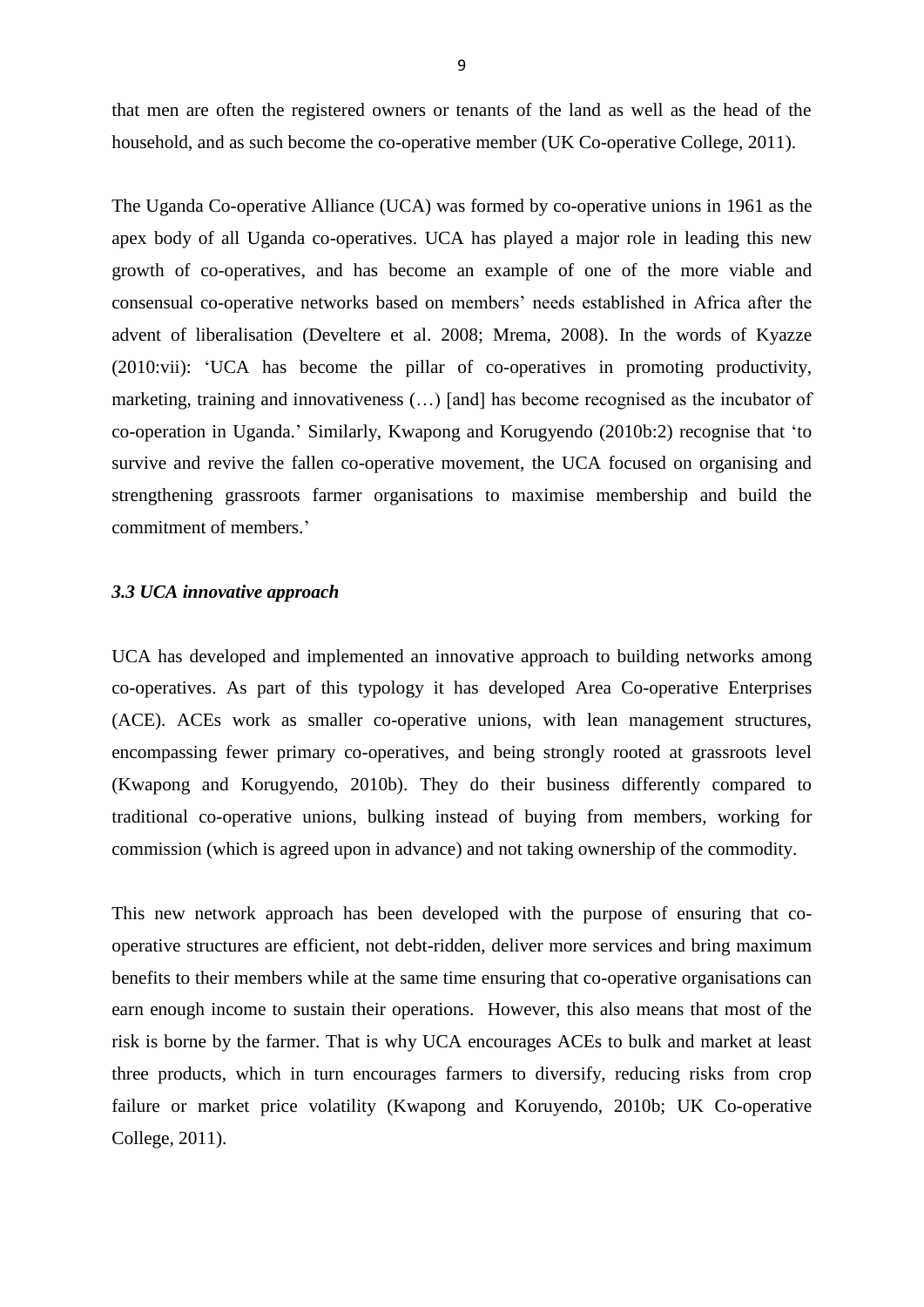that men are often the registered owners or tenants of the land as well as the head of the household, and as such become the co-operative member (UK Co-operative College, 2011).

The Uganda Co-operative Alliance (UCA) was formed by co-operative unions in 1961 as the apex body of all Uganda co-operatives. UCA has played a major role in leading this new growth of co-operatives, and has become an example of one of the more viable and consensual co-operative networks based on members' needs established in Africa after the advent of liberalisation (Develtere et al. 2008; Mrema, 2008). In the words of Kyazze (2010:vii): 'UCA has become the pillar of co-operatives in promoting productivity, marketing, training and innovativeness (…) [and] has become recognised as the incubator of co-operation in Uganda.' Similarly, Kwapong and Korugyendo (2010b:2) recognise that 'to survive and revive the fallen co-operative movement, the UCA focused on organising and strengthening grassroots farmer organisations to maximise membership and build the commitment of members.'

### *3.3 UCA innovative approach*

UCA has developed and implemented an innovative approach to building networks among co-operatives. As part of this typology it has developed Area Co-operative Enterprises (ACE). ACEs work as smaller co-operative unions, with lean management structures, encompassing fewer primary co-operatives, and being strongly rooted at grassroots level (Kwapong and Korugyendo, 2010b). They do their business differently compared to traditional co-operative unions, bulking instead of buying from members, working for commission (which is agreed upon in advance) and not taking ownership of the commodity.

This new network approach has been developed with the purpose of ensuring that co-operative structures are efficient, not debt-ridden, deliver more services and bring maximum benefits to their members while at the same time ensuring that co-operative organisations can earn enough income to sustain their operations. However, this also means that most of the risk is borne by the farmer. That is why UCA encourages ACEs to bulk and market at least three products, which in turn encourages farmers to diversify, reducing risks from crop failure or market price volatility (Kwapong and Koruyendo, 2010b; UK Co-operative College, 2011).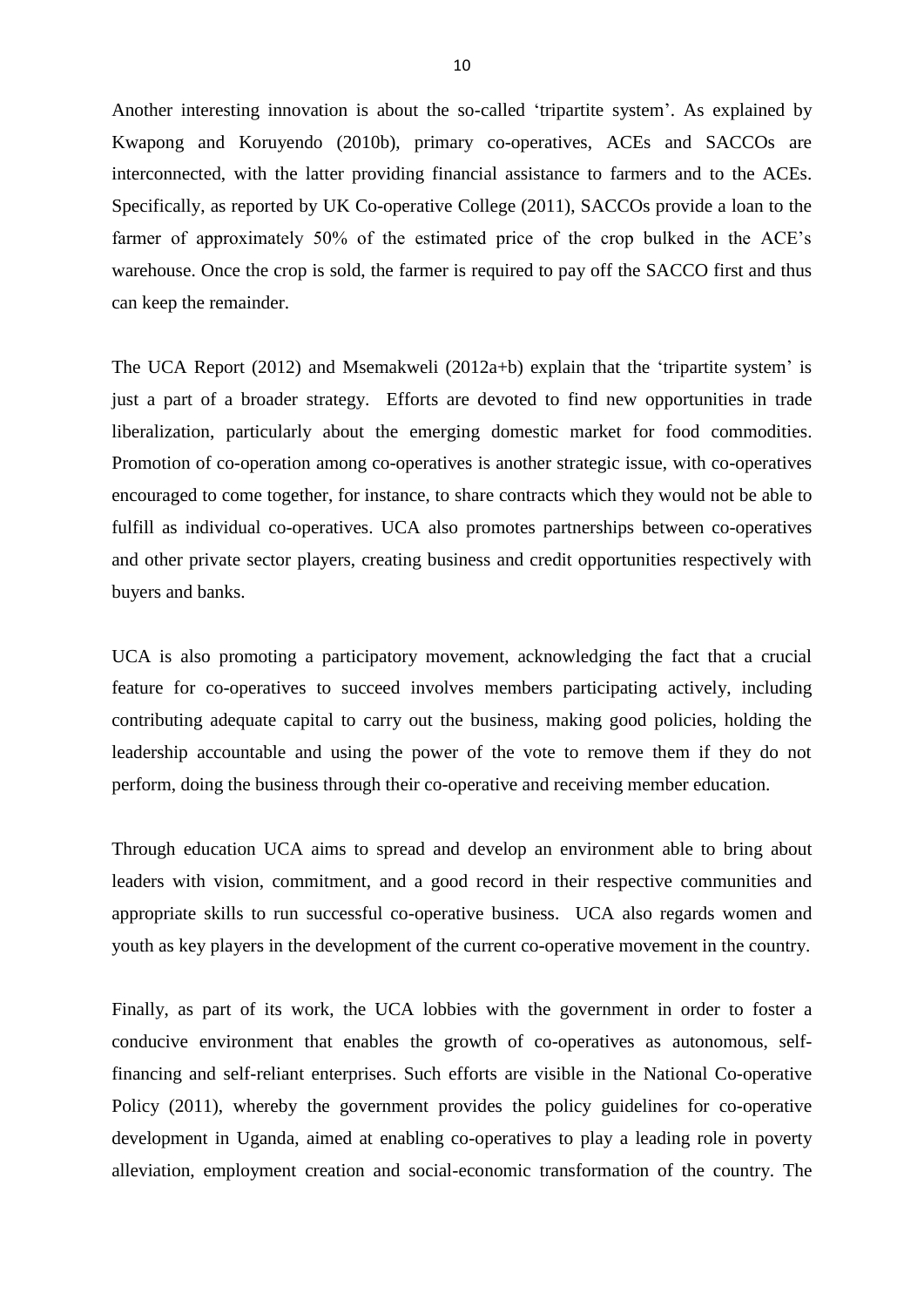Another interesting innovation is about the so-called 'tripartite system'. As explained by Kwapong and Koruyendo (2010b), primary co-operatives, ACEs and SACCOs are interconnected, with the latter providing financial assistance to farmers and to the ACEs. Specifically, as reported by UK Co-operative College (2011), SACCOs provide a loan to the farmer of approximately 50% of the estimated price of the crop bulked in the ACE's warehouse. Once the crop is sold, the farmer is required to pay off the SACCO first and thus can keep the remainder.

The UCA Report (2012) and Msemakweli (2012a+b) explain that the 'tripartite system' is just a part of a broader strategy. Efforts are devoted to find new opportunities in trade liberalization, particularly about the emerging domestic market for food commodities. Promotion of co-operation among co-operatives is another strategic issue, with co-operatives encouraged to come together, for instance, to share contracts which they would not be able to fulfill as individual co-operatives. UCA also promotes partnerships between co-operatives and other private sector players, creating business and credit opportunities respectively with buyers and banks.

UCA is also promoting a participatory movement, acknowledging the fact that a crucial feature for co-operatives to succeed involves members participating actively, including contributing adequate capital to carry out the business, making good policies, holding the leadership accountable and using the power of the vote to remove them if they do not perform, doing the business through their co-operative and receiving member education.

Through education UCA aims to spread and develop an environment able to bring about leaders with vision, commitment, and a good record in their respective communities and appropriate skills to run successful co-operative business. UCA also regards women and youth as key players in the development of the current co-operative movement in the country.

Finally, as part of its work, the UCA lobbies with the government in order to foster a conducive environment that enables the growth of co-operatives as autonomous, self-financing and self-reliant enterprises. Such efforts are visible in the National Co-operative Policy (2011), whereby the government provides the policy guidelines for co-operative development in Uganda, aimed at enabling co-operatives to play a leading role in poverty alleviation, employment creation and social-economic transformation of the country. The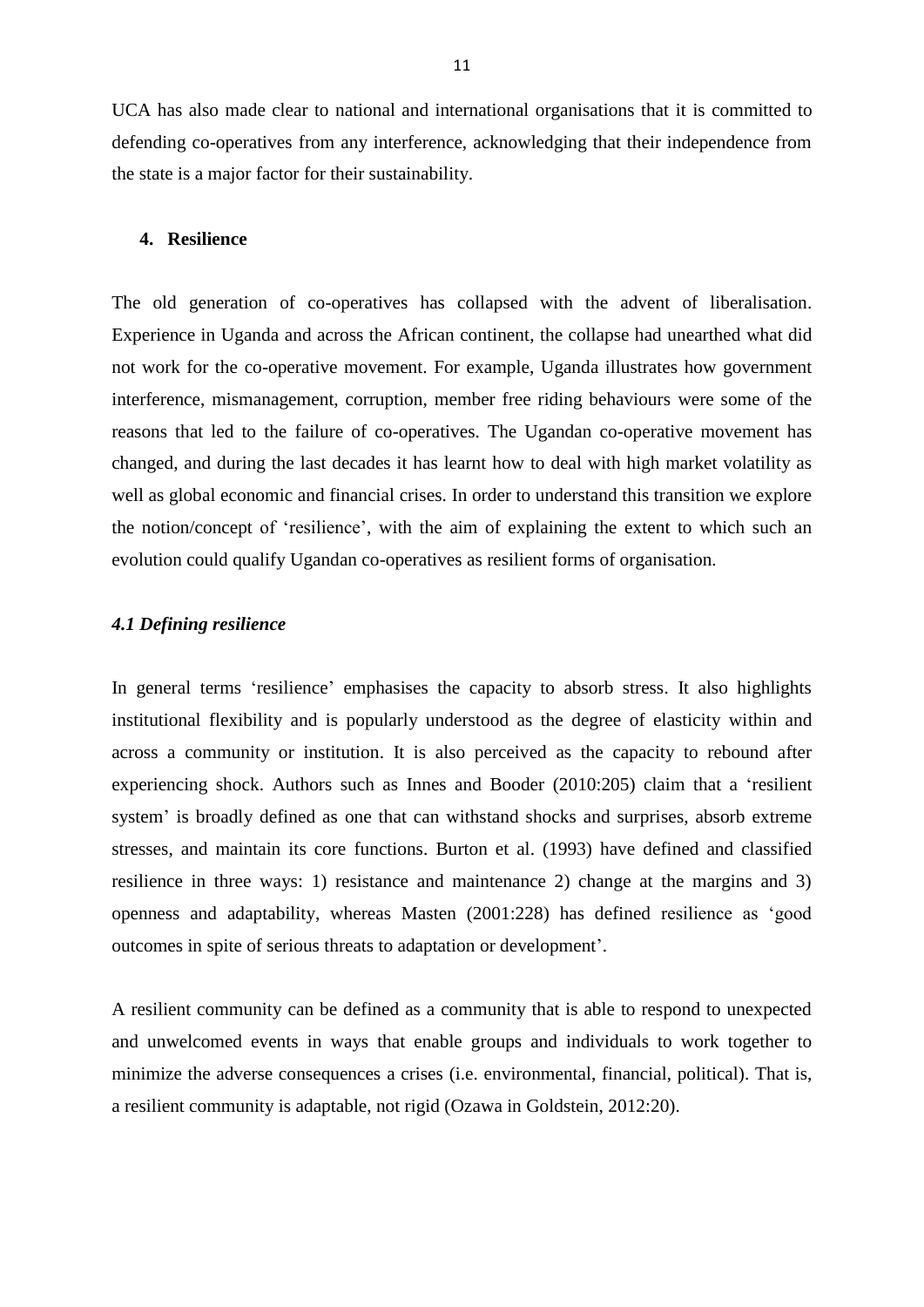UCA has also made clear to national and international organisations that it is committed to defending co-operatives from any interference, acknowledging that their independence from the state is a major factor for their sustainability.

## 4. Resilience

The old generation of co-operatives has collapsed with the advent of liberalisation. Experience in Uganda and across the African continent, the collapse had unearthed what did not work for the co-operative movement. For example, Uganda illustrates how government interference, mismanagement, corruption, member free riding behaviours were some of the reasons that led to the failure of co-operatives. The Ugandan co-operative movement has changed, and during the last decades it has learnt how to deal with high market volatility as well as global economic and financial crises. In order to understand this transition we explore the notion/concept of 'resilience', with the aim of explaining the extent to which such an evolution could qualify Ugandan co-operatives as resilient forms of organisation.

### *4.1 Defining resilience*

In general terms 'resilience' emphasises the capacity to absorb stress. It also highlights institutional flexibility and is popularly understood as the degree of elasticity within and across a community or institution. It is also perceived as the capacity to rebound after experiencing shock. Authors such as Innes and Booder (2010:205) claim that a 'resilient system' is broadly defined as one that can withstand shocks and surprises, absorb extreme stresses, and maintain its core functions. Burton et al. (1993) have defined and classified resilience in three ways: 1) resistance and maintenance 2) change at the margins and 3) openness and adaptability, whereas Masten (2001:228) has defined resilience as 'good outcomes in spite of serious threats to adaptation or development'.

A resilient community can be defined as a community that is able to respond to unexpected and unwelcomed events in ways that enable groups and individuals to work together to minimize the adverse consequences a crises (i.e. environmental, financial, political). That is, a resilient community is adaptable, not rigid (Ozawa in Goldstein, 2012:20).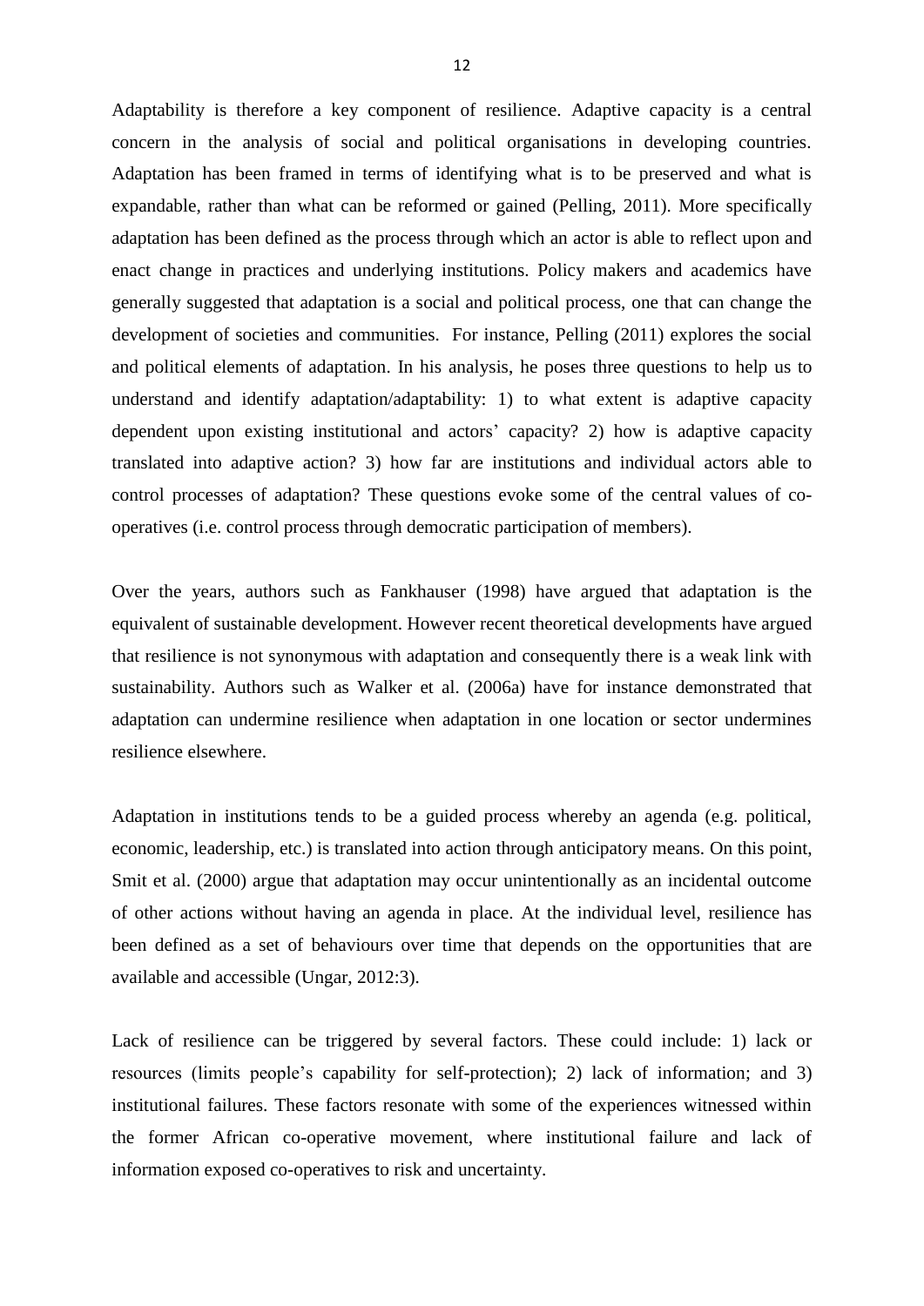Adaptability is therefore a key component of resilience. Adaptive capacity is a central concern in the analysis of social and political organisations in developing countries. Adaptation has been framed in terms of identifying what is to be preserved and what is expandable, rather than what can be reformed or gained (Pelling, 2011). More specifically adaptation has been defined as the process through which an actor is able to reflect upon and enact change in practices and underlying institutions. Policy makers and academics have generally suggested that adaptation is a social and political process, one that can change the development of societies and communities. For instance, Pelling (2011) explores the social and political elements of adaptation. In his analysis, he poses three questions to help us to understand and identify adaptation/adaptability: 1) to what extent is adaptive capacity dependent upon existing institutional and actors' capacity? 2) how is adaptive capacity translated into adaptive action? 3) how far are institutions and individual actors able to control processes of adaptation? These questions evoke some of the central values of co-operatives (i.e. control process through democratic participation of members).

Over the years, authors such as Fankhauser (1998) have argued that adaptation is the equivalent of sustainable development. However recent theoretical developments have argued that resilience is not synonymous with adaptation and consequently there is a weak link with sustainability. Authors such as Walker et al. (2006a) have for instance demonstrated that adaptation can undermine resilience when adaptation in one location or sector undermines resilience elsewhere.

Adaptation in institutions tends to be a guided process whereby an agenda (e.g. political, economic, leadership, etc.) is translated into action through anticipatory means. On this point, Smit et al. (2000) argue that adaptation may occur unintentionally as an incidental outcome of other actions without having an agenda in place. At the individual level, resilience has been defined as a set of behaviours over time that depends on the opportunities that are available and accessible (Ungar, 2012:3).

Lack of resilience can be triggered by several factors. These could include: 1) lack or resources (limits people's capability for self-protection); 2) lack of information; and 3) institutional failures. These factors resonate with some of the experiences witnessed within the former African co-operative movement, where institutional failure and lack of information exposed co-operatives to risk and uncertainty.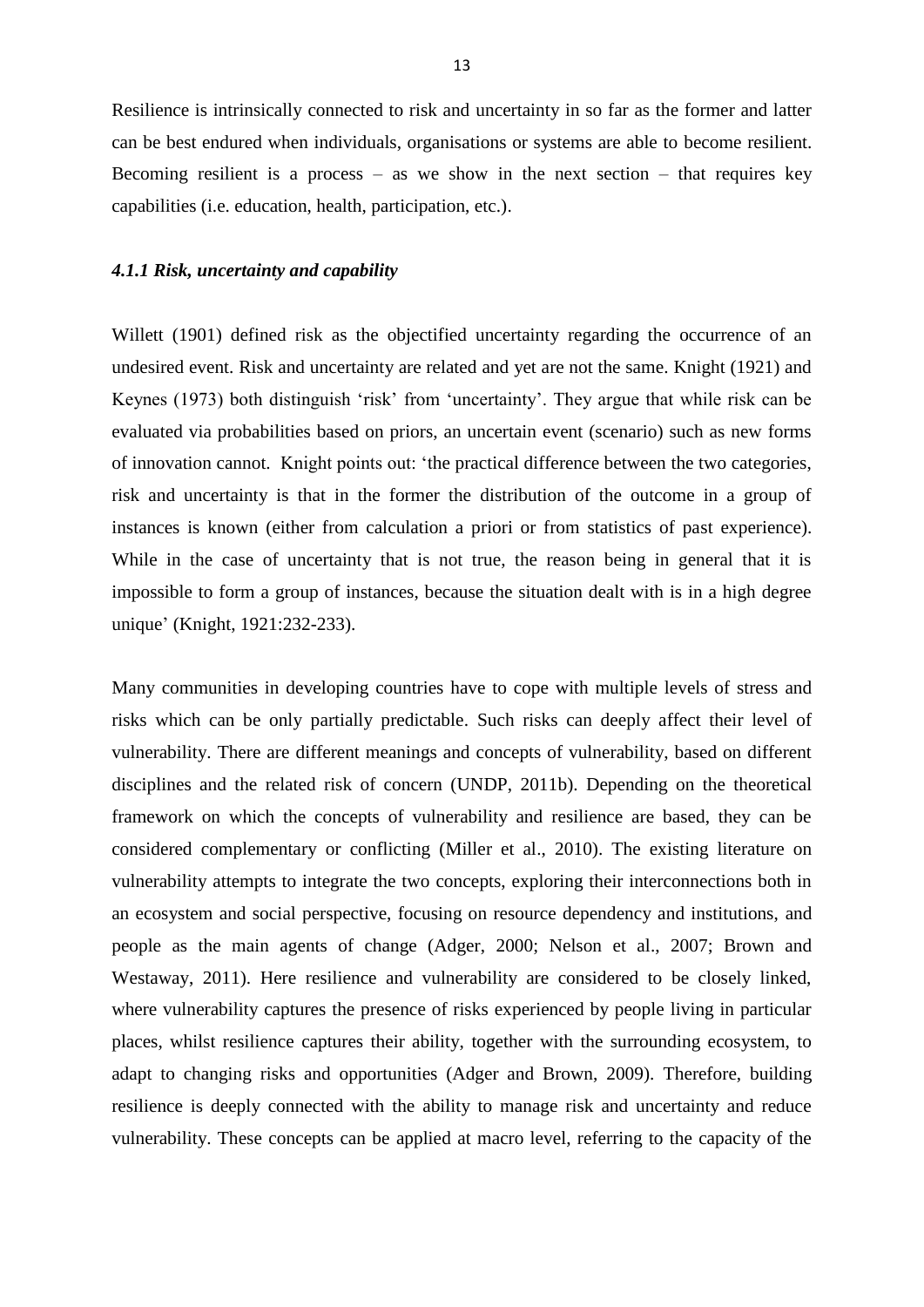Resilience is intrinsically connected to risk and uncertainty in so far as the former and latter can be best endured when individuals, organisations or systems are able to become resilient. Becoming resilient is a process – as we show in the next section – that requires key capabilities (i.e. education, health, participation, etc.).

#### *4.1.1 Risk, uncertainty and capability*

Willett (1901) defined risk as the objectified uncertainty regarding the occurrence of an undesired event. Risk and uncertainty are related and yet are not the same. Knight (1921) and Keynes (1973) both distinguish 'risk' from 'uncertainty'. They argue that while risk can be evaluated via probabilities based on priors, an uncertain event (scenario) such as new forms of innovation cannot. Knight points out: 'the practical difference between the two categories, risk and uncertainty is that in the former the distribution of the outcome in a group of instances is known (either from calculation a priori or from statistics of past experience). While in the case of uncertainty that is not true, the reason being in general that it is impossible to form a group of instances, because the situation dealt with is in a high degree unique' (Knight, 1921:232-233).

Many communities in developing countries have to cope with multiple levels of stress and risks which can be only partially predictable. Such risks can deeply affect their level of vulnerability. There are different meanings and concepts of vulnerability, based on different disciplines and the related risk of concern (UNDP, 2011b). Depending on the theoretical framework on which the concepts of vulnerability and resilience are based, they can be considered complementary or conflicting (Miller et al., 2010). The existing literature on vulnerability attempts to integrate the two concepts, exploring their interconnections both in an ecosystem and social perspective, focusing on resource dependency and institutions, and people as the main agents of change (Adger, 2000; Nelson et al., 2007; Brown and Westaway, 2011). Here resilience and vulnerability are considered to be closely linked, where vulnerability captures the presence of risks experienced by people living in particular places, whilst resilience captures their ability, together with the surrounding ecosystem, to adapt to changing risks and opportunities (Adger and Brown, 2009). Therefore, building resilience is deeply connected with the ability to manage risk and uncertainty and reduce vulnerability. These concepts can be applied at macro level, referring to the capacity of the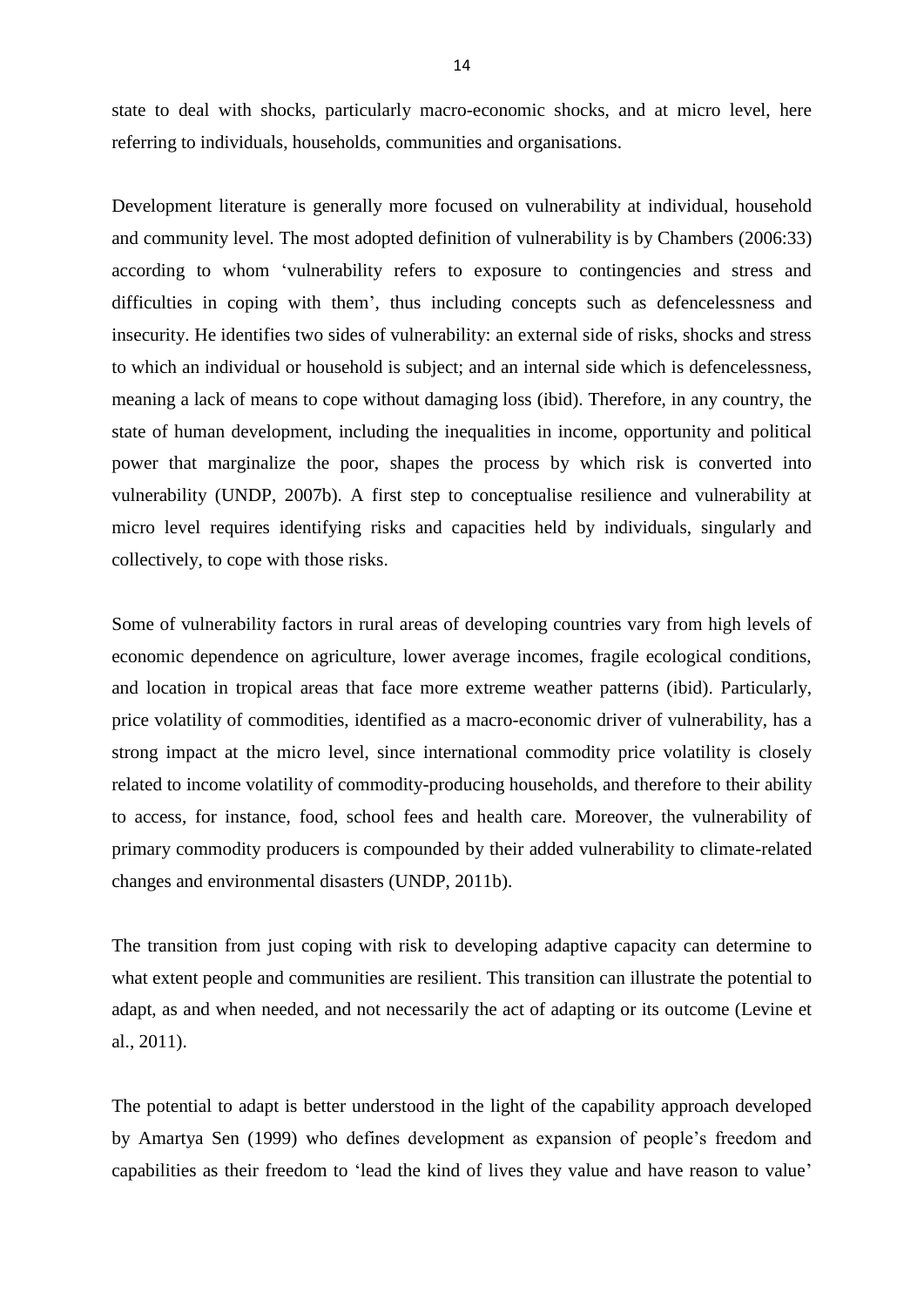state to deal with shocks, particularly macro-economic shocks, and at micro level, here referring to individuals, households, communities and organisations.

Development literature is generally more focused on vulnerability at individual, household and community level. The most adopted definition of vulnerability is by Chambers (2006:33) according to whom 'vulnerability refers to exposure to contingencies and stress and difficulties in coping with them', thus including concepts such as defencelessness and insecurity. He identifies two sides of vulnerability: an external side of risks, shocks and stress to which an individual or household is subject; and an internal side which is defencelessness, meaning a lack of means to cope without damaging loss (ibid). Therefore, in any country, the state of human development, including the inequalities in income, opportunity and political power that marginalize the poor, shapes the process by which risk is converted into vulnerability (UNDP, 2007b). A first step to conceptualise resilience and vulnerability at micro level requires identifying risks and capacities held by individuals, singularly and collectively, to cope with those risks.

Some of vulnerability factors in rural areas of developing countries vary from high levels of economic dependence on agriculture, lower average incomes, fragile ecological conditions, and location in tropical areas that face more extreme weather patterns (ibid). Particularly, price volatility of commodities, identified as a macro-economic driver of vulnerability, has a strong impact at the micro level, since international commodity price volatility is closely related to income volatility of commodity-producing households, and therefore to their ability to access, for instance, food, school fees and health care. Moreover, the vulnerability of primary commodity producers is compounded by their added vulnerability to climate-related changes and environmental disasters (UNDP, 2011b).

The transition from just coping with risk to developing adaptive capacity can determine to what extent people and communities are resilient. This transition can illustrate the potential to adapt, as and when needed, and not necessarily the act of adapting or its outcome (Levine et al., 2011).

The potential to adapt is better understood in the light of the capability approach developed by Amartya Sen (1999) who defines development as expansion of people's freedom and capabilities as their freedom to 'lead the kind of lives they value and have reason to value'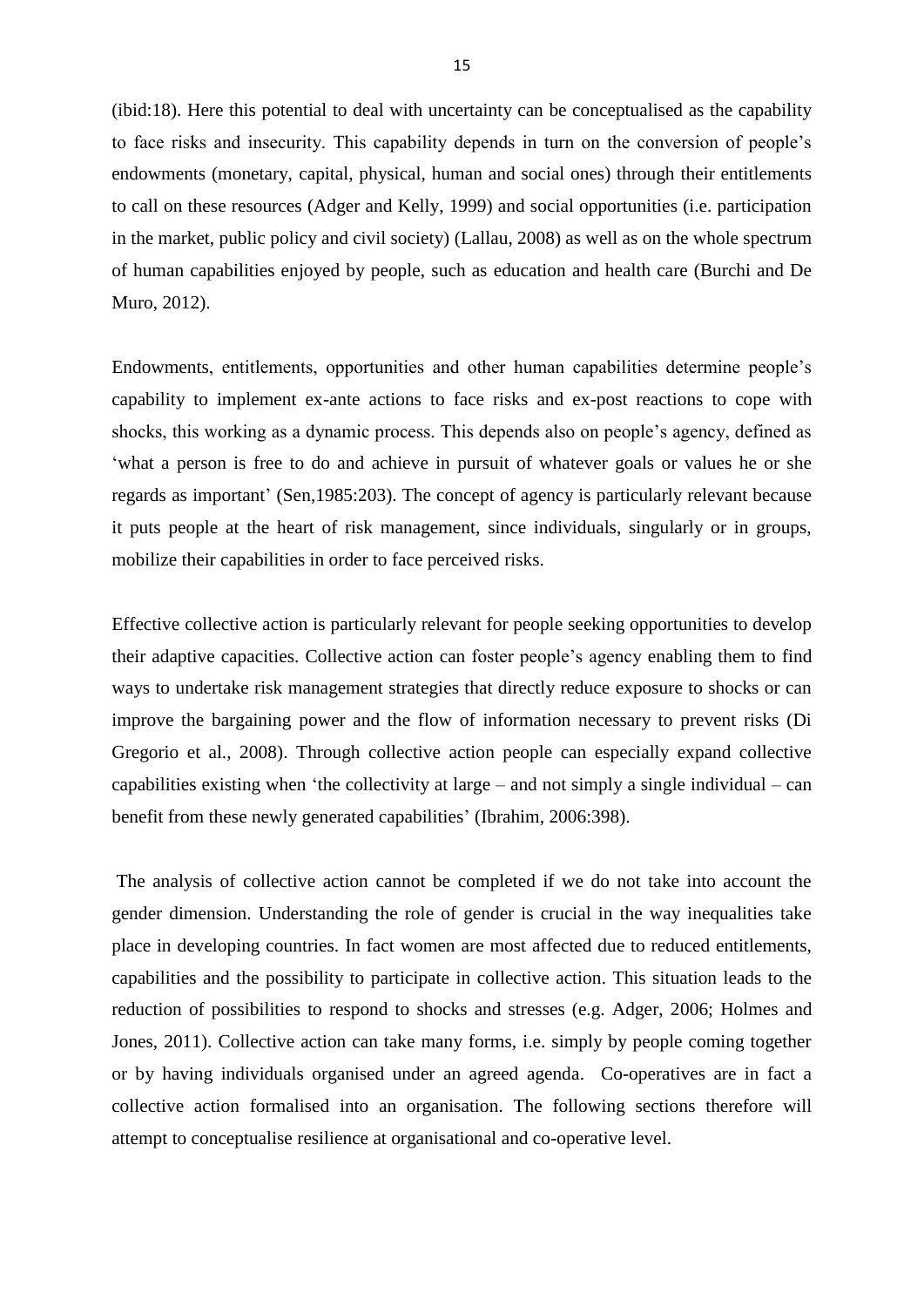(ibid:18). Here this potential to deal with uncertainty can be conceptualised as the capability to face risks and insecurity. This capability depends in turn on the conversion of people's endowments (monetary, capital, physical, human and social ones) through their entitlements to call on these resources (Adger and Kelly, 1999) and social opportunities (i.e. participation in the market, public policy and civil society) (Lallau, 2008) as well as on the whole spectrum of human capabilities enjoyed by people, such as education and health care (Burchi and De Muro, 2012).

Endowments, entitlements, opportunities and other human capabilities determine people's capability to implement ex-ante actions to face risks and ex-post reactions to cope with shocks, this working as a dynamic process. This depends also on people's agency, defined as 'what a person is free to do and achieve in pursuit of whatever goals or values he or she regards as important' (Sen,1985:203). The concept of agency is particularly relevant because it puts people at the heart of risk management, since individuals, singularly or in groups, mobilize their capabilities in order to face perceived risks.

Effective collective action is particularly relevant for people seeking opportunities to develop their adaptive capacities. Collective action can foster people's agency enabling them to find ways to undertake risk management strategies that directly reduce exposure to shocks or can improve the bargaining power and the flow of information necessary to prevent risks (Di Gregorio et al., 2008). Through collective action people can especially expand collective capabilities existing when 'the collectivity at large – and not simply a single individual – can benefit from these newly generated capabilities' (Ibrahim, 2006:398).

The analysis of collective action cannot be completed if we do not take into account the gender dimension. Understanding the role of gender is crucial in the way inequalities take place in developing countries. In fact women are most affected due to reduced entitlements, capabilities and the possibility to participate in collective action. This situation leads to the reduction of possibilities to respond to shocks and stresses (e.g. Adger, 2006; Holmes and Jones, 2011). Collective action can take many forms, i.e. simply by people coming together or by having individuals organised under an agreed agenda. Co-operatives are in fact a collective action formalised into an organisation. The following sections therefore will attempt to conceptualise resilience at organisational and co-operative level.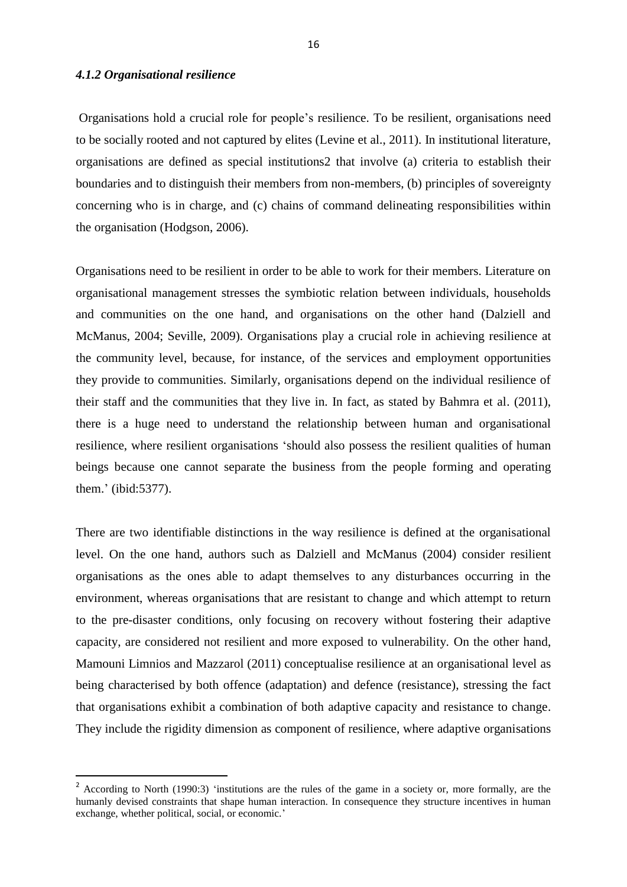#### *4.1.2 Organisational resilience*

Organisations hold a crucial role for people's resilience. To be resilient, organisations need to be socially rooted and not captured by elites (Levine et al., 2011). In institutional literature, organisations are defined as special institutions[2] that involve (a) criteria to establish their boundaries and to distinguish their members from non-members, (b) principles of sovereignty concerning who is in charge, and (c) chains of command delineating responsibilities within the organisation (Hodgson, 2006).

Organisations need to be resilient in order to be able to work for their members. Literature on organisational management stresses the symbiotic relation between individuals, households and communities on the one hand, and organisations on the other hand (Dalziell and McManus, 2004; Seville, 2009). Organisations play a crucial role in achieving resilience at the community level, because, for instance, of the services and employment opportunities they provide to communities. Similarly, organisations depend on the individual resilience of their staff and the communities that they live in. In fact, as stated by Bahmra et al. (2011), there is a huge need to understand the relationship between human and organisational resilience, where resilient organisations 'should also possess the resilient qualities of human beings because one cannot separate the business from the people forming and operating them.' (ibid:5377).

There are two identifiable distinctions in the way resilience is defined at the organisational level. On the one hand, authors such as Dalziell and McManus (2004) consider resilient organisations as the ones able to adapt themselves to any disturbances occurring in the environment, whereas organisations that are resistant to change and which attempt to return to the pre-disaster conditions, only focusing on recovery without fostering their adaptive capacity, are considered not resilient and more exposed to vulnerability. On the other hand, Mamouni Limnios and Mazzarol (2011) conceptualise resilience at an organisational level as being characterised by both offence (adaptation) and defence (resistance), stressing the fact that organisations exhibit a combination of both adaptive capacity and resistance to change. They include the rigidity dimension as component of resilience, where adaptive organisations

---

[2] According to North (1990:3) 'institutions are the rules of the game in a society or, more formally, are the humanly devised constraints that shape human interaction. In consequence they structure incentives in human exchange, whether political, social, or economic.'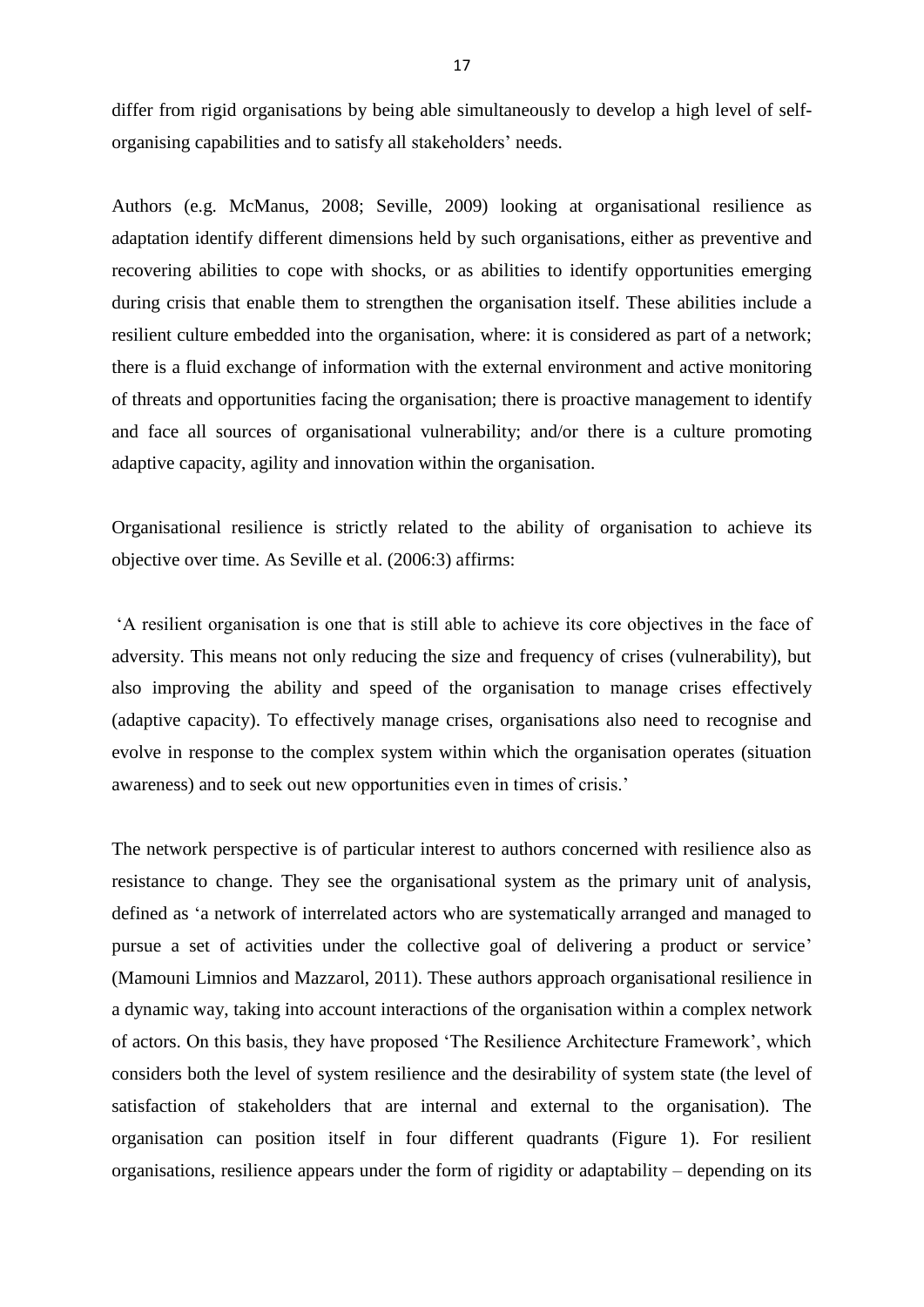differ from rigid organisations by being able simultaneously to develop a high level of self-organising capabilities and to satisfy all stakeholders' needs.

Authors (e.g. McManus, 2008; Seville, 2009) looking at organisational resilience as adaptation identify different dimensions held by such organisations, either as preventive and recovering abilities to cope with shocks, or as abilities to identify opportunities emerging during crisis that enable them to strengthen the organisation itself. These abilities include a resilient culture embedded into the organisation, where: it is considered as part of a network; there is a fluid exchange of information with the external environment and active monitoring of threats and opportunities facing the organisation; there is proactive management to identify and face all sources of organisational vulnerability; and/or there is a culture promoting adaptive capacity, agility and innovation within the organisation.

Organisational resilience is strictly related to the ability of organisation to achieve its objective over time. As Seville et al. (2006:3) affirms:

'A resilient organisation is one that is still able to achieve its core objectives in the face of adversity. This means not only reducing the size and frequency of crises (vulnerability), but also improving the ability and speed of the organisation to manage crises effectively (adaptive capacity). To effectively manage crises, organisations also need to recognise and evolve in response to the complex system within which the organisation operates (situation awareness) and to seek out new opportunities even in times of crisis.'

The network perspective is of particular interest to authors concerned with resilience also as resistance to change. They see the organisational system as the primary unit of analysis, defined as 'a network of interrelated actors who are systematically arranged and managed to pursue a set of activities under the collective goal of delivering a product or service' (Mamouni Limnios and Mazzarol, 2011). These authors approach organisational resilience in a dynamic way, taking into account interactions of the organisation within a complex network of actors. On this basis, they have proposed 'The Resilience Architecture Framework', which considers both the level of system resilience and the desirability of system state (the level of satisfaction of stakeholders that are internal and external to the organisation). The organisation can position itself in four different quadrants (Figure 1). For resilient organisations, resilience appears under the form of rigidity or adaptability – depending on its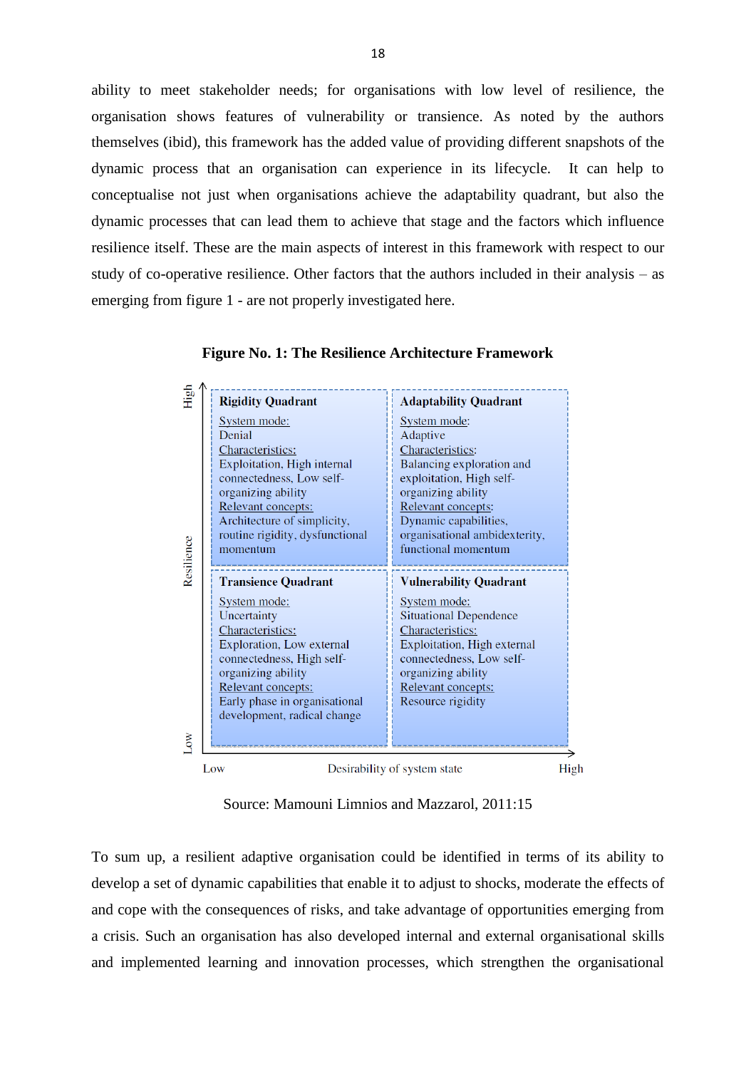ability to meet stakeholder needs; for organisations with low level of resilience, the organisation shows features of vulnerability or transience. As noted by the authors themselves (ibid), this framework has the added value of providing different snapshots of the dynamic process that an organisation can experience in its lifecycle. It can help to conceptualise not just when organisations achieve the adaptability quadrant, but also the dynamic processes that can lead them to achieve that stage and the factors which influence resilience itself. These are the main aspects of interest in this framework with respect to our study of co-operative resilience. Other factors that the authors included in their analysis – as emerging from figure 1 - are not properly investigated here.

**Figure No. 1: The Resilience Architecture Framework**

| Resilience | Desirability of system state: Low | Desirability of system state: High |
|---|---|---|
| High | **Rigidity Quadrant**<br>System mode:<br>Denial<br>Characteristics:<br>Exploitation, High internal connectedness, Low self-organizing ability<br>Relevant concepts:<br>Architecture of simplicity, routine rigidity, dysfunctional momentum | **Adaptability Quadrant**<br>System mode:<br>Adaptive<br>Characteristics:<br>Balancing exploration and exploitation, High self-organizing ability<br>Relevant concepts:<br>Dynamic capabilities, organisational ambidexterity, functional momentum |
| Low | **Transience Quadrant**<br>System mode:<br>Uncertainty<br>Characteristics:<br>Exploration, Low external connectedness, High self-organizing ability<br>Relevant concepts:<br>Early phase in organisational development, radical change | **Vulnerability Quadrant**<br>System mode:<br>Situational Dependence<br>Characteristics:<br>Exploitation, High external connectedness, Low self-organizing ability<br>Relevant concepts:<br>Resource rigidity |

Source: Mamouni Limnios and Mazzarol, 2011:15

To sum up, a resilient adaptive organisation could be identified in terms of its ability to develop a set of dynamic capabilities that enable it to adjust to shocks, moderate the effects of and cope with the consequences of risks, and take advantage of opportunities emerging from a crisis. Such an organisation has also developed internal and external organisational skills and implemented learning and innovation processes, which strengthen the organisational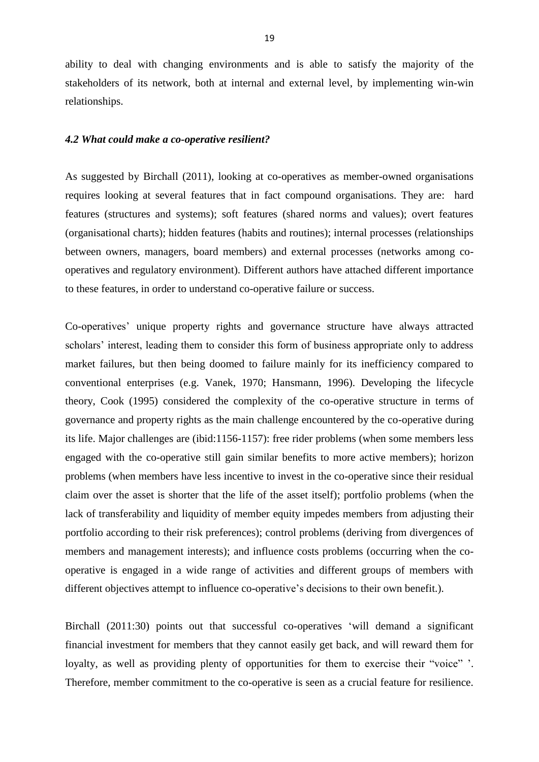ability to deal with changing environments and is able to satisfy the majority of the stakeholders of its network, both at internal and external level, by implementing win-win relationships.

### *4.2 What could make a co-operative resilient?*

As suggested by Birchall (2011), looking at co-operatives as member-owned organisations requires looking at several features that in fact compound organisations. They are: hard features (structures and systems); soft features (shared norms and values); overt features (organisational charts); hidden features (habits and routines); internal processes (relationships between owners, managers, board members) and external processes (networks among co-operatives and regulatory environment). Different authors have attached different importance to these features, in order to understand co-operative failure or success.

Co-operatives' unique property rights and governance structure have always attracted scholars' interest, leading them to consider this form of business appropriate only to address market failures, but then being doomed to failure mainly for its inefficiency compared to conventional enterprises (e.g. Vanek, 1970; Hansmann, 1996). Developing the lifecycle theory, Cook (1995) considered the complexity of the co-operative structure in terms of governance and property rights as the main challenge encountered by the co-operative during its life. Major challenges are (ibid:1156-1157): free rider problems (when some members less engaged with the co-operative still gain similar benefits to more active members); horizon problems (when members have less incentive to invest in the co-operative since their residual claim over the asset is shorter that the life of the asset itself); portfolio problems (when the lack of transferability and liquidity of member equity impedes members from adjusting their portfolio according to their risk preferences); control problems (deriving from divergences of members and management interests); and influence costs problems (occurring when the co-operative is engaged in a wide range of activities and different groups of members with different objectives attempt to influence co-operative's decisions to their own benefit.).

Birchall (2011:30) points out that successful co-operatives 'will demand a significant financial investment for members that they cannot easily get back, and will reward them for loyalty, as well as providing plenty of opportunities for them to exercise their "voice" '. Therefore, member commitment to the co-operative is seen as a crucial feature for resilience.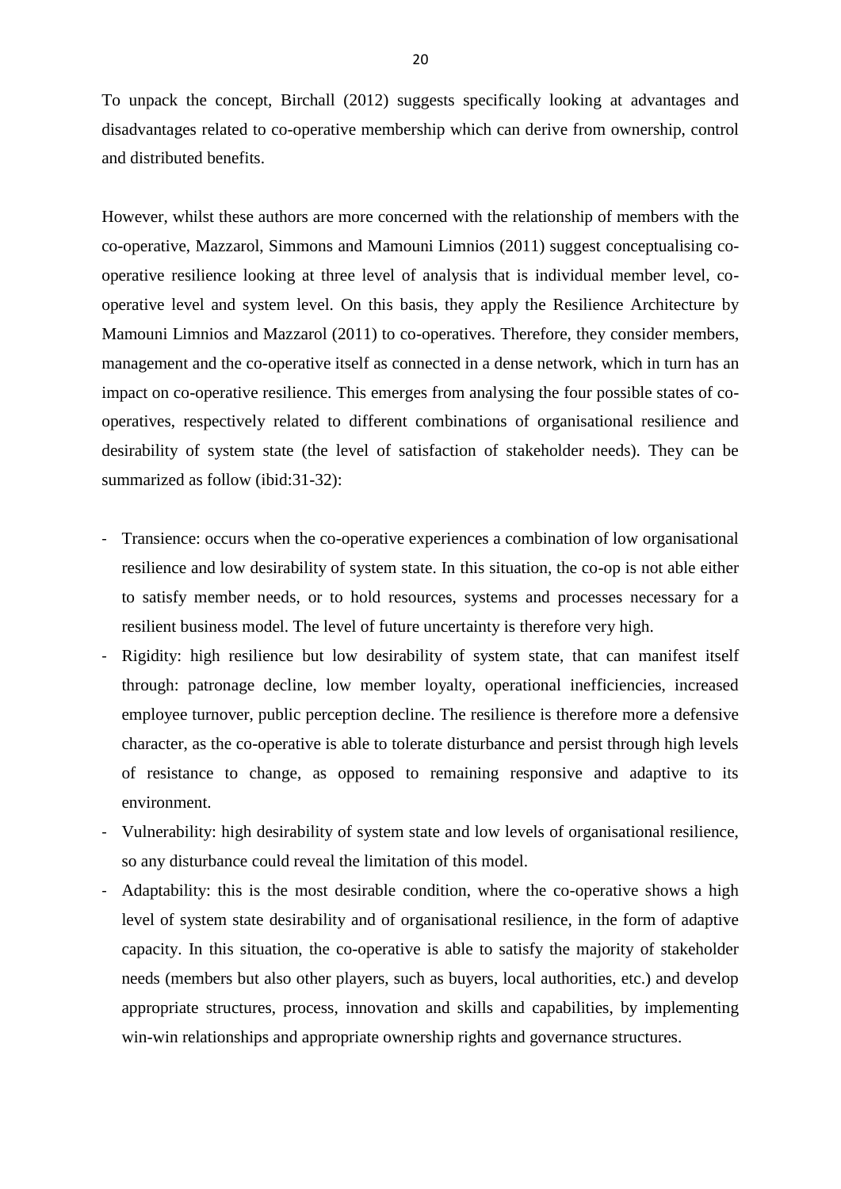To unpack the concept, Birchall (2012) suggests specifically looking at advantages and disadvantages related to co-operative membership which can derive from ownership, control and distributed benefits.

However, whilst these authors are more concerned with the relationship of members with the co-operative, Mazzarol, Simmons and Mamouni Limnios (2011) suggest conceptualising co-operative resilience looking at three level of analysis that is individual member level, co-operative level and system level. On this basis, they apply the Resilience Architecture by Mamouni Limnios and Mazzarol (2011) to co-operatives. Therefore, they consider members, management and the co-operative itself as connected in a dense network, which in turn has an impact on co-operative resilience. This emerges from analysing the four possible states of co-operatives, respectively related to different combinations of organisational resilience and desirability of system state (the level of satisfaction of stakeholder needs). They can be summarized as follow (ibid:31-32):

- Transience: occurs when the co-operative experiences a combination of low organisational resilience and low desirability of system state. In this situation, the co-op is not able either to satisfy member needs, or to hold resources, systems and processes necessary for a resilient business model. The level of future uncertainty is therefore very high.
- Rigidity: high resilience but low desirability of system state, that can manifest itself through: patronage decline, low member loyalty, operational inefficiencies, increased employee turnover, public perception decline. The resilience is therefore more a defensive character, as the co-operative is able to tolerate disturbance and persist through high levels of resistance to change, as opposed to remaining responsive and adaptive to its environment.
- Vulnerability: high desirability of system state and low levels of organisational resilience, so any disturbance could reveal the limitation of this model.
- Adaptability: this is the most desirable condition, where the co-operative shows a high level of system state desirability and of organisational resilience, in the form of adaptive capacity. In this situation, the co-operative is able to satisfy the majority of stakeholder needs (members but also other players, such as buyers, local authorities, etc.) and develop appropriate structures, process, innovation and skills and capabilities, by implementing win-win relationships and appropriate ownership rights and governance structures.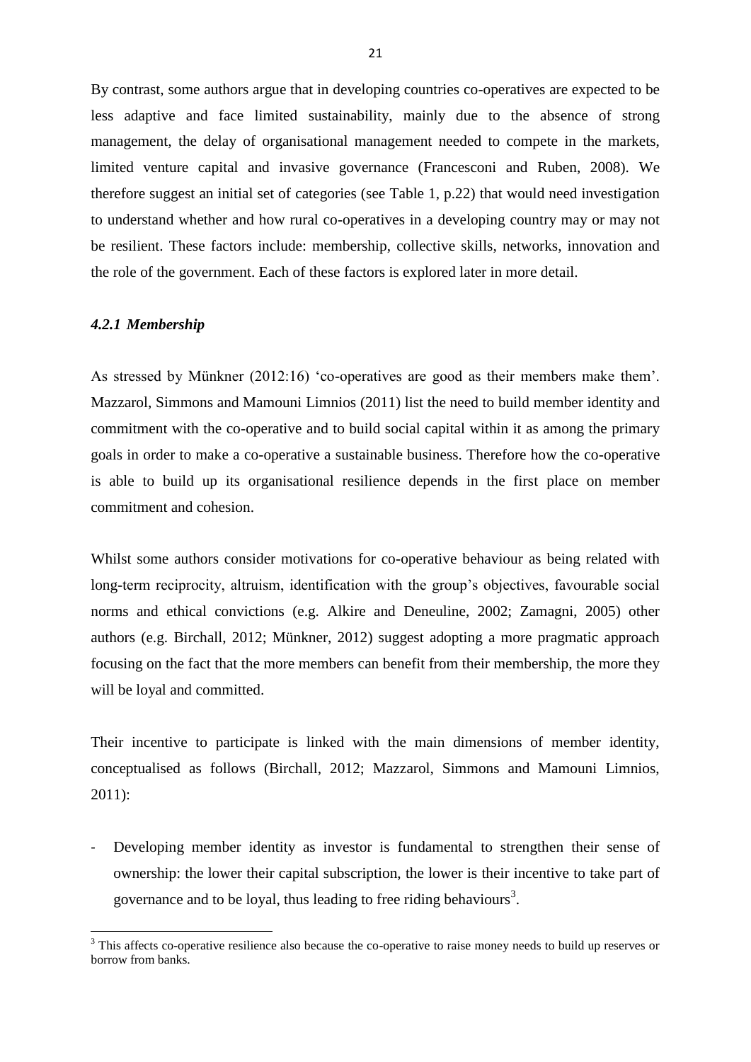By contrast, some authors argue that in developing countries co-operatives are expected to be less adaptive and face limited sustainability, mainly due to the absence of strong management, the delay of organisational management needed to compete in the markets, limited venture capital and invasive governance (Francesconi and Ruben, 2008). We therefore suggest an initial set of categories (see Table 1, p.22) that would need investigation to understand whether and how rural co-operatives in a developing country may or may not be resilient. These factors include: membership, collective skills, networks, innovation and the role of the government. Each of these factors is explored later in more detail.

#### *4.2.1 Membership*

As stressed by Münkner (2012:16) 'co-operatives are good as their members make them'. Mazzarol, Simmons and Mamouni Limnios (2011) list the need to build member identity and commitment with the co-operative and to build social capital within it as among the primary goals in order to make a co-operative a sustainable business. Therefore how the co-operative is able to build up its organisational resilience depends in the first place on member commitment and cohesion.

Whilst some authors consider motivations for co-operative behaviour as being related with long-term reciprocity, altruism, identification with the group's objectives, favourable social norms and ethical convictions (e.g. Alkire and Deneuline, 2002; Zamagni, 2005) other authors (e.g. Birchall, 2012; Münkner, 2012) suggest adopting a more pragmatic approach focusing on the fact that the more members can benefit from their membership, the more they will be loyal and committed.

Their incentive to participate is linked with the main dimensions of member identity, conceptualised as follows (Birchall, 2012; Mazzarol, Simmons and Mamouni Limnios, 2011):

- Developing member identity as investor is fundamental to strengthen their sense of ownership: the lower their capital subscription, the lower is their incentive to take part of governance and to be loyal, thus leading to free riding behaviours[3].

[3] This affects co-operative resilience also because the co-operative to raise money needs to build up reserves or borrow from banks.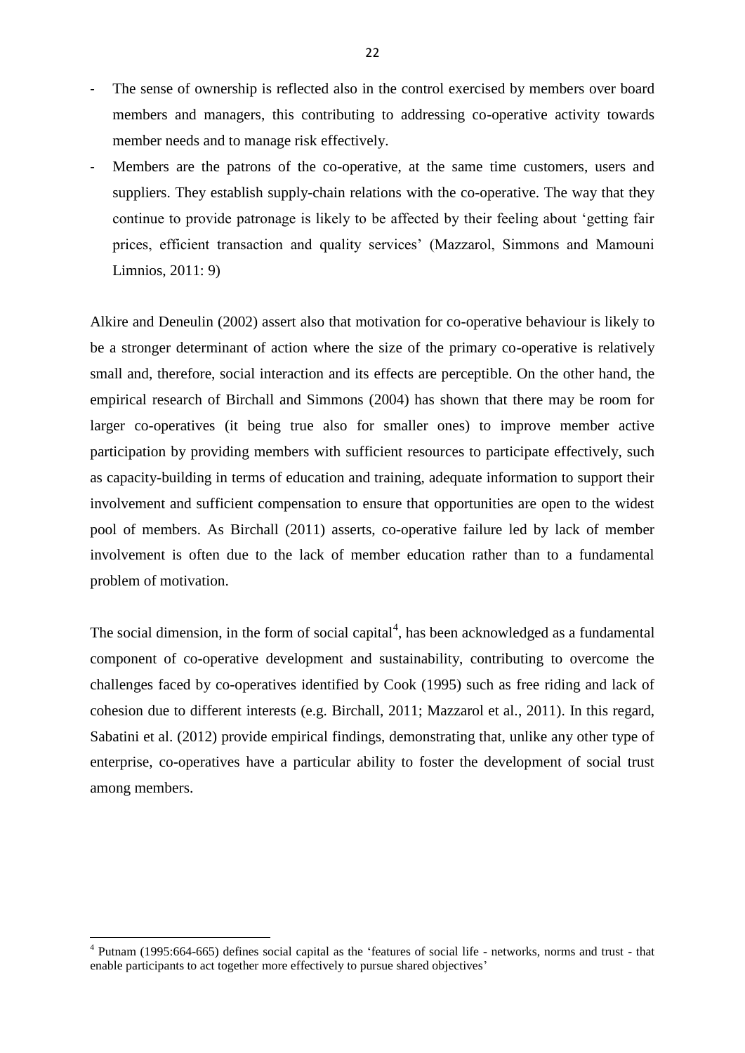- The sense of ownership is reflected also in the control exercised by members over board members and managers, this contributing to addressing co-operative activity towards member needs and to manage risk effectively.
- Members are the patrons of the co-operative, at the same time customers, users and suppliers. They establish supply-chain relations with the co-operative. The way that they continue to provide patronage is likely to be affected by their feeling about 'getting fair prices, efficient transaction and quality services' (Mazzarol, Simmons and Mamouni Limnios, 2011: 9)

Alkire and Deneulin (2002) assert also that motivation for co-operative behaviour is likely to be a stronger determinant of action where the size of the primary co-operative is relatively small and, therefore, social interaction and its effects are perceptible. On the other hand, the empirical research of Birchall and Simmons (2004) has shown that there may be room for larger co-operatives (it being true also for smaller ones) to improve member active participation by providing members with sufficient resources to participate effectively, such as capacity-building in terms of education and training, adequate information to support their involvement and sufficient compensation to ensure that opportunities are open to the widest pool of members. As Birchall (2011) asserts, co-operative failure led by lack of member involvement is often due to the lack of member education rather than to a fundamental problem of motivation.

The social dimension, in the form of social capital[4], has been acknowledged as a fundamental component of co-operative development and sustainability, contributing to overcome the challenges faced by co-operatives identified by Cook (1995) such as free riding and lack of cohesion due to different interests (e.g. Birchall, 2011; Mazzarol et al., 2011). In this regard, Sabatini et al. (2012) provide empirical findings, demonstrating that, unlike any other type of enterprise, co-operatives have a particular ability to foster the development of social trust among members.

[4] Putnam (1995:664-665) defines social capital as the 'features of social life - networks, norms and trust - that enable participants to act together more effectively to pursue shared objectives'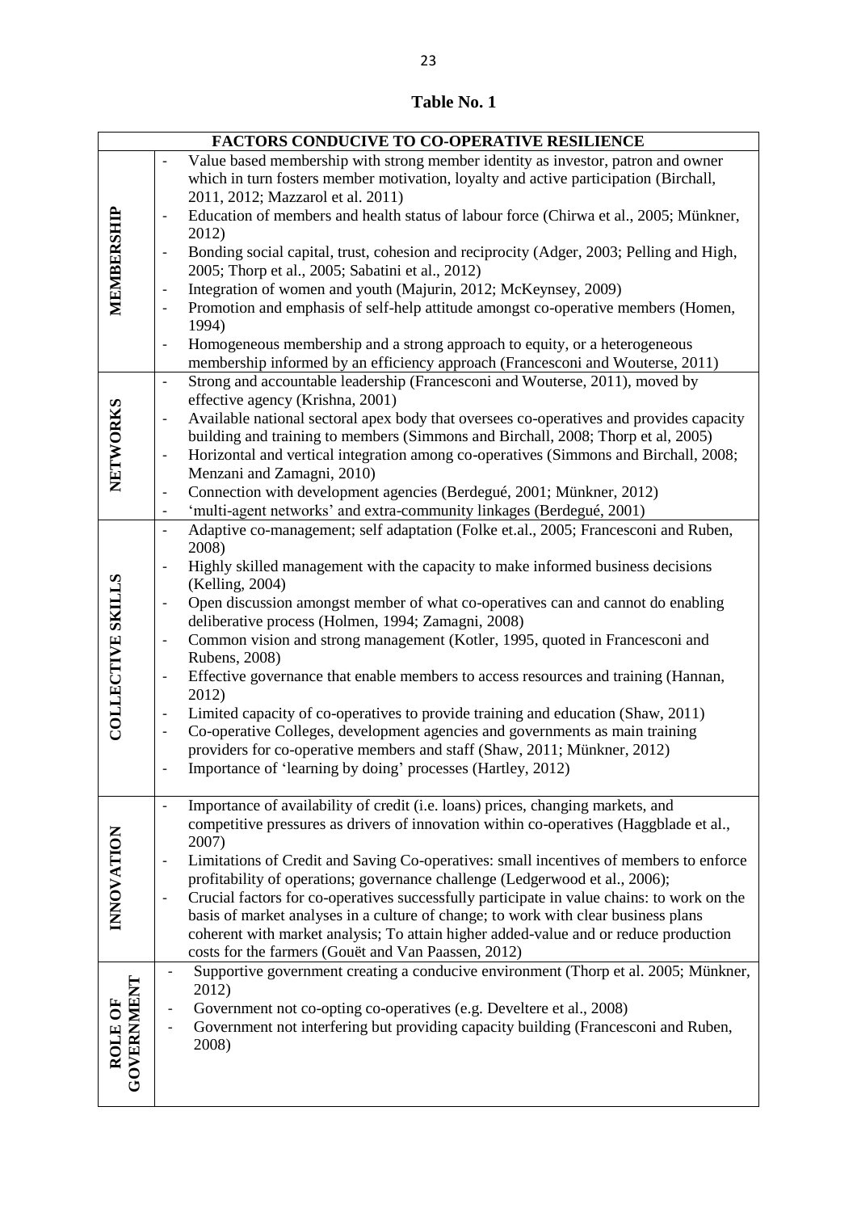**Table No. 1**

| FACTORS CONDUCIVE TO CO-OPERATIVE RESILIENCE | |
|---|---|
| **MEMBERSHIP** | - Value based membership with strong member identity as investor, patron and owner which in turn fosters member motivation, loyalty and active participation (Birchall, 2011, 2012; Mazzarol et al. 2011)<br>- Education of members and health status of labour force (Chirwa et al., 2005; Münkner, 2012)<br>- Bonding social capital, trust, cohesion and reciprocity (Adger, 2003; Pelling and High, 2005; Thorp et al., 2005; Sabatini et al., 2012)<br>- Integration of women and youth (Majurin, 2012; McKeynsey, 2009)<br>- Promotion and emphasis of self-help attitude amongst co-operative members (Homen, 1994)<br>- Homogeneous membership and a strong approach to equity, or a heterogeneous membership informed by an efficiency approach (Francesconi and Wouterse, 2011) |
| **NETWORKS** | - Strong and accountable leadership (Francesconi and Wouterse, 2011), moved by effective agency (Krishna, 2001)<br>- Available national sectoral apex body that oversees co-operatives and provides capacity building and training to members (Simmons and Birchall, 2008; Thorp et al, 2005)<br>- Horizontal and vertical integration among co-operatives (Simmons and Birchall, 2008; Menzani and Zamagni, 2010)<br>- Connection with development agencies (Berdegué, 2001; Münkner, 2012)<br>- 'multi-agent networks' and extra-community linkages (Berdegué, 2001) |
| **COLLECTIVE SKILLS** | - Adaptive co-management; self adaptation (Folke et.al., 2005; Francesconi and Ruben, 2008)<br>- Highly skilled management with the capacity to make informed business decisions (Kelling, 2004)<br>- Open discussion amongst member of what co-operatives can and cannot do enabling deliberative process (Holmen, 1994; Zamagni, 2008)<br>- Common vision and strong management (Kotler, 1995, quoted in Francesconi and Rubens, 2008)<br>- Effective governance that enable members to access resources and training (Hannan, 2012)<br>- Limited capacity of co-operatives to provide training and education (Shaw, 2011)<br>- Co-operative Colleges, development agencies and governments as main training providers for co-operative members and staff (Shaw, 2011; Münkner, 2012)<br>- Importance of 'learning by doing' processes (Hartley, 2012) |
| **INNOVATION** | - Importance of availability of credit (i.e. loans) prices, changing markets, and competitive pressures as drivers of innovation within co-operatives (Haggblade et al., 2007)<br>- Limitations of Credit and Saving Co-operatives: small incentives of members to enforce profitability of operations; governance challenge (Ledgerwood et al., 2006);<br>- Crucial factors for co-operatives successfully participate in value chains: to work on the basis of market analyses in a culture of change; to work with clear business plans coherent with market analysis; To attain higher added-value and or reduce production costs for the farmers (Gouët and Van Paassen, 2012) |
| **ROLE OF GOVERNMENT** | - Supportive government creating a conducive environment (Thorp et al. 2005; Münkner, 2012)<br>- Government not co-opting co-operatives (e.g. Develtere et al., 2008)<br>- Government not interfering but providing capacity building (Francesconi and Ruben, 2008) |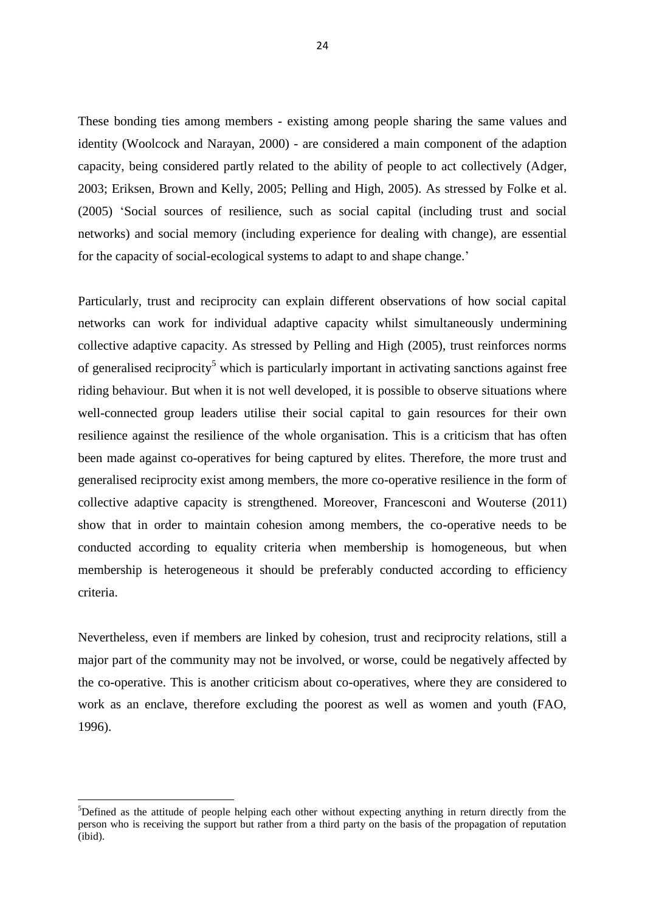These bonding ties among members - existing among people sharing the same values and identity (Woolcock and Narayan, 2000) - are considered a main component of the adaption capacity, being considered partly related to the ability of people to act collectively (Adger, 2003; Eriksen, Brown and Kelly, 2005; Pelling and High, 2005). As stressed by Folke et al. (2005) 'Social sources of resilience, such as social capital (including trust and social networks) and social memory (including experience for dealing with change), are essential for the capacity of social-ecological systems to adapt to and shape change.'

Particularly, trust and reciprocity can explain different observations of how social capital networks can work for individual adaptive capacity whilst simultaneously undermining collective adaptive capacity. As stressed by Pelling and High (2005), trust reinforces norms of generalised reciprocity[5] which is particularly important in activating sanctions against free riding behaviour. But when it is not well developed, it is possible to observe situations where well-connected group leaders utilise their social capital to gain resources for their own resilience against the resilience of the whole organisation. This is a criticism that has often been made against co-operatives for being captured by elites. Therefore, the more trust and generalised reciprocity exist among members, the more co-operative resilience in the form of collective adaptive capacity is strengthened. Moreover, Francesconi and Wouterse (2011) show that in order to maintain cohesion among members, the co-operative needs to be conducted according to equality criteria when membership is homogeneous, but when membership is heterogeneous it should be preferably conducted according to efficiency criteria.

Nevertheless, even if members are linked by cohesion, trust and reciprocity relations, still a major part of the community may not be involved, or worse, could be negatively affected by the co-operative. This is another criticism about co-operatives, where they are considered to work as an enclave, therefore excluding the poorest as well as women and youth (FAO, 1996).

[5] Defined as the attitude of people helping each other without expecting anything in return directly from the person who is receiving the support but rather from a third party on the basis of the propagation of reputation (ibid).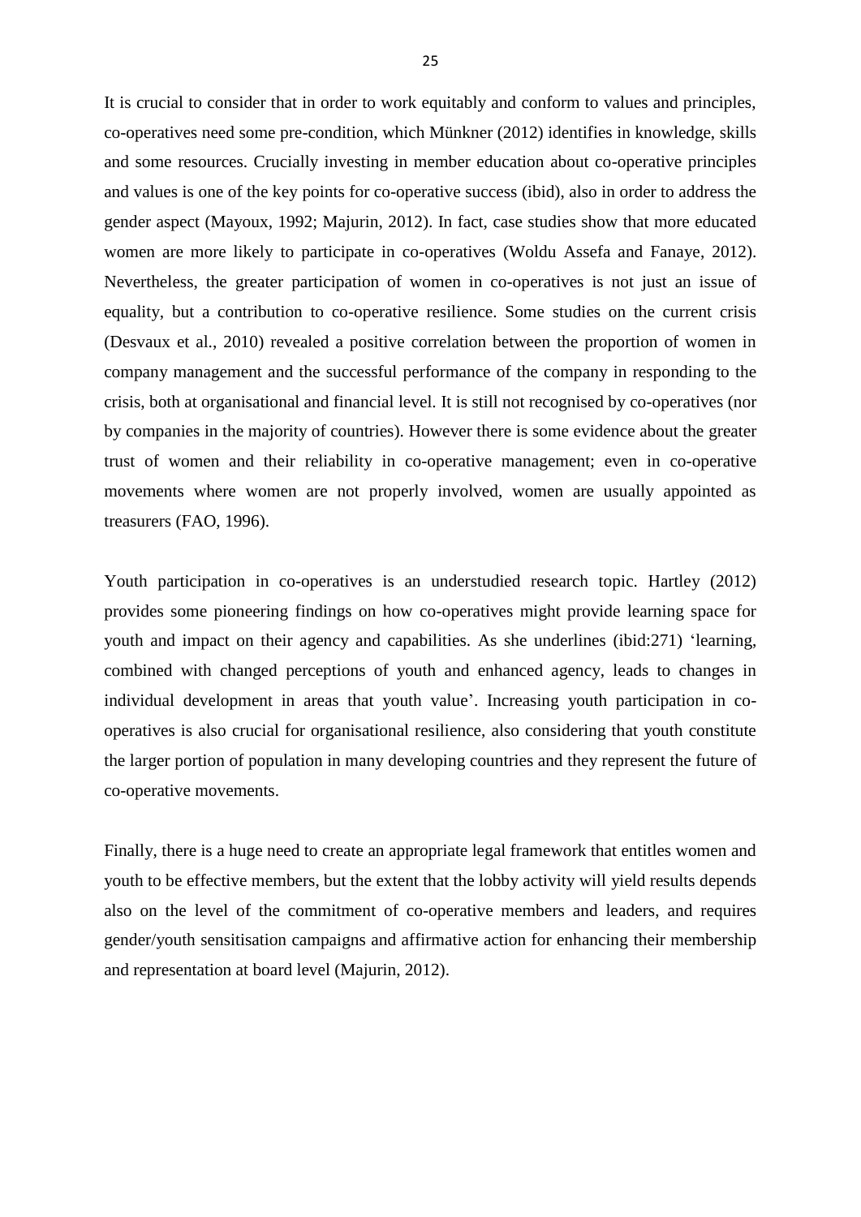It is crucial to consider that in order to work equitably and conform to values and principles, co-operatives need some pre-condition, which Münkner (2012) identifies in knowledge, skills and some resources. Crucially investing in member education about co-operative principles and values is one of the key points for co-operative success (ibid), also in order to address the gender aspect (Mayoux, 1992; Majurin, 2012). In fact, case studies show that more educated women are more likely to participate in co-operatives (Woldu Assefa and Fanaye, 2012). Nevertheless, the greater participation of women in co-operatives is not just an issue of equality, but a contribution to co-operative resilience. Some studies on the current crisis (Desvaux et al., 2010) revealed a positive correlation between the proportion of women in company management and the successful performance of the company in responding to the crisis, both at organisational and financial level. It is still not recognised by co-operatives (nor by companies in the majority of countries). However there is some evidence about the greater trust of women and their reliability in co-operative management; even in co-operative movements where women are not properly involved, women are usually appointed as treasurers (FAO, 1996).

Youth participation in co-operatives is an understudied research topic. Hartley (2012) provides some pioneering findings on how co-operatives might provide learning space for youth and impact on their agency and capabilities. As she underlines (ibid:271) 'learning, combined with changed perceptions of youth and enhanced agency, leads to changes in individual development in areas that youth value'. Increasing youth participation in co-operatives is also crucial for organisational resilience, also considering that youth constitute the larger portion of population in many developing countries and they represent the future of co-operative movements.

Finally, there is a huge need to create an appropriate legal framework that entitles women and youth to be effective members, but the extent that the lobby activity will yield results depends also on the level of the commitment of co-operative members and leaders, and requires gender/youth sensitisation campaigns and affirmative action for enhancing their membership and representation at board level (Majurin, 2012).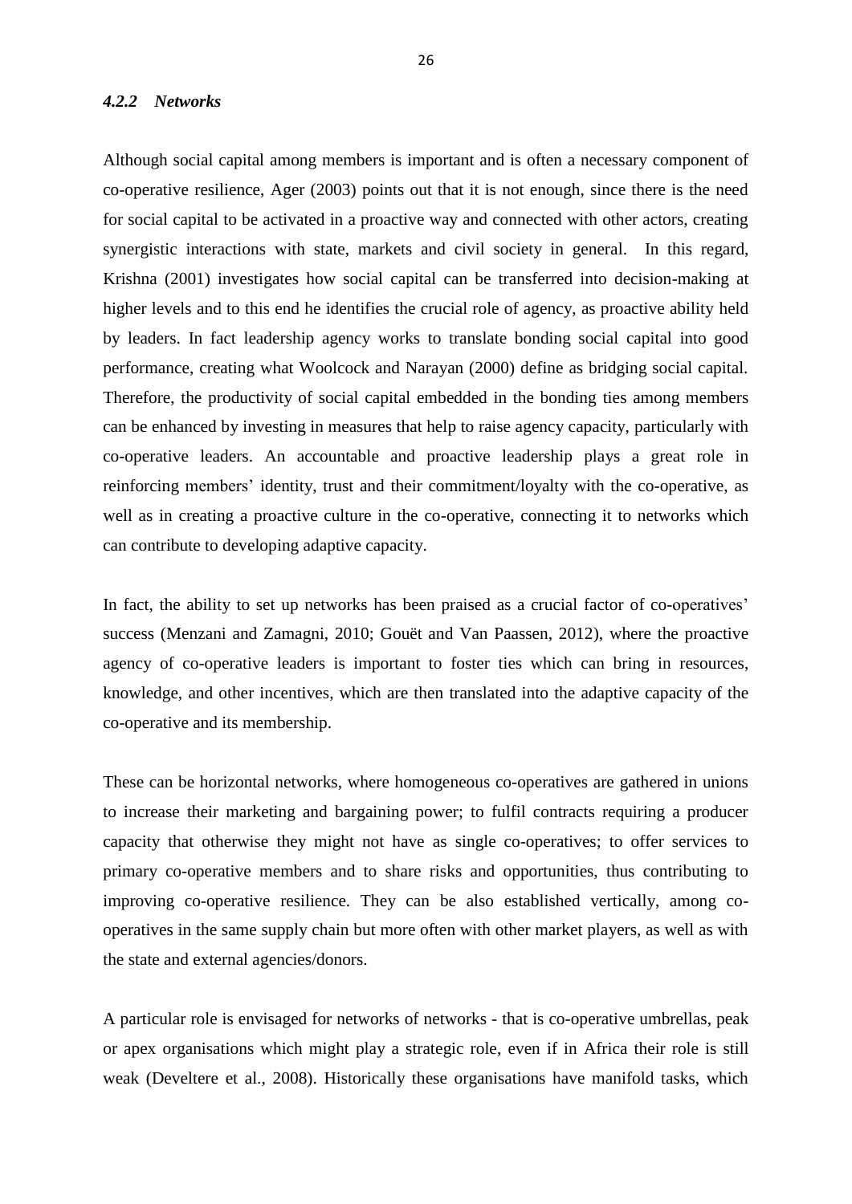### *4.2.2 Networks*

Although social capital among members is important and is often a necessary component of co-operative resilience, Ager (2003) points out that it is not enough, since there is the need for social capital to be activated in a proactive way and connected with other actors, creating synergistic interactions with state, markets and civil society in general. In this regard, Krishna (2001) investigates how social capital can be transferred into decision-making at higher levels and to this end he identifies the crucial role of agency, as proactive ability held by leaders. In fact leadership agency works to translate bonding social capital into good performance, creating what Woolcock and Narayan (2000) define as bridging social capital. Therefore, the productivity of social capital embedded in the bonding ties among members can be enhanced by investing in measures that help to raise agency capacity, particularly with co-operative leaders. An accountable and proactive leadership plays a great role in reinforcing members' identity, trust and their commitment/loyalty with the co-operative, as well as in creating a proactive culture in the co-operative, connecting it to networks which can contribute to developing adaptive capacity.

In fact, the ability to set up networks has been praised as a crucial factor of co-operatives' success (Menzani and Zamagni, 2010; Gouët and Van Paassen, 2012), where the proactive agency of co-operative leaders is important to foster ties which can bring in resources, knowledge, and other incentives, which are then translated into the adaptive capacity of the co-operative and its membership.

These can be horizontal networks, where homogeneous co-operatives are gathered in unions to increase their marketing and bargaining power; to fulfil contracts requiring a producer capacity that otherwise they might not have as single co-operatives; to offer services to primary co-operative members and to share risks and opportunities, thus contributing to improving co-operative resilience. They can be also established vertically, among co-operatives in the same supply chain but more often with other market players, as well as with the state and external agencies/donors.

A particular role is envisaged for networks of networks - that is co-operative umbrellas, peak or apex organisations which might play a strategic role, even if in Africa their role is still weak (Develtere et al., 2008). Historically these organisations have manifold tasks, which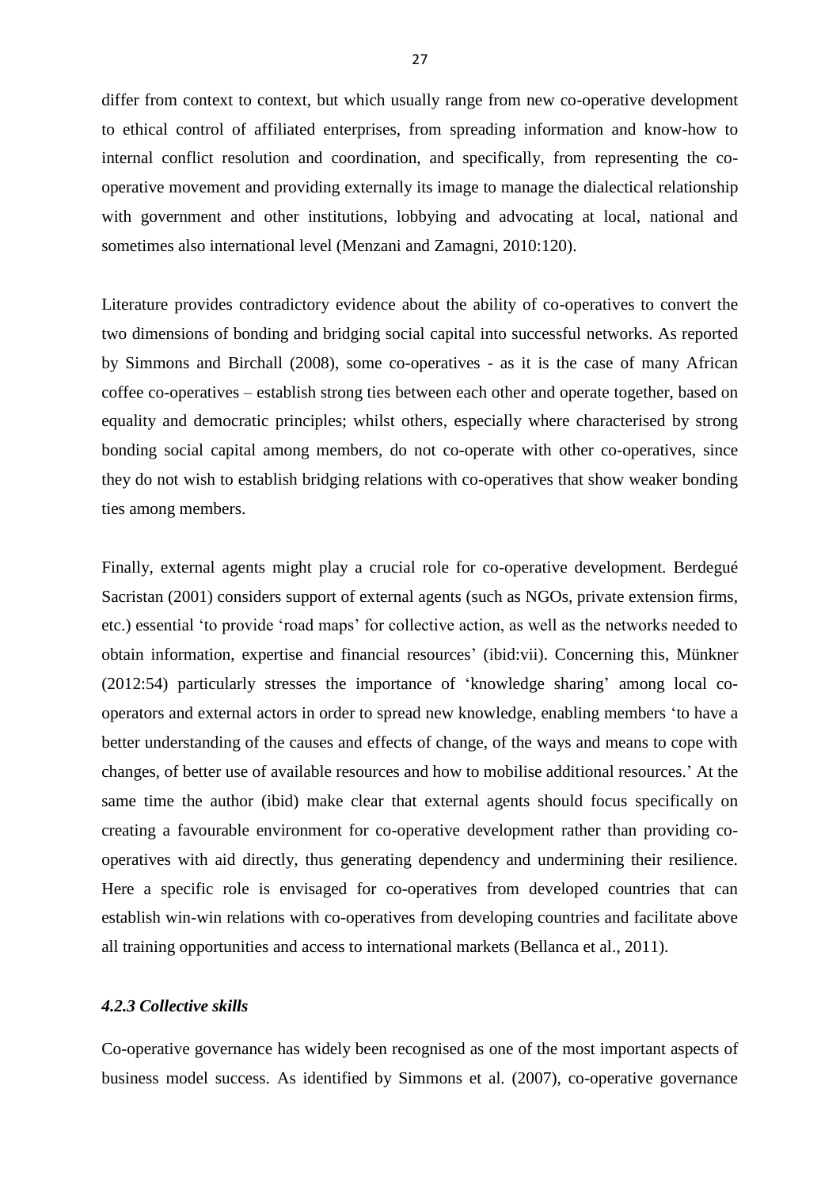differ from context to context, but which usually range from new co-operative development to ethical control of affiliated enterprises, from spreading information and know-how to internal conflict resolution and coordination, and specifically, from representing the co-operative movement and providing externally its image to manage the dialectical relationship with government and other institutions, lobbying and advocating at local, national and sometimes also international level (Menzani and Zamagni, 2010:120).

Literature provides contradictory evidence about the ability of co-operatives to convert the two dimensions of bonding and bridging social capital into successful networks. As reported by Simmons and Birchall (2008), some co-operatives - as it is the case of many African coffee co-operatives – establish strong ties between each other and operate together, based on equality and democratic principles; whilst others, especially where characterised by strong bonding social capital among members, do not co-operate with other co-operatives, since they do not wish to establish bridging relations with co-operatives that show weaker bonding ties among members.

Finally, external agents might play a crucial role for co-operative development. Berdegué Sacristan (2001) considers support of external agents (such as NGOs, private extension firms, etc.) essential 'to provide 'road maps' for collective action, as well as the networks needed to obtain information, expertise and financial resources' (ibid:vii). Concerning this, Münkner (2012:54) particularly stresses the importance of 'knowledge sharing' among local co-operators and external actors in order to spread new knowledge, enabling members 'to have a better understanding of the causes and effects of change, of the ways and means to cope with changes, of better use of available resources and how to mobilise additional resources.' At the same time the author (ibid) make clear that external agents should focus specifically on creating a favourable environment for co-operative development rather than providing co-operatives with aid directly, thus generating dependency and undermining their resilience. Here a specific role is envisaged for co-operatives from developed countries that can establish win-win relations with co-operatives from developing countries and facilitate above all training opportunities and access to international markets (Bellanca et al., 2011).

#### *4.2.3 Collective skills*

Co-operative governance has widely been recognised as one of the most important aspects of business model success. As identified by Simmons et al. (2007), co-operative governance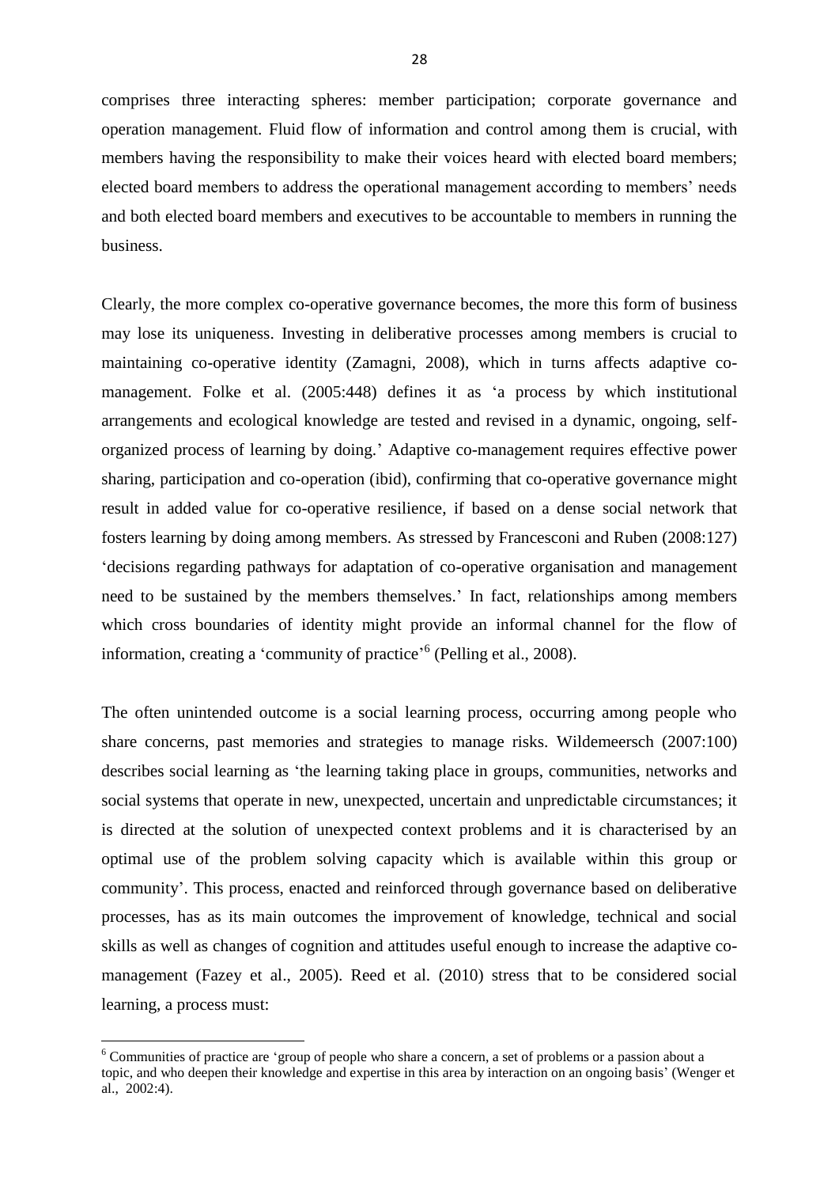comprises three interacting spheres: member participation; corporate governance and operation management. Fluid flow of information and control among them is crucial, with members having the responsibility to make their voices heard with elected board members; elected board members to address the operational management according to members' needs and both elected board members and executives to be accountable to members in running the business.

Clearly, the more complex co-operative governance becomes, the more this form of business may lose its uniqueness. Investing in deliberative processes among members is crucial to maintaining co-operative identity (Zamagni, 2008), which in turns affects adaptive co-management. Folke et al. (2005:448) defines it as 'a process by which institutional arrangements and ecological knowledge are tested and revised in a dynamic, ongoing, self-organized process of learning by doing.' Adaptive co-management requires effective power sharing, participation and co-operation (ibid), confirming that co-operative governance might result in added value for co-operative resilience, if based on a dense social network that fosters learning by doing among members. As stressed by Francesconi and Ruben (2008:127) 'decisions regarding pathways for adaptation of co-operative organisation and management need to be sustained by the members themselves.' In fact, relationships among members which cross boundaries of identity might provide an informal channel for the flow of information, creating a 'community of practice'[6] (Pelling et al., 2008).

The often unintended outcome is a social learning process, occurring among people who share concerns, past memories and strategies to manage risks. Wildemeersch (2007:100) describes social learning as 'the learning taking place in groups, communities, networks and social systems that operate in new, unexpected, uncertain and unpredictable circumstances; it is directed at the solution of unexpected context problems and it is characterised by an optimal use of the problem solving capacity which is available within this group or community'. This process, enacted and reinforced through governance based on deliberative processes, has as its main outcomes the improvement of knowledge, technical and social skills as well as changes of cognition and attitudes useful enough to increase the adaptive co-management (Fazey et al., 2005). Reed et al. (2010) stress that to be considered social learning, a process must:

[6] Communities of practice are 'group of people who share a concern, a set of problems or a passion about a topic, and who deepen their knowledge and expertise in this area by interaction on an ongoing basis' (Wenger et al., 2002:4).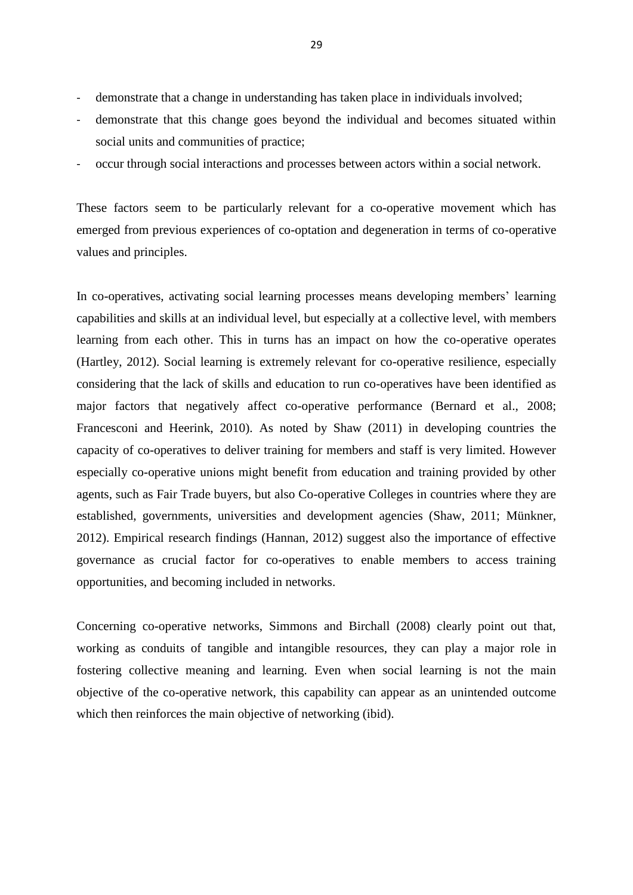- demonstrate that a change in understanding has taken place in individuals involved;
- demonstrate that this change goes beyond the individual and becomes situated within social units and communities of practice;
- occur through social interactions and processes between actors within a social network.

These factors seem to be particularly relevant for a co-operative movement which has emerged from previous experiences of co-optation and degeneration in terms of co-operative values and principles.

In co-operatives, activating social learning processes means developing members' learning capabilities and skills at an individual level, but especially at a collective level, with members learning from each other. This in turns has an impact on how the co-operative operates (Hartley, 2012). Social learning is extremely relevant for co-operative resilience, especially considering that the lack of skills and education to run co-operatives have been identified as major factors that negatively affect co-operative performance (Bernard et al., 2008; Francesconi and Heerink, 2010). As noted by Shaw (2011) in developing countries the capacity of co-operatives to deliver training for members and staff is very limited. However especially co-operative unions might benefit from education and training provided by other agents, such as Fair Trade buyers, but also Co-operative Colleges in countries where they are established, governments, universities and development agencies (Shaw, 2011; Münkner, 2012). Empirical research findings (Hannan, 2012) suggest also the importance of effective governance as crucial factor for co-operatives to enable members to access training opportunities, and becoming included in networks.

Concerning co-operative networks, Simmons and Birchall (2008) clearly point out that, working as conduits of tangible and intangible resources, they can play a major role in fostering collective meaning and learning. Even when social learning is not the main objective of the co-operative network, this capability can appear as an unintended outcome which then reinforces the main objective of networking (ibid).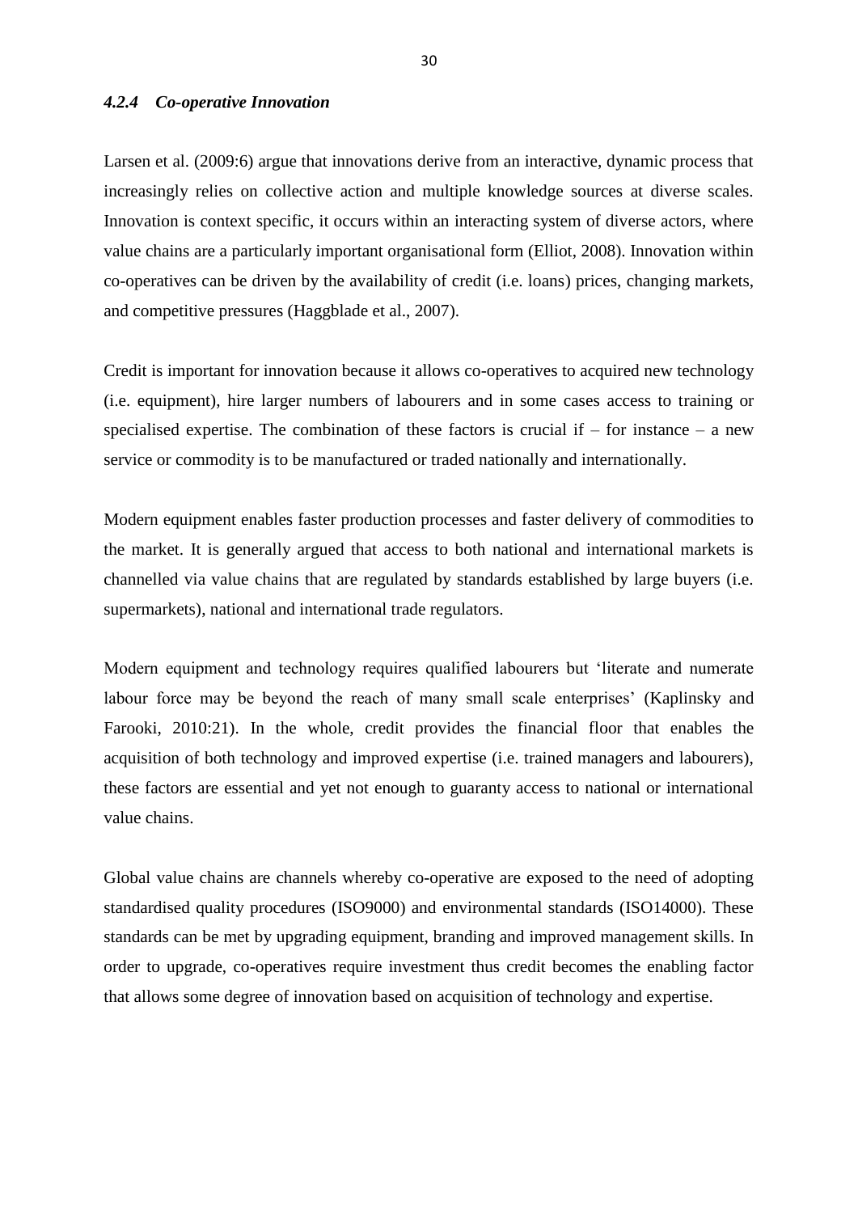#### *4.2.4 Co-operative Innovation*

Larsen et al. (2009:6) argue that innovations derive from an interactive, dynamic process that increasingly relies on collective action and multiple knowledge sources at diverse scales. Innovation is context specific, it occurs within an interacting system of diverse actors, where value chains are a particularly important organisational form (Elliot, 2008). Innovation within co-operatives can be driven by the availability of credit (i.e. loans) prices, changing markets, and competitive pressures (Haggblade et al., 2007).

Credit is important for innovation because it allows co-operatives to acquired new technology (i.e. equipment), hire larger numbers of labourers and in some cases access to training or specialised expertise. The combination of these factors is crucial if – for instance – a new service or commodity is to be manufactured or traded nationally and internationally.

Modern equipment enables faster production processes and faster delivery of commodities to the market. It is generally argued that access to both national and international markets is channelled via value chains that are regulated by standards established by large buyers (i.e. supermarkets), national and international trade regulators.

Modern equipment and technology requires qualified labourers but 'literate and numerate labour force may be beyond the reach of many small scale enterprises' (Kaplinsky and Farooki, 2010:21). In the whole, credit provides the financial floor that enables the acquisition of both technology and improved expertise (i.e. trained managers and labourers), these factors are essential and yet not enough to guaranty access to national or international value chains.

Global value chains are channels whereby co-operative are exposed to the need of adopting standardised quality procedures (ISO9000) and environmental standards (ISO14000). These standards can be met by upgrading equipment, branding and improved management skills. In order to upgrade, co-operatives require investment thus credit becomes the enabling factor that allows some degree of innovation based on acquisition of technology and expertise.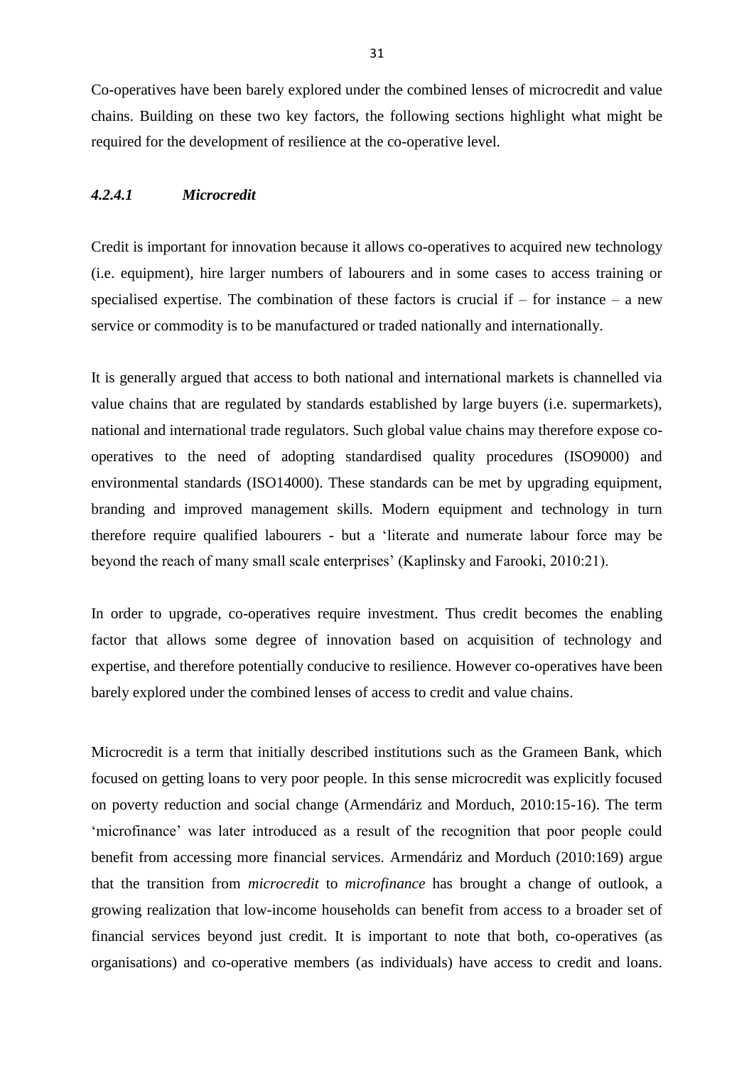Co-operatives have been barely explored under the combined lenses of microcredit and value chains. Building on these two key factors, the following sections highlight what might be required for the development of resilience at the co-operative level.

#### *4.2.4.1 Microcredit*

Credit is important for innovation because it allows co-operatives to acquired new technology (i.e. equipment), hire larger numbers of labourers and in some cases to access training or specialised expertise. The combination of these factors is crucial if – for instance – a new service or commodity is to be manufactured or traded nationally and internationally.

It is generally argued that access to both national and international markets is channelled via value chains that are regulated by standards established by large buyers (i.e. supermarkets), national and international trade regulators. Such global value chains may therefore expose co-operatives to the need of adopting standardised quality procedures (ISO9000) and environmental standards (ISO14000). These standards can be met by upgrading equipment, branding and improved management skills. Modern equipment and technology in turn therefore require qualified labourers - but a 'literate and numerate labour force may be beyond the reach of many small scale enterprises' (Kaplinsky and Farooki, 2010:21).

In order to upgrade, co-operatives require investment. Thus credit becomes the enabling factor that allows some degree of innovation based on acquisition of technology and expertise, and therefore potentially conducive to resilience. However co-operatives have been barely explored under the combined lenses of access to credit and value chains.

Microcredit is a term that initially described institutions such as the Grameen Bank, which focused on getting loans to very poor people. In this sense microcredit was explicitly focused on poverty reduction and social change (Armendáriz and Morduch, 2010:15-16). The term 'microfinance' was later introduced as a result of the recognition that poor people could benefit from accessing more financial services. Armendáriz and Morduch (2010:169) argue that the transition from *microcredit* to *microfinance* has brought a change of outlook, a growing realization that low-income households can benefit from access to a broader set of financial services beyond just credit. It is important to note that both, co-operatives (as organisations) and co-operative members (as individuals) have access to credit and loans.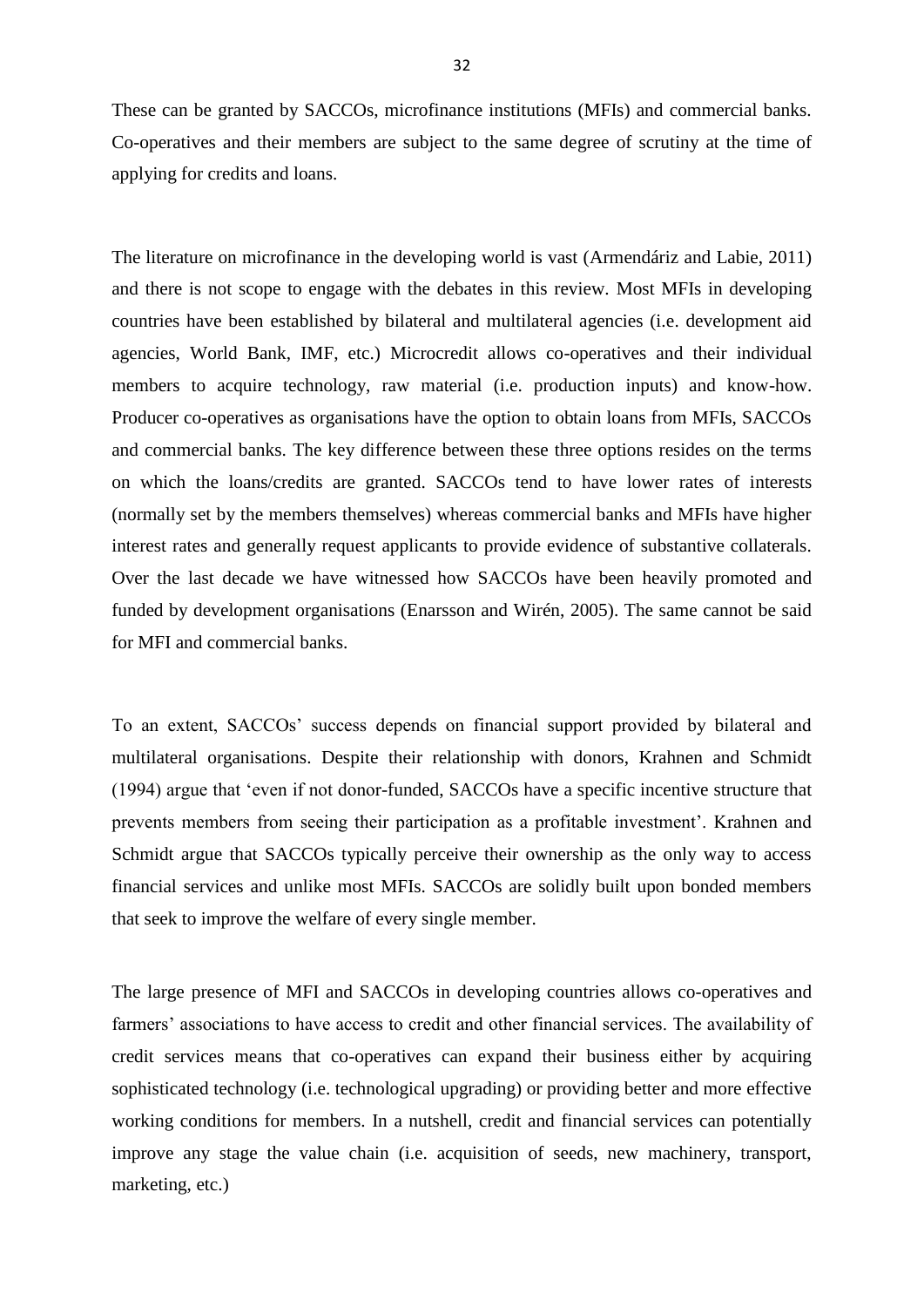These can be granted by SACCOs, microfinance institutions (MFIs) and commercial banks. Co-operatives and their members are subject to the same degree of scrutiny at the time of applying for credits and loans.

The literature on microfinance in the developing world is vast (Armendáriz and Labie, 2011) and there is not scope to engage with the debates in this review. Most MFIs in developing countries have been established by bilateral and multilateral agencies (i.e. development aid agencies, World Bank, IMF, etc.) Microcredit allows co-operatives and their individual members to acquire technology, raw material (i.e. production inputs) and know-how. Producer co-operatives as organisations have the option to obtain loans from MFIs, SACCOs and commercial banks. The key difference between these three options resides on the terms on which the loans/credits are granted. SACCOs tend to have lower rates of interests (normally set by the members themselves) whereas commercial banks and MFIs have higher interest rates and generally request applicants to provide evidence of substantive collaterals. Over the last decade we have witnessed how SACCOs have been heavily promoted and funded by development organisations (Enarsson and Wirén, 2005). The same cannot be said for MFI and commercial banks.

To an extent, SACCOs' success depends on financial support provided by bilateral and multilateral organisations. Despite their relationship with donors, Krahnen and Schmidt (1994) argue that 'even if not donor-funded, SACCOs have a specific incentive structure that prevents members from seeing their participation as a profitable investment'. Krahnen and Schmidt argue that SACCOs typically perceive their ownership as the only way to access financial services and unlike most MFIs. SACCOs are solidly built upon bonded members that seek to improve the welfare of every single member.

The large presence of MFI and SACCOs in developing countries allows co-operatives and farmers' associations to have access to credit and other financial services. The availability of credit services means that co-operatives can expand their business either by acquiring sophisticated technology (i.e. technological upgrading) or providing better and more effective working conditions for members. In a nutshell, credit and financial services can potentially improve any stage the value chain (i.e. acquisition of seeds, new machinery, transport, marketing, etc.)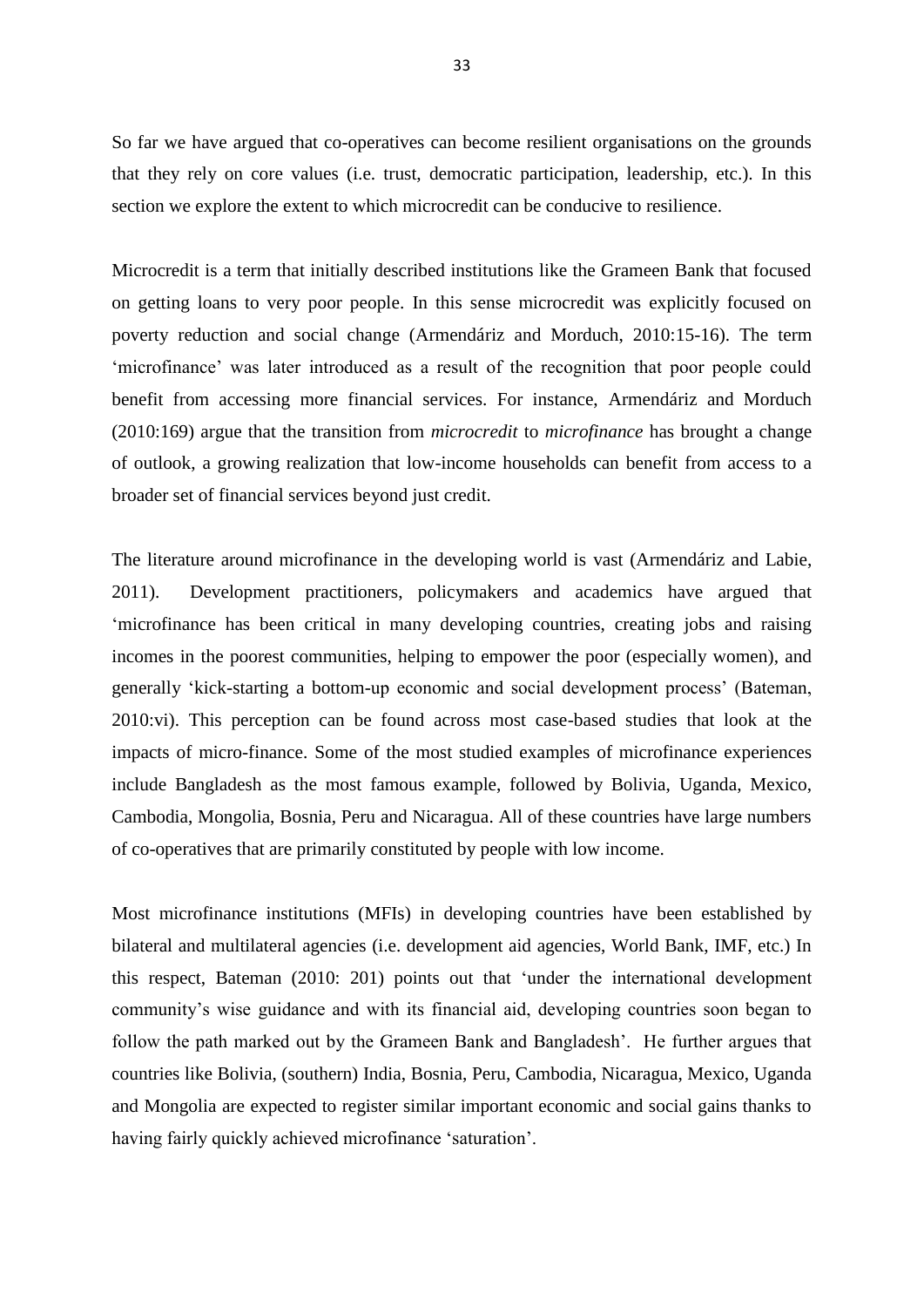So far we have argued that co-operatives can become resilient organisations on the grounds that they rely on core values (i.e. trust, democratic participation, leadership, etc.). In this section we explore the extent to which microcredit can be conducive to resilience.

Microcredit is a term that initially described institutions like the Grameen Bank that focused on getting loans to very poor people. In this sense microcredit was explicitly focused on poverty reduction and social change (Armendáriz and Morduch, 2010:15-16). The term 'microfinance' was later introduced as a result of the recognition that poor people could benefit from accessing more financial services. For instance, Armendáriz and Morduch (2010:169) argue that the transition from *microcredit* to *microfinance* has brought a change of outlook, a growing realization that low-income households can benefit from access to a broader set of financial services beyond just credit.

The literature around microfinance in the developing world is vast (Armendáriz and Labie, 2011). Development practitioners, policymakers and academics have argued that 'microfinance has been critical in many developing countries, creating jobs and raising incomes in the poorest communities, helping to empower the poor (especially women), and generally 'kick-starting a bottom-up economic and social development process' (Bateman, 2010:vi). This perception can be found across most case-based studies that look at the impacts of micro-finance. Some of the most studied examples of microfinance experiences include Bangladesh as the most famous example, followed by Bolivia, Uganda, Mexico, Cambodia, Mongolia, Bosnia, Peru and Nicaragua. All of these countries have large numbers of co-operatives that are primarily constituted by people with low income.

Most microfinance institutions (MFIs) in developing countries have been established by bilateral and multilateral agencies (i.e. development aid agencies, World Bank, IMF, etc.) In this respect, Bateman (2010: 201) points out that 'under the international development community's wise guidance and with its financial aid, developing countries soon began to follow the path marked out by the Grameen Bank and Bangladesh'. He further argues that countries like Bolivia, (southern) India, Bosnia, Peru, Cambodia, Nicaragua, Mexico, Uganda and Mongolia are expected to register similar important economic and social gains thanks to having fairly quickly achieved microfinance 'saturation'.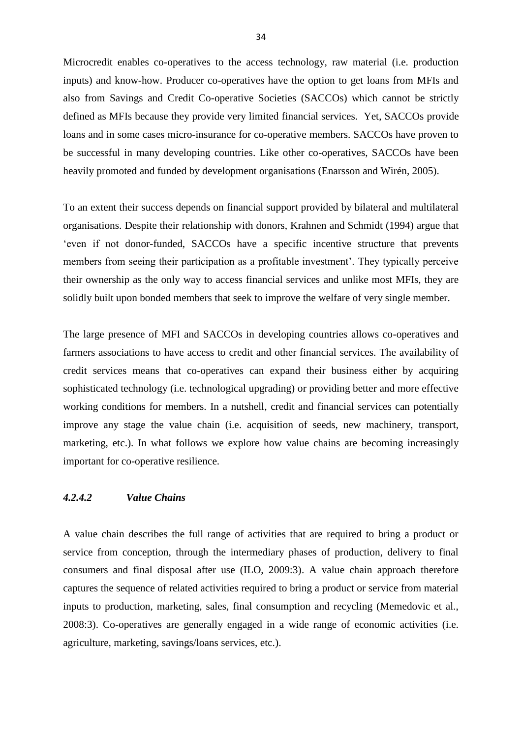Microcredit enables co-operatives to the access technology, raw material (i.e. production inputs) and know-how. Producer co-operatives have the option to get loans from MFIs and also from Savings and Credit Co-operative Societies (SACCOs) which cannot be strictly defined as MFIs because they provide very limited financial services. Yet, SACCOs provide loans and in some cases micro-insurance for co-operative members. SACCOs have proven to be successful in many developing countries. Like other co-operatives, SACCOs have been heavily promoted and funded by development organisations (Enarsson and Wirén, 2005).

To an extent their success depends on financial support provided by bilateral and multilateral organisations. Despite their relationship with donors, Krahnen and Schmidt (1994) argue that 'even if not donor-funded, SACCOs have a specific incentive structure that prevents members from seeing their participation as a profitable investment'. They typically perceive their ownership as the only way to access financial services and unlike most MFIs, they are solidly built upon bonded members that seek to improve the welfare of very single member.

The large presence of MFI and SACCOs in developing countries allows co-operatives and farmers associations to have access to credit and other financial services. The availability of credit services means that co-operatives can expand their business either by acquiring sophisticated technology (i.e. technological upgrading) or providing better and more effective working conditions for members. In a nutshell, credit and financial services can potentially improve any stage the value chain (i.e. acquisition of seeds, new machinery, transport, marketing, etc.). In what follows we explore how value chains are becoming increasingly important for co-operative resilience.

#### *4.2.4.2 Value Chains*

A value chain describes the full range of activities that are required to bring a product or service from conception, through the intermediary phases of production, delivery to final consumers and final disposal after use (ILO, 2009:3). A value chain approach therefore captures the sequence of related activities required to bring a product or service from material inputs to production, marketing, sales, final consumption and recycling (Memedovic et al., 2008:3). Co-operatives are generally engaged in a wide range of economic activities (i.e. agriculture, marketing, savings/loans services, etc.).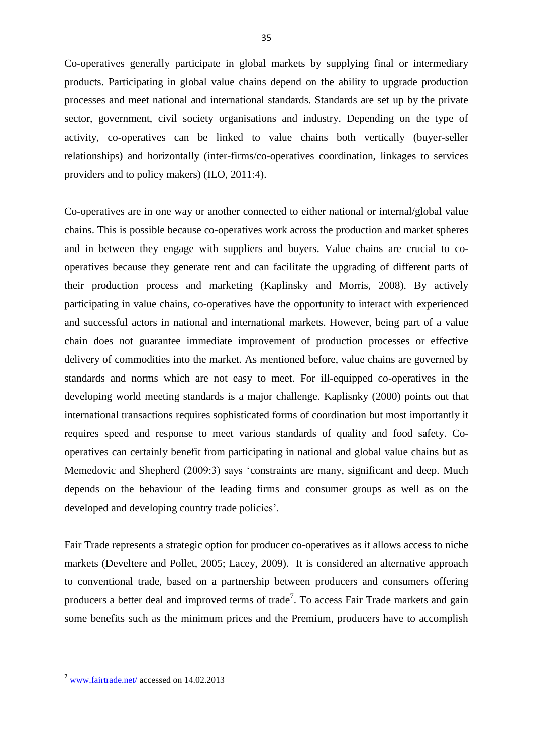Co-operatives generally participate in global markets by supplying final or intermediary products. Participating in global value chains depend on the ability to upgrade production processes and meet national and international standards. Standards are set up by the private sector, government, civil society organisations and industry. Depending on the type of activity, co-operatives can be linked to value chains both vertically (buyer-seller relationships) and horizontally (inter-firms/co-operatives coordination, linkages to services providers and to policy makers) (ILO, 2011:4).

Co-operatives are in one way or another connected to either national or internal/global value chains. This is possible because co-operatives work across the production and market spheres and in between they engage with suppliers and buyers. Value chains are crucial to co-operatives because they generate rent and can facilitate the upgrading of different parts of their production process and marketing (Kaplinsky and Morris, 2008). By actively participating in value chains, co-operatives have the opportunity to interact with experienced and successful actors in national and international markets. However, being part of a value chain does not guarantee immediate improvement of production processes or effective delivery of commodities into the market. As mentioned before, value chains are governed by standards and norms which are not easy to meet. For ill-equipped co-operatives in the developing world meeting standards is a major challenge. Kaplisnky (2000) points out that international transactions requires sophisticated forms of coordination but most importantly it requires speed and response to meet various standards of quality and food safety. Co-operatives can certainly benefit from participating in national and global value chains but as Memedovic and Shepherd (2009:3) says 'constraints are many, significant and deep. Much depends on the behaviour of the leading firms and consumer groups as well as on the developed and developing country trade policies'.

Fair Trade represents a strategic option for producer co-operatives as it allows access to niche markets (Develtere and Pollet, 2005; Lacey, 2009). It is considered an alternative approach to conventional trade, based on a partnership between producers and consumers offering producers a better deal and improved terms of trade[7]. To access Fair Trade markets and gain some benefits such as the minimum prices and the Premium, producers have to accomplish

---

[7] www.fairtrade.net/ accessed on 14.02.2013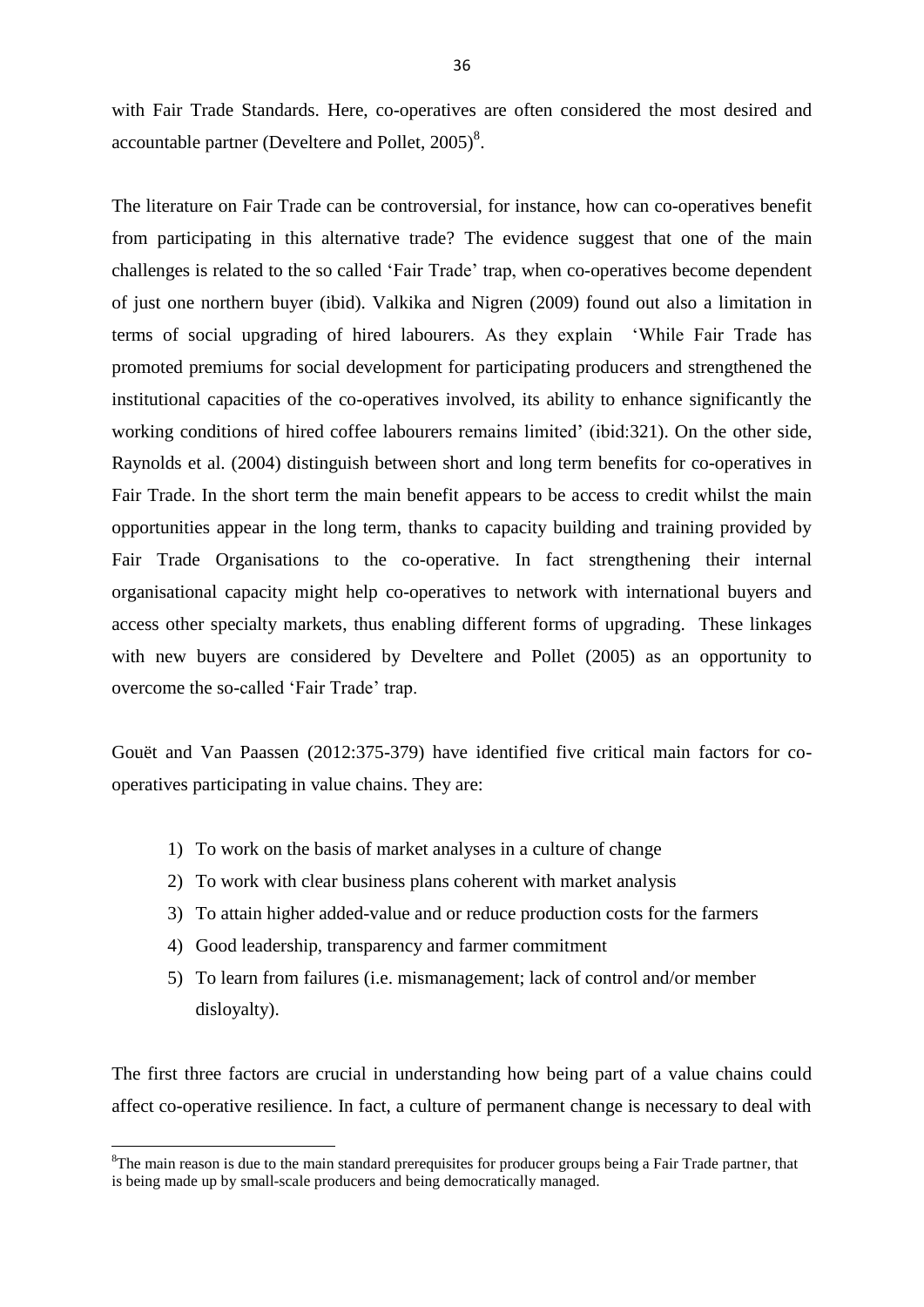with Fair Trade Standards. Here, co-operatives are often considered the most desired and accountable partner (Develtere and Pollet, 2005)[8].

The literature on Fair Trade can be controversial, for instance, how can co-operatives benefit from participating in this alternative trade? The evidence suggest that one of the main challenges is related to the so called 'Fair Trade' trap, when co-operatives become dependent of just one northern buyer (ibid). Valkika and Nigren (2009) found out also a limitation in terms of social upgrading of hired labourers. As they explain 'While Fair Trade has promoted premiums for social development for participating producers and strengthened the institutional capacities of the co-operatives involved, its ability to enhance significantly the working conditions of hired coffee labourers remains limited' (ibid:321). On the other side, Raynolds et al. (2004) distinguish between short and long term benefits for co-operatives in Fair Trade. In the short term the main benefit appears to be access to credit whilst the main opportunities appear in the long term, thanks to capacity building and training provided by Fair Trade Organisations to the co-operative. In fact strengthening their internal organisational capacity might help co-operatives to network with international buyers and access other specialty markets, thus enabling different forms of upgrading. These linkages with new buyers are considered by Develtere and Pollet (2005) as an opportunity to overcome the so-called 'Fair Trade' trap.

Gouët and Van Paassen (2012:375-379) have identified five critical main factors for co-operatives participating in value chains. They are:

1) To work on the basis of market analyses in a culture of change
2) To work with clear business plans coherent with market analysis
3) To attain higher added-value and or reduce production costs for the farmers
4) Good leadership, transparency and farmer commitment
5) To learn from failures (i.e. mismanagement; lack of control and/or member disloyalty).

The first three factors are crucial in understanding how being part of a value chains could affect co-operative resilience. In fact, a culture of permanent change is necessary to deal with

[8] The main reason is due to the main standard prerequisites for producer groups being a Fair Trade partner, that is being made up by small-scale producers and being democratically managed.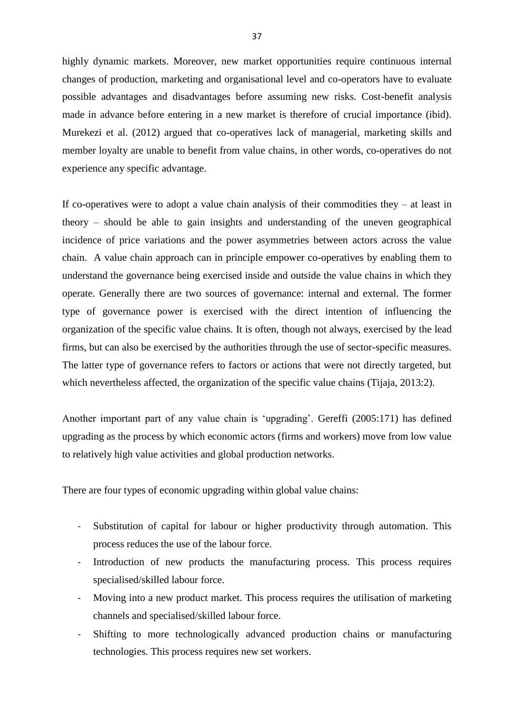highly dynamic markets. Moreover, new market opportunities require continuous internal changes of production, marketing and organisational level and co-operators have to evaluate possible advantages and disadvantages before assuming new risks. Cost-benefit analysis made in advance before entering in a new market is therefore of crucial importance (ibid). Murekezi et al. (2012) argued that co-operatives lack of managerial, marketing skills and member loyalty are unable to benefit from value chains, in other words, co-operatives do not experience any specific advantage.

If co-operatives were to adopt a value chain analysis of their commodities they – at least in theory – should be able to gain insights and understanding of the uneven geographical incidence of price variations and the power asymmetries between actors across the value chain. A value chain approach can in principle empower co-operatives by enabling them to understand the governance being exercised inside and outside the value chains in which they operate. Generally there are two sources of governance: internal and external. The former type of governance power is exercised with the direct intention of influencing the organization of the specific value chains. It is often, though not always, exercised by the lead firms, but can also be exercised by the authorities through the use of sector-specific measures. The latter type of governance refers to factors or actions that were not directly targeted, but which nevertheless affected, the organization of the specific value chains (Tijaja, 2013:2).

Another important part of any value chain is 'upgrading'. Gereffi (2005:171) has defined upgrading as the process by which economic actors (firms and workers) move from low value to relatively high value activities and global production networks.

There are four types of economic upgrading within global value chains:

- Substitution of capital for labour or higher productivity through automation. This process reduces the use of the labour force.
- Introduction of new products the manufacturing process. This process requires specialised/skilled labour force.
- Moving into a new product market. This process requires the utilisation of marketing channels and specialised/skilled labour force.
- Shifting to more technologically advanced production chains or manufacturing technologies. This process requires new set workers.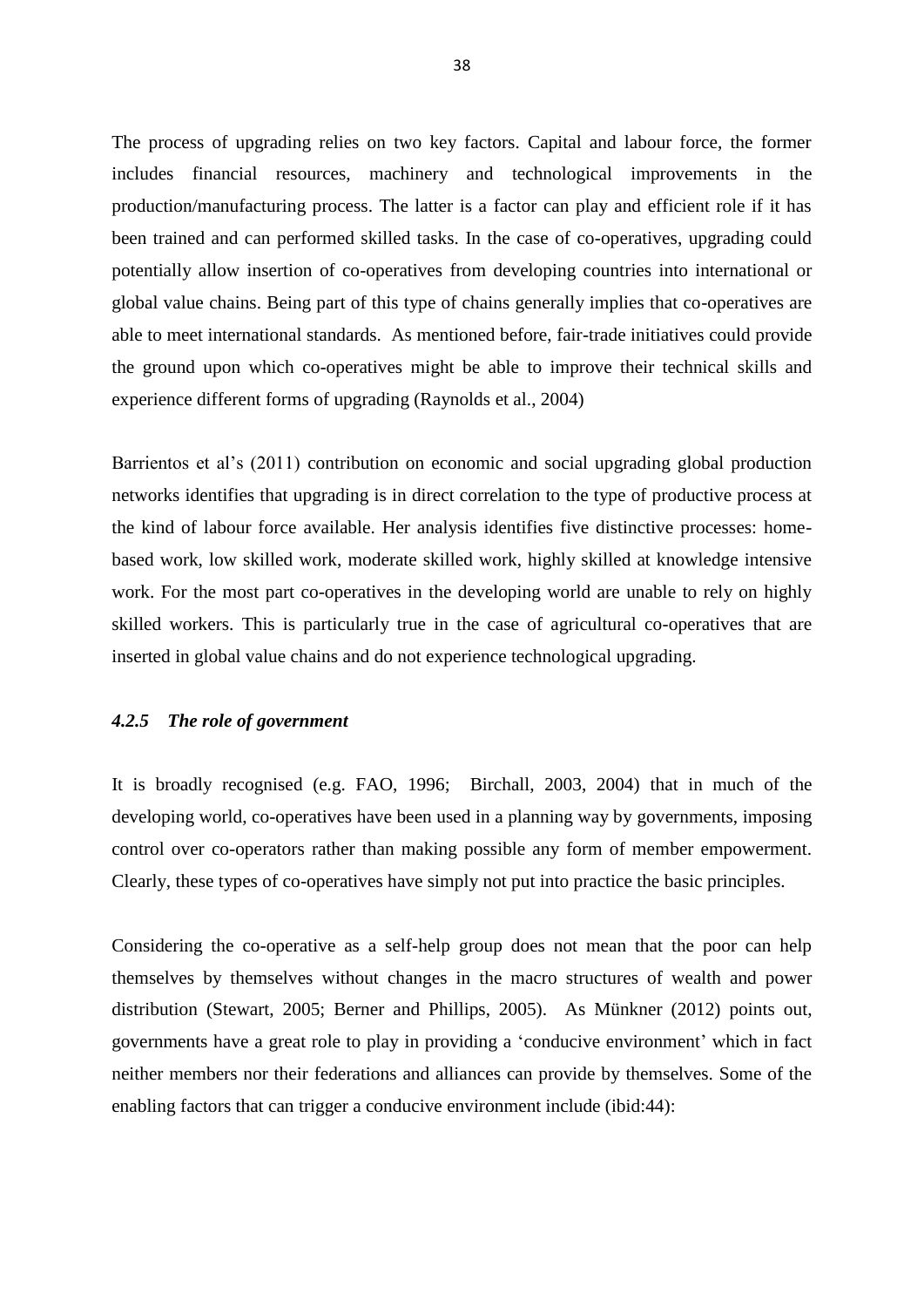The process of upgrading relies on two key factors. Capital and labour force, the former includes financial resources, machinery and technological improvements in the production/manufacturing process. The latter is a factor can play and efficient role if it has been trained and can performed skilled tasks. In the case of co-operatives, upgrading could potentially allow insertion of co-operatives from developing countries into international or global value chains. Being part of this type of chains generally implies that co-operatives are able to meet international standards. As mentioned before, fair-trade initiatives could provide the ground upon which co-operatives might be able to improve their technical skills and experience different forms of upgrading (Raynolds et al., 2004)

Barrientos et al's (2011) contribution on economic and social upgrading global production networks identifies that upgrading is in direct correlation to the type of productive process at the kind of labour force available. Her analysis identifies five distinctive processes: home-based work, low skilled work, moderate skilled work, highly skilled at knowledge intensive work. For the most part co-operatives in the developing world are unable to rely on highly skilled workers. This is particularly true in the case of agricultural co-operatives that are inserted in global value chains and do not experience technological upgrading.

#### *4.2.5 The role of government*

It is broadly recognised (e.g. FAO, 1996; Birchall, 2003, 2004) that in much of the developing world, co-operatives have been used in a planning way by governments, imposing control over co-operators rather than making possible any form of member empowerment. Clearly, these types of co-operatives have simply not put into practice the basic principles.

Considering the co-operative as a self-help group does not mean that the poor can help themselves by themselves without changes in the macro structures of wealth and power distribution (Stewart, 2005; Berner and Phillips, 2005). As Münkner (2012) points out, governments have a great role to play in providing a 'conducive environment' which in fact neither members nor their federations and alliances can provide by themselves. Some of the enabling factors that can trigger a conducive environment include (ibid:44):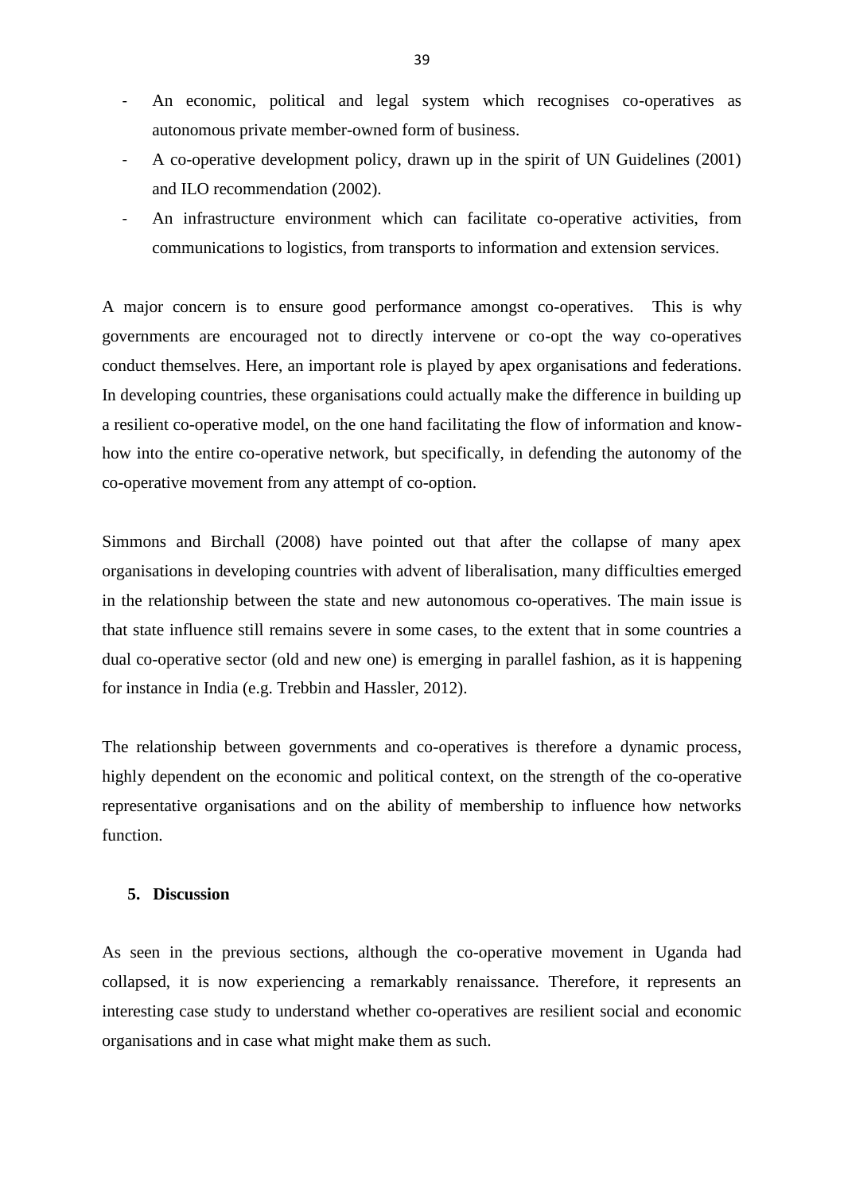- An economic, political and legal system which recognises co-operatives as autonomous private member-owned form of business.
- A co-operative development policy, drawn up in the spirit of UN Guidelines (2001) and ILO recommendation (2002).
- An infrastructure environment which can facilitate co-operative activities, from communications to logistics, from transports to information and extension services.

A major concern is to ensure good performance amongst co-operatives. This is why governments are encouraged not to directly intervene or co-opt the way co-operatives conduct themselves. Here, an important role is played by apex organisations and federations. In developing countries, these organisations could actually make the difference in building up a resilient co-operative model, on the one hand facilitating the flow of information and know-how into the entire co-operative network, but specifically, in defending the autonomy of the co-operative movement from any attempt of co-option.

Simmons and Birchall (2008) have pointed out that after the collapse of many apex organisations in developing countries with advent of liberalisation, many difficulties emerged in the relationship between the state and new autonomous co-operatives. The main issue is that state influence still remains severe in some cases, to the extent that in some countries a dual co-operative sector (old and new one) is emerging in parallel fashion, as it is happening for instance in India (e.g. Trebbin and Hassler, 2012).

The relationship between governments and co-operatives is therefore a dynamic process, highly dependent on the economic and political context, on the strength of the co-operative representative organisations and on the ability of membership to influence how networks function.

## 5. Discussion

As seen in the previous sections, although the co-operative movement in Uganda had collapsed, it is now experiencing a remarkably renaissance. Therefore, it represents an interesting case study to understand whether co-operatives are resilient social and economic organisations and in case what might make them as such.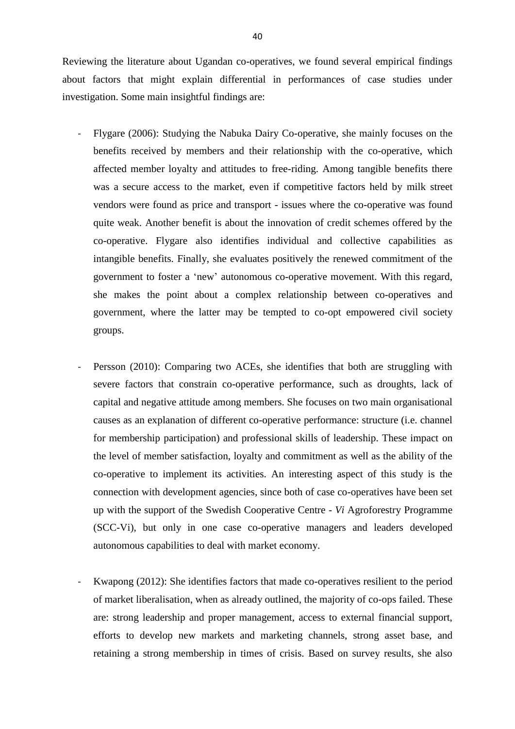Reviewing the literature about Ugandan co-operatives, we found several empirical findings about factors that might explain differential in performances of case studies under investigation. Some main insightful findings are:

- Flygare (2006): Studying the Nabuka Dairy Co-operative, she mainly focuses on the benefits received by members and their relationship with the co-operative, which affected member loyalty and attitudes to free-riding. Among tangible benefits there was a secure access to the market, even if competitive factors held by milk street vendors were found as price and transport - issues where the co-operative was found quite weak. Another benefit is about the innovation of credit schemes offered by the co-operative. Flygare also identifies individual and collective capabilities as intangible benefits. Finally, she evaluates positively the renewed commitment of the government to foster a 'new' autonomous co-operative movement. With this regard, she makes the point about a complex relationship between co-operatives and government, where the latter may be tempted to co-opt empowered civil society groups.

- Persson (2010): Comparing two ACEs, she identifies that both are struggling with severe factors that constrain co-operative performance, such as droughts, lack of capital and negative attitude among members. She focuses on two main organisational causes as an explanation of different co-operative performance: structure (i.e. channel for membership participation) and professional skills of leadership. These impact on the level of member satisfaction, loyalty and commitment as well as the ability of the co-operative to implement its activities. An interesting aspect of this study is the connection with development agencies, since both of case co-operatives have been set up with the support of the Swedish Cooperative Centre - *Vi* Agroforestry Programme (SCC-Vi), but only in one case co-operative managers and leaders developed autonomous capabilities to deal with market economy.

- Kwapong (2012): She identifies factors that made co-operatives resilient to the period of market liberalisation, when as already outlined, the majority of co-ops failed. These are: strong leadership and proper management, access to external financial support, efforts to develop new markets and marketing channels, strong asset base, and retaining a strong membership in times of crisis. Based on survey results, she also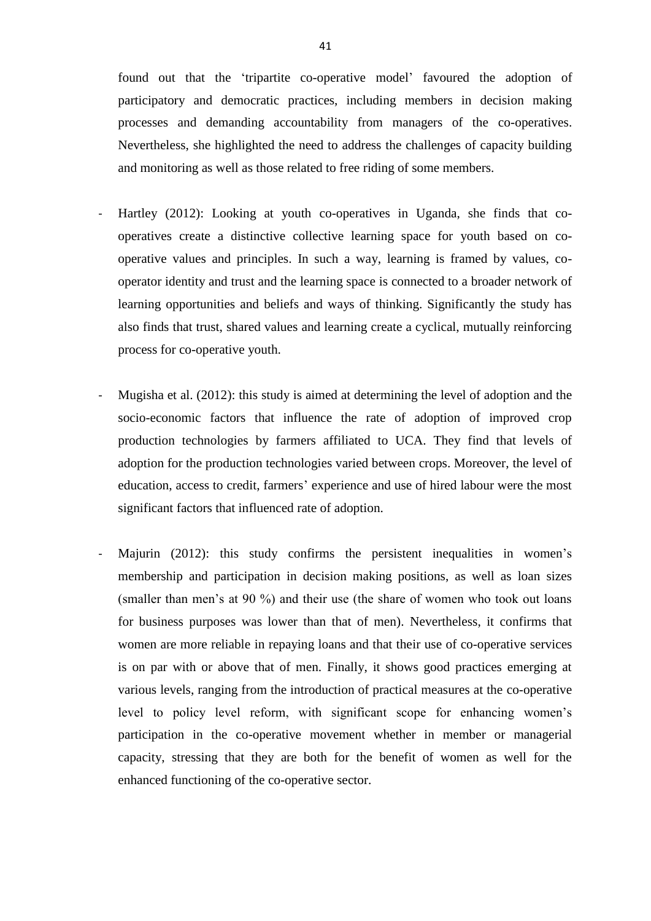found out that the 'tripartite co-operative model' favoured the adoption of participatory and democratic practices, including members in decision making processes and demanding accountability from managers of the co-operatives. Nevertheless, she highlighted the need to address the challenges of capacity building and monitoring as well as those related to free riding of some members.

- Hartley (2012): Looking at youth co-operatives in Uganda, she finds that co-operatives create a distinctive collective learning space for youth based on co-operative values and principles. In such a way, learning is framed by values, co-operator identity and trust and the learning space is connected to a broader network of learning opportunities and beliefs and ways of thinking. Significantly the study has also finds that trust, shared values and learning create a cyclical, mutually reinforcing process for co-operative youth.

- Mugisha et al. (2012): this study is aimed at determining the level of adoption and the socio-economic factors that influence the rate of adoption of improved crop production technologies by farmers affiliated to UCA. They find that levels of adoption for the production technologies varied between crops. Moreover, the level of education, access to credit, farmers' experience and use of hired labour were the most significant factors that influenced rate of adoption.

- Majurin (2012): this study confirms the persistent inequalities in women's membership and participation in decision making positions, as well as loan sizes (smaller than men's at 90 %) and their use (the share of women who took out loans for business purposes was lower than that of men). Nevertheless, it confirms that women are more reliable in repaying loans and that their use of co-operative services is on par with or above that of men. Finally, it shows good practices emerging at various levels, ranging from the introduction of practical measures at the co-operative level to policy level reform, with significant scope for enhancing women's participation in the co-operative movement whether in member or managerial capacity, stressing that they are both for the benefit of women as well for the enhanced functioning of the co-operative sector.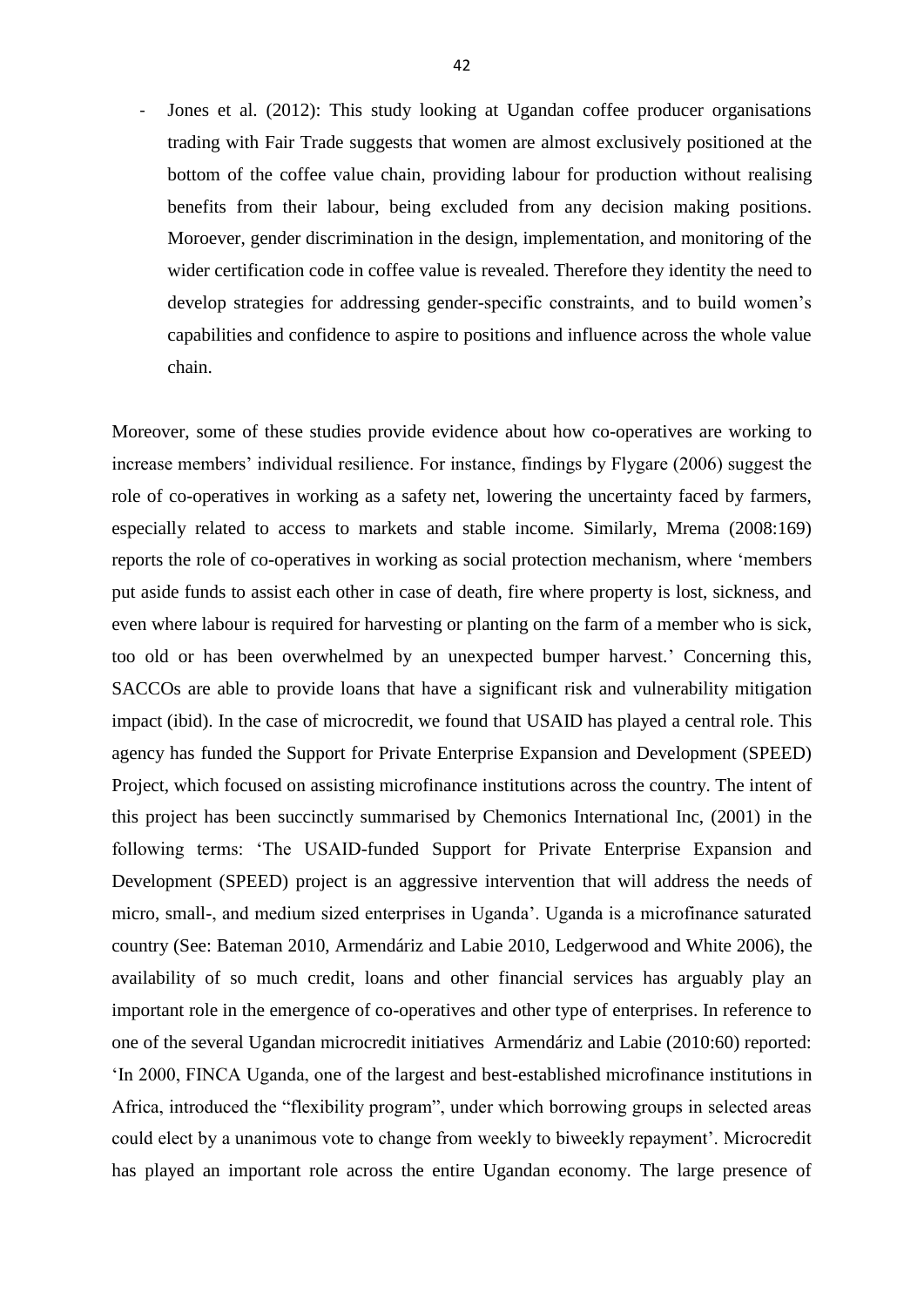- Jones et al. (2012): This study looking at Ugandan coffee producer organisations trading with Fair Trade suggests that women are almost exclusively positioned at the bottom of the coffee value chain, providing labour for production without realising benefits from their labour, being excluded from any decision making positions. Moroever, gender discrimination in the design, implementation, and monitoring of the wider certification code in coffee value is revealed. Therefore they identity the need to develop strategies for addressing gender-specific constraints, and to build women's capabilities and confidence to aspire to positions and influence across the whole value chain.

Moreover, some of these studies provide evidence about how co-operatives are working to increase members' individual resilience. For instance, findings by Flygare (2006) suggest the role of co-operatives in working as a safety net, lowering the uncertainty faced by farmers, especially related to access to markets and stable income. Similarly, Mrema (2008:169) reports the role of co-operatives in working as social protection mechanism, where 'members put aside funds to assist each other in case of death, fire where property is lost, sickness, and even where labour is required for harvesting or planting on the farm of a member who is sick, too old or has been overwhelmed by an unexpected bumper harvest.' Concerning this, SACCOs are able to provide loans that have a significant risk and vulnerability mitigation impact (ibid). In the case of microcredit, we found that USAID has played a central role. This agency has funded the Support for Private Enterprise Expansion and Development (SPEED) Project, which focused on assisting microfinance institutions across the country. The intent of this project has been succinctly summarised by Chemonics International Inc, (2001) in the following terms: 'The USAID-funded Support for Private Enterprise Expansion and Development (SPEED) project is an aggressive intervention that will address the needs of micro, small-, and medium sized enterprises in Uganda'. Uganda is a microfinance saturated country (See: Bateman 2010, Armendáriz and Labie 2010, Ledgerwood and White 2006), the availability of so much credit, loans and other financial services has arguably play an important role in the emergence of co-operatives and other type of enterprises. In reference to one of the several Ugandan microcredit initiatives Armendáriz and Labie (2010:60) reported: 'In 2000, FINCA Uganda, one of the largest and best-established microfinance institutions in Africa, introduced the "flexibility program", under which borrowing groups in selected areas could elect by a unanimous vote to change from weekly to biweekly repayment'. Microcredit has played an important role across the entire Ugandan economy. The large presence of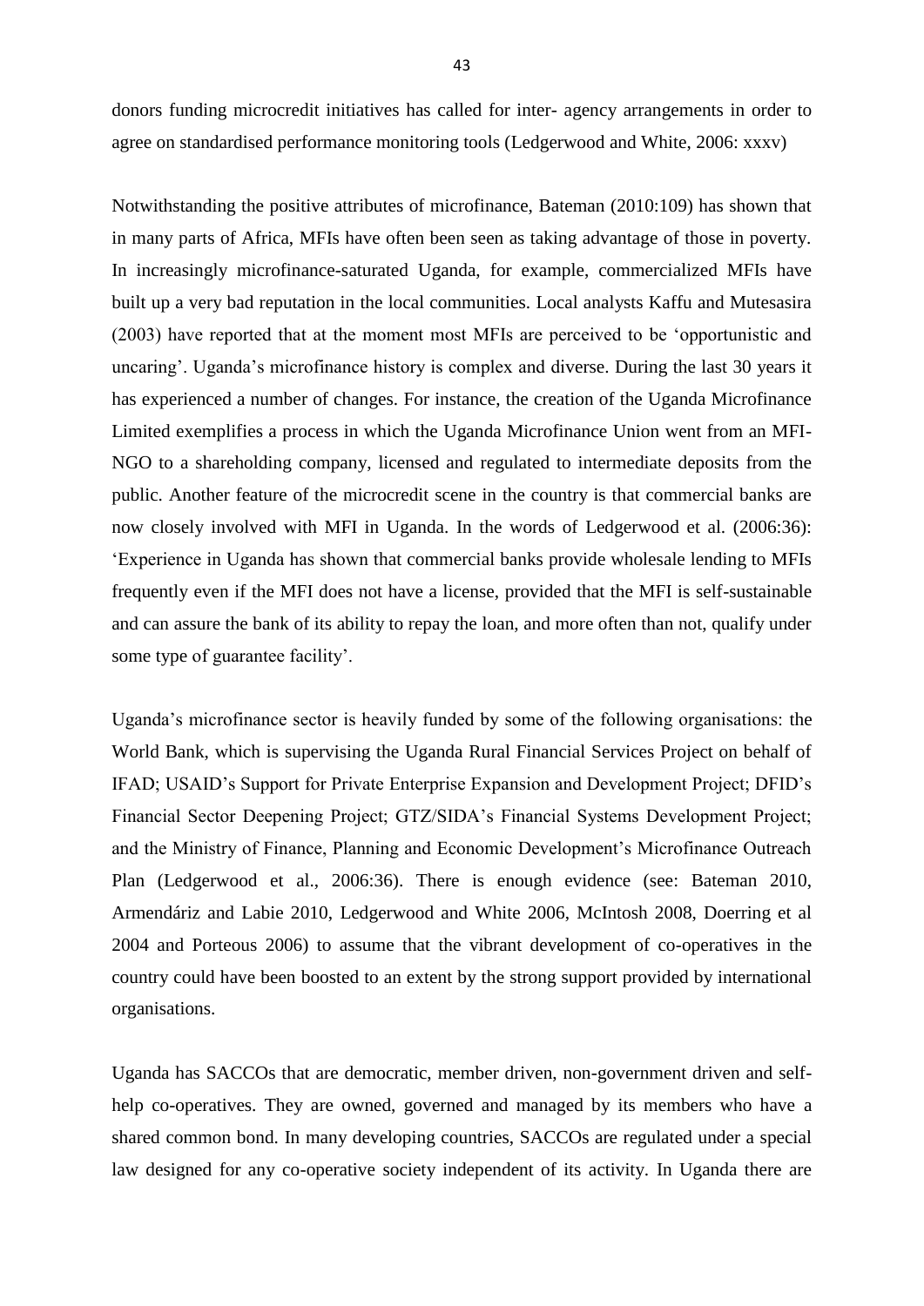donors funding microcredit initiatives has called for inter- agency arrangements in order to agree on standardised performance monitoring tools (Ledgerwood and White, 2006: xxxv)

Notwithstanding the positive attributes of microfinance, Bateman (2010:109) has shown that in many parts of Africa, MFIs have often been seen as taking advantage of those in poverty. In increasingly microfinance-saturated Uganda, for example, commercialized MFIs have built up a very bad reputation in the local communities. Local analysts Kaffu and Mutesasira (2003) have reported that at the moment most MFIs are perceived to be 'opportunistic and uncaring'. Uganda's microfinance history is complex and diverse. During the last 30 years it has experienced a number of changes. For instance, the creation of the Uganda Microfinance Limited exemplifies a process in which the Uganda Microfinance Union went from an MFI-NGO to a shareholding company, licensed and regulated to intermediate deposits from the public. Another feature of the microcredit scene in the country is that commercial banks are now closely involved with MFI in Uganda. In the words of Ledgerwood et al. (2006:36): 'Experience in Uganda has shown that commercial banks provide wholesale lending to MFIs frequently even if the MFI does not have a license, provided that the MFI is self-sustainable and can assure the bank of its ability to repay the loan, and more often than not, qualify under some type of guarantee facility'.

Uganda's microfinance sector is heavily funded by some of the following organisations: the World Bank, which is supervising the Uganda Rural Financial Services Project on behalf of IFAD; USAID's Support for Private Enterprise Expansion and Development Project; DFID's Financial Sector Deepening Project; GTZ/SIDA's Financial Systems Development Project; and the Ministry of Finance, Planning and Economic Development's Microfinance Outreach Plan (Ledgerwood et al., 2006:36). There is enough evidence (see: Bateman 2010, Armendáriz and Labie 2010, Ledgerwood and White 2006, McIntosh 2008, Doerring et al 2004 and Porteous 2006) to assume that the vibrant development of co-operatives in the country could have been boosted to an extent by the strong support provided by international organisations.

Uganda has SACCOs that are democratic, member driven, non-government driven and self-help co-operatives. They are owned, governed and managed by its members who have a shared common bond. In many developing countries, SACCOs are regulated under a special law designed for any co-operative society independent of its activity. In Uganda there are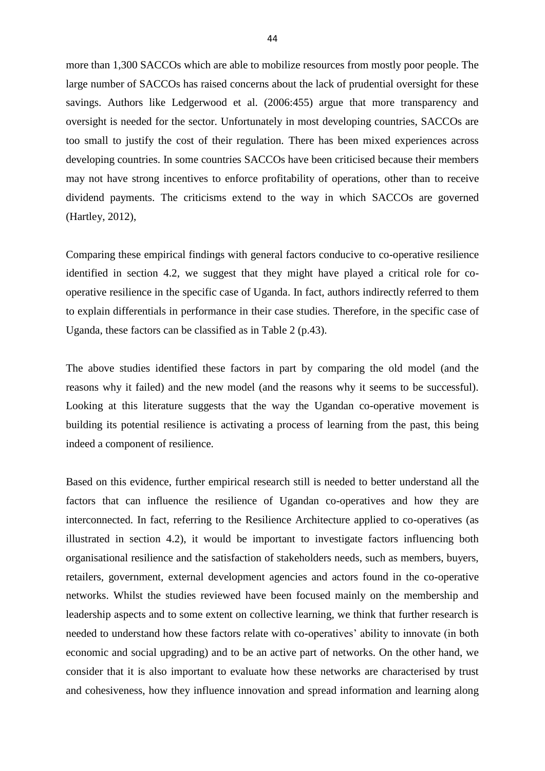more than 1,300 SACCOs which are able to mobilize resources from mostly poor people. The large number of SACCOs has raised concerns about the lack of prudential oversight for these savings. Authors like Ledgerwood et al. (2006:455) argue that more transparency and oversight is needed for the sector. Unfortunately in most developing countries, SACCOs are too small to justify the cost of their regulation. There has been mixed experiences across developing countries. In some countries SACCOs have been criticised because their members may not have strong incentives to enforce profitability of operations, other than to receive dividend payments. The criticisms extend to the way in which SACCOs are governed (Hartley, 2012),

Comparing these empirical findings with general factors conducive to co-operative resilience identified in section 4.2, we suggest that they might have played a critical role for co-operative resilience in the specific case of Uganda. In fact, authors indirectly referred to them to explain differentials in performance in their case studies. Therefore, in the specific case of Uganda, these factors can be classified as in Table 2 (p.43).

The above studies identified these factors in part by comparing the old model (and the reasons why it failed) and the new model (and the reasons why it seems to be successful). Looking at this literature suggests that the way the Ugandan co-operative movement is building its potential resilience is activating a process of learning from the past, this being indeed a component of resilience.

Based on this evidence, further empirical research still is needed to better understand all the factors that can influence the resilience of Ugandan co-operatives and how they are interconnected. In fact, referring to the Resilience Architecture applied to co-operatives (as illustrated in section 4.2), it would be important to investigate factors influencing both organisational resilience and the satisfaction of stakeholders needs, such as members, buyers, retailers, government, external development agencies and actors found in the co-operative networks. Whilst the studies reviewed have been focused mainly on the membership and leadership aspects and to some extent on collective learning, we think that further research is needed to understand how these factors relate with co-operatives' ability to innovate (in both economic and social upgrading) and to be an active part of networks. On the other hand, we consider that it is also important to evaluate how these networks are characterised by trust and cohesiveness, how they influence innovation and spread information and learning along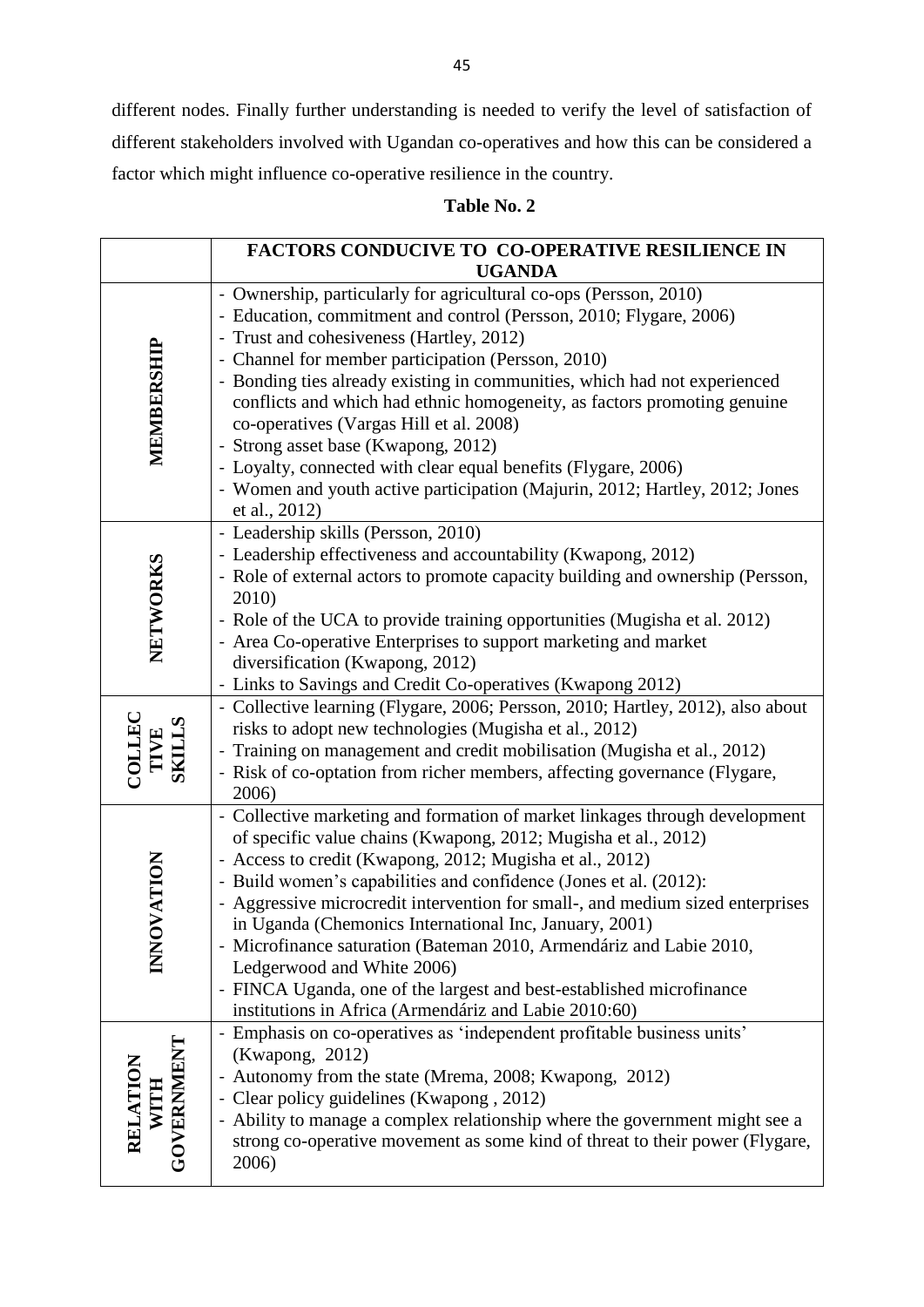different nodes. Finally further understanding is needed to verify the level of satisfaction of different stakeholders involved with Ugandan co-operatives and how this can be considered a factor which might influence co-operative resilience in the country.

**Table No. 2**

| | **FACTORS CONDUCIVE TO CO-OPERATIVE RESILIENCE IN UGANDA** |
|---|---|
| **MEMBERSHIP** | - Ownership, particularly for agricultural co-ops (Persson, 2010)<br>- Education, commitment and control (Persson, 2010; Flygare, 2006)<br>- Trust and cohesiveness (Hartley, 2012)<br>- Channel for member participation (Persson, 2010)<br>- Bonding ties already existing in communities, which had not experienced conflicts and which had ethnic homogeneity, as factors promoting genuine co-operatives (Vargas Hill et al. 2008)<br>- Strong asset base (Kwapong, 2012)<br>- Loyalty, connected with clear equal benefits (Flygare, 2006)<br>- Women and youth active participation (Majurin, 2012; Hartley, 2012; Jones et al., 2012) |
| **NETWORKS** | - Leadership skills (Persson, 2010)<br>- Leadership effectiveness and accountability (Kwapong, 2012)<br>- Role of external actors to promote capacity building and ownership (Persson, 2010)<br>- Role of the UCA to provide training opportunities (Mugisha et al. 2012)<br>- Area Co-operative Enterprises to support marketing and market diversification (Kwapong, 2012)<br>- Links to Savings and Credit Co-operatives (Kwapong 2012) |
| **COLLECTIVE SKILLS** | - Collective learning (Flygare, 2006; Persson, 2010; Hartley, 2012), also about risks to adopt new technologies (Mugisha et al., 2012)<br>- Training on management and credit mobilisation (Mugisha et al., 2012)<br>- Risk of co-optation from richer members, affecting governance (Flygare, 2006) |
| **INNOVATION** | - Collective marketing and formation of market linkages through development of specific value chains (Kwapong, 2012; Mugisha et al., 2012)<br>- Access to credit (Kwapong, 2012; Mugisha et al., 2012)<br>- Build women's capabilities and confidence (Jones et al. (2012):<br>- Aggressive microcredit intervention for small-, and medium sized enterprises in Uganda (Chemonics International Inc, January, 2001)<br>- Microfinance saturation (Bateman 2010, Armendáriz and Labie 2010, Ledgerwood and White 2006)<br>- FINCA Uganda, one of the largest and best-established microfinance institutions in Africa (Armendáriz and Labie 2010:60) |
| **RELATION WITH GOVERNMENT** | - Emphasis on co-operatives as 'independent profitable business units' (Kwapong, 2012)<br>- Autonomy from the state (Mrema, 2008; Kwapong, 2012)<br>- Clear policy guidelines (Kwapong , 2012)<br>- Ability to manage a complex relationship where the government might see a strong co-operative movement as some kind of threat to their power (Flygare, 2006) |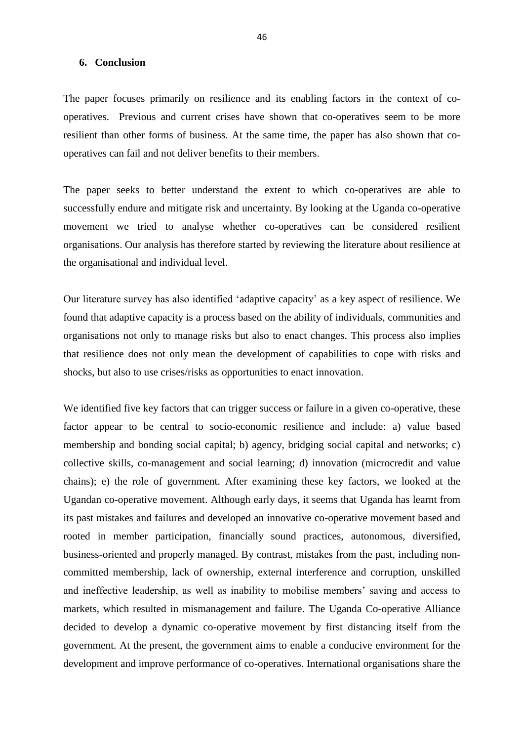## 6. Conclusion

The paper focuses primarily on resilience and its enabling factors in the context of co-operatives. Previous and current crises have shown that co-operatives seem to be more resilient than other forms of business. At the same time, the paper has also shown that co-operatives can fail and not deliver benefits to their members.

The paper seeks to better understand the extent to which co-operatives are able to successfully endure and mitigate risk and uncertainty. By looking at the Uganda co-operative movement we tried to analyse whether co-operatives can be considered resilient organisations. Our analysis has therefore started by reviewing the literature about resilience at the organisational and individual level.

Our literature survey has also identified 'adaptive capacity' as a key aspect of resilience. We found that adaptive capacity is a process based on the ability of individuals, communities and organisations not only to manage risks but also to enact changes. This process also implies that resilience does not only mean the development of capabilities to cope with risks and shocks, but also to use crises/risks as opportunities to enact innovation.

We identified five key factors that can trigger success or failure in a given co-operative, these factor appear to be central to socio-economic resilience and include: a) value based membership and bonding social capital; b) agency, bridging social capital and networks; c) collective skills, co-management and social learning; d) innovation (microcredit and value chains); e) the role of government. After examining these key factors, we looked at the Ugandan co-operative movement. Although early days, it seems that Uganda has learnt from its past mistakes and failures and developed an innovative co-operative movement based and rooted in member participation, financially sound practices, autonomous, diversified, business-oriented and properly managed. By contrast, mistakes from the past, including non-committed membership, lack of ownership, external interference and corruption, unskilled and ineffective leadership, as well as inability to mobilise members' saving and access to markets, which resulted in mismanagement and failure. The Uganda Co-operative Alliance decided to develop a dynamic co-operative movement by first distancing itself from the government. At the present, the government aims to enable a conducive environment for the development and improve performance of co-operatives. International organisations share the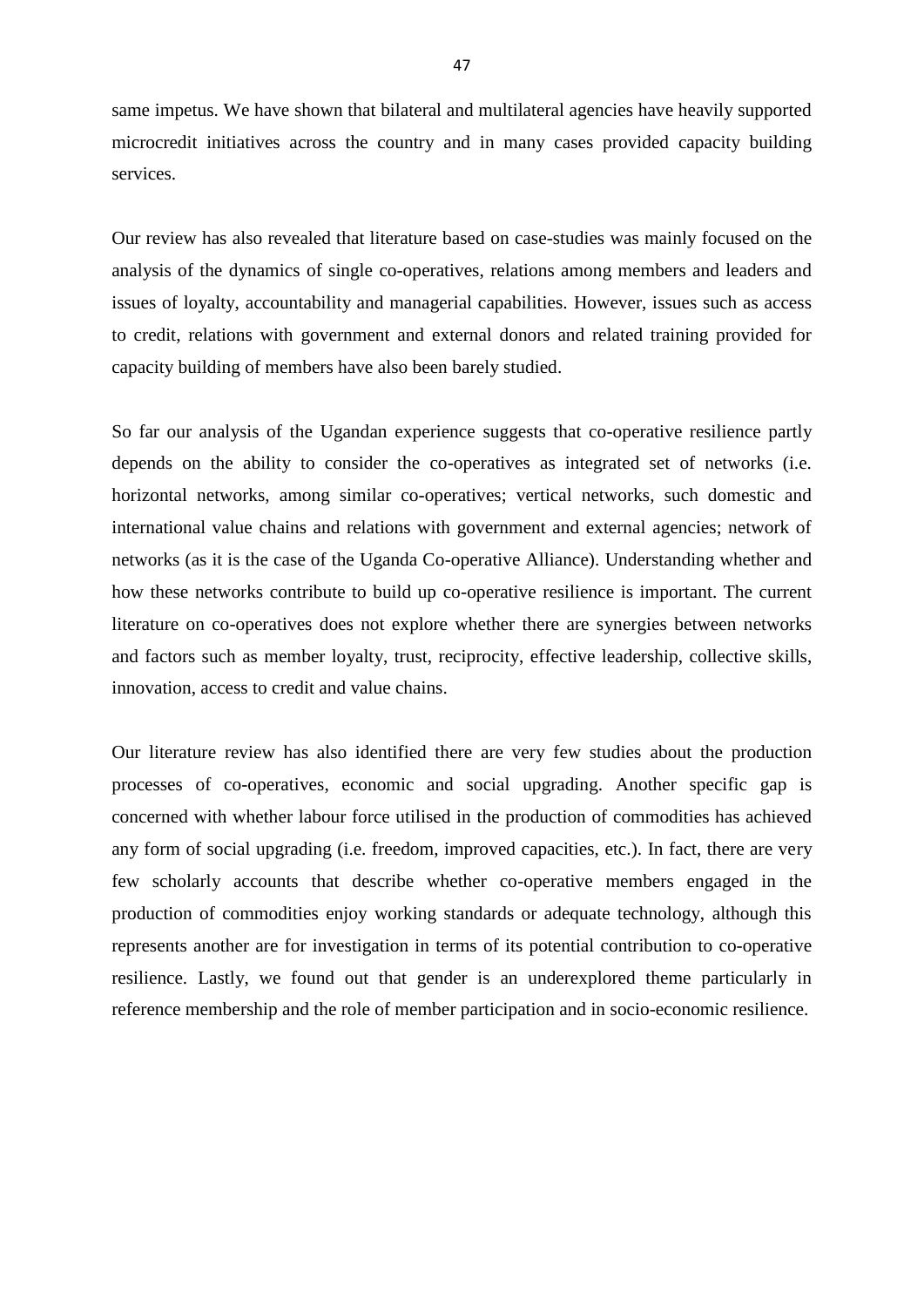same impetus. We have shown that bilateral and multilateral agencies have heavily supported microcredit initiatives across the country and in many cases provided capacity building services.

Our review has also revealed that literature based on case-studies was mainly focused on the analysis of the dynamics of single co-operatives, relations among members and leaders and issues of loyalty, accountability and managerial capabilities. However, issues such as access to credit, relations with government and external donors and related training provided for capacity building of members have also been barely studied.

So far our analysis of the Ugandan experience suggests that co-operative resilience partly depends on the ability to consider the co-operatives as integrated set of networks (i.e. horizontal networks, among similar co-operatives; vertical networks, such domestic and international value chains and relations with government and external agencies; network of networks (as it is the case of the Uganda Co-operative Alliance). Understanding whether and how these networks contribute to build up co-operative resilience is important. The current literature on co-operatives does not explore whether there are synergies between networks and factors such as member loyalty, trust, reciprocity, effective leadership, collective skills, innovation, access to credit and value chains.

Our literature review has also identified there are very few studies about the production processes of co-operatives, economic and social upgrading. Another specific gap is concerned with whether labour force utilised in the production of commodities has achieved any form of social upgrading (i.e. freedom, improved capacities, etc.). In fact, there are very few scholarly accounts that describe whether co-operative members engaged in the production of commodities enjoy working standards or adequate technology, although this represents another are for investigation in terms of its potential contribution to co-operative resilience. Lastly, we found out that gender is an underexplored theme particularly in reference membership and the role of member participation and in socio-economic resilience.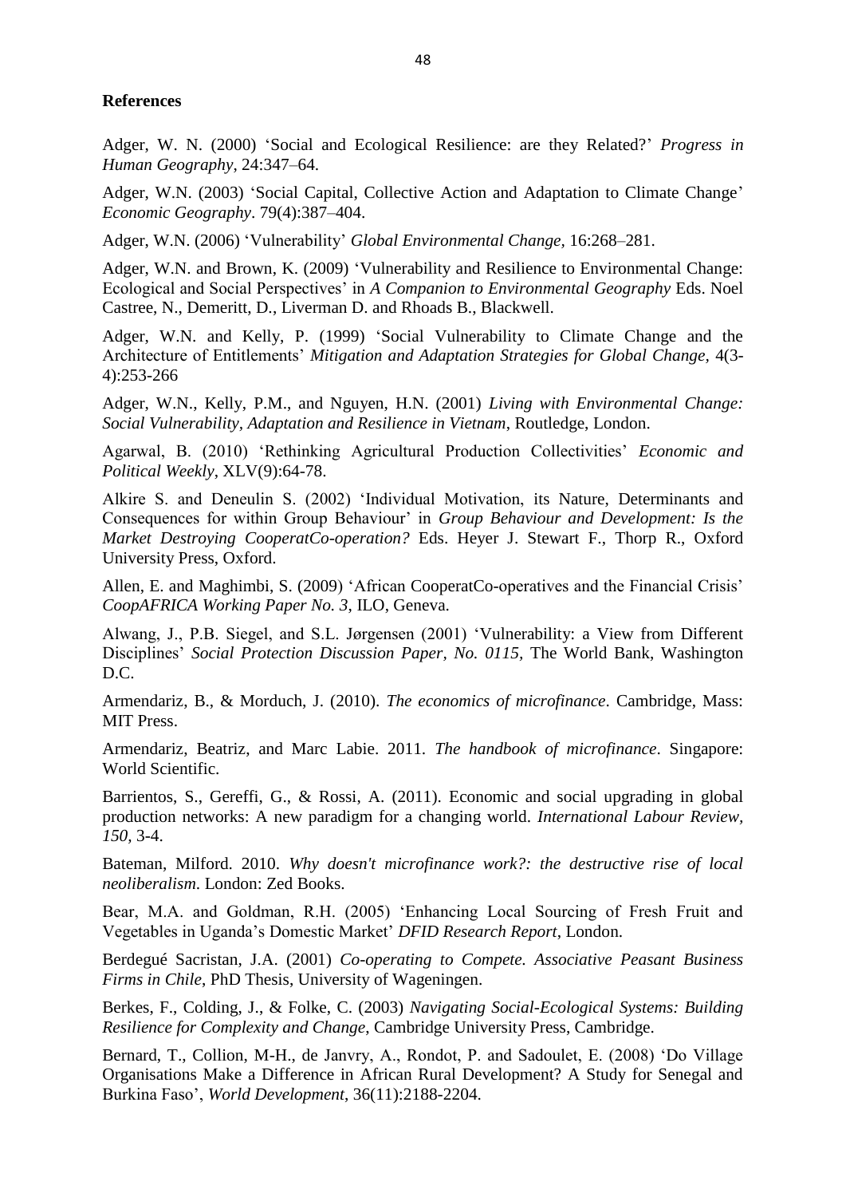**References**

Adger, W. N. (2000) 'Social and Ecological Resilience: are they Related?' *Progress in Human Geography*, 24:347–64.

Adger, W.N. (2003) 'Social Capital, Collective Action and Adaptation to Climate Change' *Economic Geography*. 79(4):387–404.

Adger, W.N. (2006) 'Vulnerability' *Global Environmental Change*, 16:268–281.

Adger, W.N. and Brown, K. (2009) 'Vulnerability and Resilience to Environmental Change: Ecological and Social Perspectives' in *A Companion to Environmental Geography* Eds. Noel Castree, N., Demeritt, D., Liverman D. and Rhoads B., Blackwell.

Adger, W.N. and Kelly, P. (1999) 'Social Vulnerability to Climate Change and the Architecture of Entitlements' *Mitigation and Adaptation Strategies for Global Change*, 4(3-4):253-266

Adger, W.N., Kelly, P.M., and Nguyen, H.N. (2001) *Living with Environmental Change: Social Vulnerability, Adaptation and Resilience in Vietnam*, Routledge, London.

Agarwal, B. (2010) 'Rethinking Agricultural Production Collectivities' *Economic and Political Weekly*, XLV(9):64-78.

Alkire S. and Deneulin S. (2002) 'Individual Motivation, its Nature, Determinants and Consequences for within Group Behaviour' in *Group Behaviour and Development: Is the Market Destroying CooperatCo-operation?* Eds. Heyer J. Stewart F., Thorp R., Oxford University Press, Oxford.

Allen, E. and Maghimbi, S. (2009) 'African CooperatCo-operatives and the Financial Crisis' *CoopAFRICA Working Paper No. 3*, ILO, Geneva.

Alwang, J., P.B. Siegel, and S.L. Jørgensen (2001) 'Vulnerability: a View from Different Disciplines' *Social Protection Discussion Paper, No. 0115*, The World Bank, Washington D.C.

Armendariz, B., & Morduch, J. (2010). *The economics of microfinance*. Cambridge, Mass: MIT Press.

Armendariz, Beatriz, and Marc Labie. 2011. *The handbook of microfinance*. Singapore: World Scientific.

Barrientos, S., Gereffi, G., & Rossi, A. (2011). Economic and social upgrading in global production networks: A new paradigm for a changing world. *International Labour Review*, *150*, 3-4.

Bateman, Milford. 2010. *Why doesn't microfinance work?: the destructive rise of local neoliberalism*. London: Zed Books.

Bear, M.A. and Goldman, R.H. (2005) 'Enhancing Local Sourcing of Fresh Fruit and Vegetables in Uganda's Domestic Market' *DFID Research Report*, London.

Berdegué Sacristan, J.A. (2001) *Co-operating to Compete. Associative Peasant Business Firms in Chile*, PhD Thesis, University of Wageningen.

Berkes, F., Colding, J., & Folke, C. (2003) *Navigating Social-Ecological Systems: Building Resilience for Complexity and Change*, Cambridge University Press, Cambridge.

Bernard, T., Collion, M-H., de Janvry, A., Rondot, P. and Sadoulet, E. (2008) 'Do Village Organisations Make a Difference in African Rural Development? A Study for Senegal and Burkina Faso', *World Development*, 36(11):2188-2204.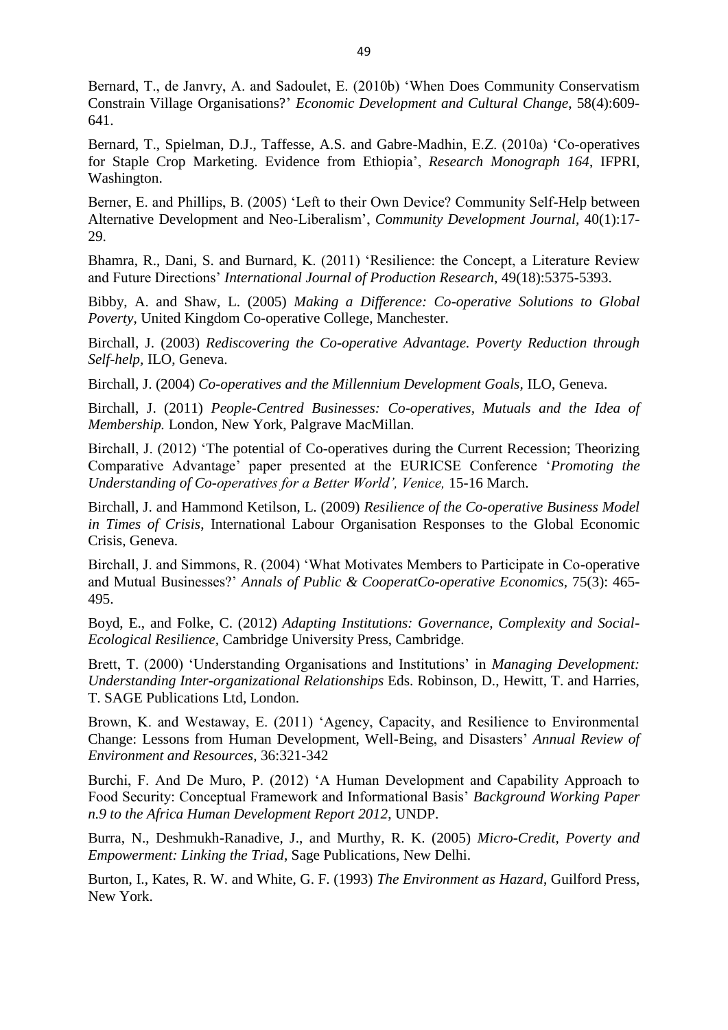Bernard, T., de Janvry, A. and Sadoulet, E. (2010b) 'When Does Community Conservatism Constrain Village Organisations?' *Economic Development and Cultural Change*, 58(4):609-641.

Bernard, T., Spielman, D.J., Taffesse, A.S. and Gabre-Madhin, E.Z. (2010a) 'Co-operatives for Staple Crop Marketing. Evidence from Ethiopia', *Research Monograph 164*, IFPRI, Washington.

Berner, E. and Phillips, B. (2005) 'Left to their Own Device? Community Self-Help between Alternative Development and Neo-Liberalism', *Community Development Journal,* 40(1):17-29.

Bhamra, R., Dani, S. and Burnard, K. (2011) 'Resilience: the Concept, a Literature Review and Future Directions' *International Journal of Production Research*, 49(18):5375-5393.

Bibby, A. and Shaw, L. (2005) *Making a Difference: Co-operative Solutions to Global Poverty*, United Kingdom Co-operative College, Manchester.

Birchall, J. (2003) *Rediscovering the Co-operative Advantage. Poverty Reduction through Self-help,* ILO, Geneva.

Birchall, J. (2004) *Co-operatives and the Millennium Development Goals,* ILO, Geneva.

Birchall, J. (2011) *People-Centred Businesses: Co-operatives, Mutuals and the Idea of Membership.* London, New York, Palgrave MacMillan.

Birchall, J. (2012) 'The potential of Co-operatives during the Current Recession; Theorizing Comparative Advantage' paper presented at the EURICSE Conference '*Promoting the Understanding of Co-operatives for a Better World', Venice,* 15-16 March.

Birchall, J. and Hammond Ketilson, L. (2009) *Resilience of the Co-operative Business Model in Times of Crisis*, International Labour Organisation Responses to the Global Economic Crisis, Geneva.

Birchall, J. and Simmons, R. (2004) 'What Motivates Members to Participate in Co-operative and Mutual Businesses?' *Annals of Public & CooperatCo-operative Economics*, 75(3): 465-495.

Boyd, E., and Folke, C. (2012) *Adapting Institutions: Governance, Complexity and Social-Ecological Resilience,* Cambridge University Press, Cambridge.

Brett, T. (2000) 'Understanding Organisations and Institutions' in *Managing Development: Understanding Inter-organizational Relationships* Eds. Robinson, D., Hewitt, T. and Harries, T. SAGE Publications Ltd, London.

Brown, K. and Westaway, E. (2011) 'Agency, Capacity, and Resilience to Environmental Change: Lessons from Human Development, Well-Being, and Disasters' *Annual Review of Environment and Resources*, 36:321-342

Burchi, F. And De Muro, P. (2012) 'A Human Development and Capability Approach to Food Security: Conceptual Framework and Informational Basis' *Background Working Paper n.9 to the Africa Human Development Report 2012,* UNDP.

Burra, N., Deshmukh-Ranadive, J., and Murthy, R. K. (2005) *Micro-Credit, Poverty and Empowerment: Linking the Triad*, Sage Publications, New Delhi.

Burton, I., Kates, R. W. and White, G. F. (1993) *The Environment as Hazard*, Guilford Press, New York.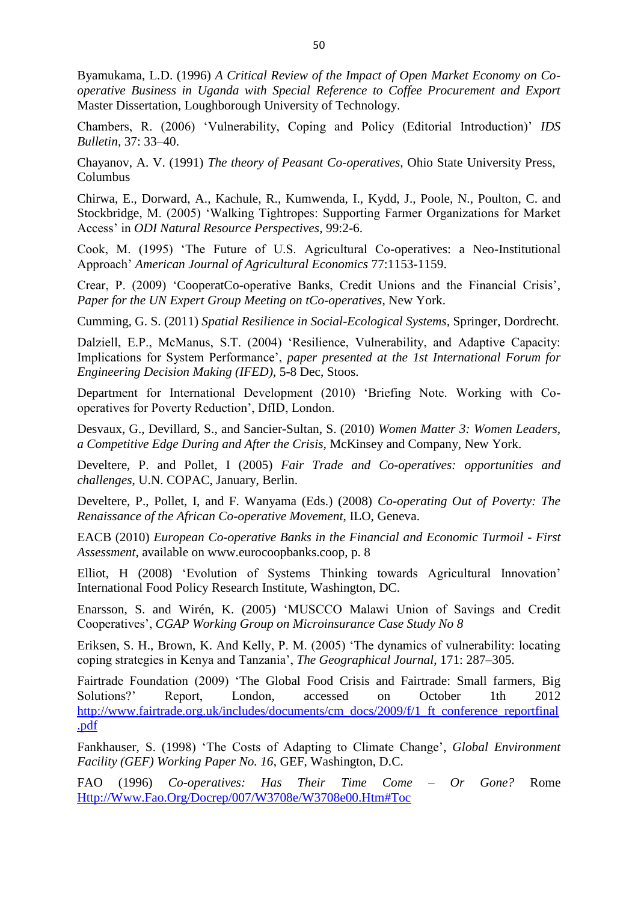Byamukama, L.D. (1996) *A Critical Review of the Impact of Open Market Economy on Co-operative Business in Uganda with Special Reference to Coffee Procurement and Export* Master Dissertation, Loughborough University of Technology.

Chambers, R. (2006) 'Vulnerability, Coping and Policy (Editorial Introduction)' *IDS Bulletin*, 37: 33–40.

Chayanov, A. V. (1991) *The theory of Peasant Co-operatives*, Ohio State University Press, Columbus

Chirwa, E., Dorward, A., Kachule, R., Kumwenda, I., Kydd, J., Poole, N., Poulton, C. and Stockbridge, M. (2005) 'Walking Tightropes: Supporting Farmer Organizations for Market Access' in *ODI Natural Resource Perspectives*, 99:2-6.

Cook, M. (1995) 'The Future of U.S. Agricultural Co-operatives: a Neo-Institutional Approach' *American Journal of Agricultural Economics* 77:1153-1159.

Crear, P. (2009) 'CooperatCo-operative Banks, Credit Unions and the Financial Crisis', *Paper for the UN Expert Group Meeting on tCo-operatives*, New York.

Cumming, G. S. (2011) *Spatial Resilience in Social-Ecological Systems*, Springer, Dordrecht.

Dalziell, E.P., McManus, S.T. (2004) 'Resilience, Vulnerability, and Adaptive Capacity: Implications for System Performance', *paper presented at the 1st International Forum for Engineering Decision Making (IFED)*, 5-8 Dec, Stoos.

Department for International Development (2010) 'Briefing Note. Working with Co-operatives for Poverty Reduction', DfID, London.

Desvaux, G., Devillard, S., and Sancier-Sultan, S. (2010) *Women Matter 3: Women Leaders, a Competitive Edge During and After the Crisis,* McKinsey and Company, New York.

Develtere, P. and Pollet, I (2005) *Fair Trade and Co-operatives: opportunities and challenges*, U.N. COPAC, January, Berlin.

Develtere, P., Pollet, I, and F. Wanyama (Eds.) (2008) *Co-operating Out of Poverty: The Renaissance of the African Co-operative Movement*, ILO, Geneva.

EACB (2010) *European Co-operative Banks in the Financial and Economic Turmoil - First Assessment*, available on www.eurocoopbanks.coop, p. 8

Elliot, H (2008) 'Evolution of Systems Thinking towards Agricultural Innovation' International Food Policy Research Institute, Washington, DC.

Enarsson, S. and Wirén, K. (2005) 'MUSCCO Malawi Union of Savings and Credit Cooperatives', *CGAP Working Group on Microinsurance Case Study No 8*

Eriksen, S. H., Brown, K. And Kelly, P. M. (2005) 'The dynamics of vulnerability: locating coping strategies in Kenya and Tanzania', *The Geographical Journal*, 171: 287–305.

Fairtrade Foundation (2009) 'The Global Food Crisis and Fairtrade: Small farmers, Big Solutions?' Report, London, accessed on October 1th 2012 http://www.fairtrade.org.uk/includes/documents/cm_docs/2009/f/1_ft_conference_reportfinal.pdf

Fankhauser, S. (1998) 'The Costs of Adapting to Climate Change', *Global Environment Facility (GEF) Working Paper No. 16*, GEF, Washington, D.C.

FAO (1996) *Co-operatives: Has Their Time Come – Or Gone?* Rome Http://Www.Fao.Org/Docrep/007/W3708e/W3708e00.Htm#Toc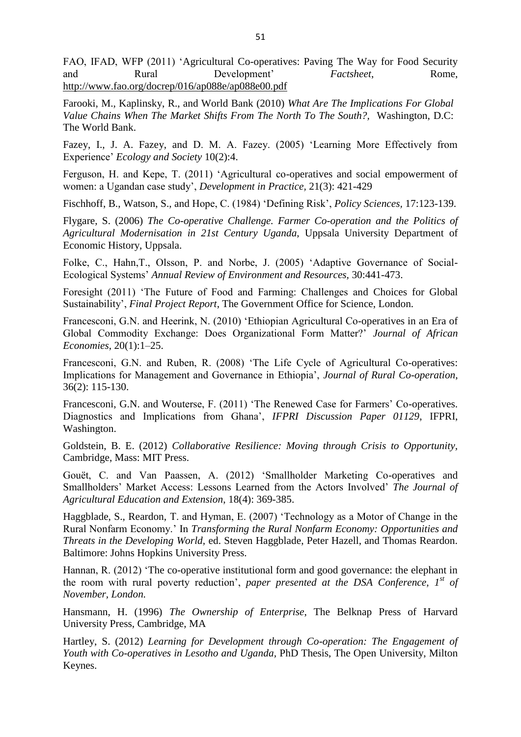FAO, IFAD, WFP (2011) 'Agricultural Co-operatives: Paving The Way for Food Security and Rural Development' *Factsheet*, Rome, http://www.fao.org/docrep/016/ap088e/ap088e00.pdf

Farooki, M., Kaplinsky, R., and World Bank (2010) *What Are The Implications For Global Value Chains When The Market Shifts From The North To The South?,* Washington, D.C: The World Bank.

Fazey, I., J. A. Fazey, and D. M. A. Fazey. (2005) 'Learning More Effectively from Experience' *Ecology and Society* 10(2):4.

Ferguson, H. and Kepe, T. (2011) 'Agricultural co-operatives and social empowerment of women: a Ugandan case study', *Development in Practice,* 21(3): 421-429

Fischhoff, B., Watson, S., and Hope, C. (1984) 'Defining Risk', *Policy Sciences,* 17:123-139.

Flygare, S. (2006) *The Co-operative Challenge. Farmer Co-operation and the Politics of Agricultural Modernisation in 21st Century Uganda,* Uppsala University Department of Economic History, Uppsala.

Folke, C., Hahn,T., Olsson, P. and Norbe, J. (2005) 'Adaptive Governance of Social-Ecological Systems' *Annual Review of Environment and Resources,* 30:441-473.

Foresight (2011) 'The Future of Food and Farming: Challenges and Choices for Global Sustainability', *Final Project Report*, The Government Office for Science, London.

Francesconi, G.N. and Heerink, N. (2010) 'Ethiopian Agricultural Co-operatives in an Era of Global Commodity Exchange: Does Organizational Form Matter?' *Journal of African Economies,* 20(1):1–25.

Francesconi, G.N. and Ruben, R. (2008) 'The Life Cycle of Agricultural Co-operatives: Implications for Management and Governance in Ethiopia', *Journal of Rural Co-operation*, 36(2): 115-130.

Francesconi, G.N. and Wouterse, F. (2011) 'The Renewed Case for Farmers' Co-operatives. Diagnostics and Implications from Ghana', *IFPRI Discussion Paper 01129*, IFPRI, Washington.

Goldstein, B. E. (2012) *Collaborative Resilience: Moving through Crisis to Opportunity,* Cambridge, Mass: MIT Press.

Gouët, C. and Van Paassen, A. (2012) 'Smallholder Marketing Co-operatives and Smallholders' Market Access: Lessons Learned from the Actors Involved' *The Journal of Agricultural Education and Extension,* 18(4): 369-385.

Haggblade, S., Reardon, T. and Hyman, E. (2007) 'Technology as a Motor of Change in the Rural Nonfarm Economy.' In *Transforming the Rural Nonfarm Economy: Opportunities and Threats in the Developing World,* ed. Steven Haggblade, Peter Hazell, and Thomas Reardon. Baltimore: Johns Hopkins University Press.

Hannan, R. (2012) 'The co-operative institutional form and good governance: the elephant in the room with rural poverty reduction', *paper presented at the DSA Conference, 1st of November, London.*

Hansmann, H. (1996) *The Ownership of Enterprise*, The Belknap Press of Harvard University Press, Cambridge, MA

Hartley, S. (2012) *Learning for Development through Co-operation: The Engagement of Youth with Co-operatives in Lesotho and Uganda,* PhD Thesis, The Open University, Milton Keynes.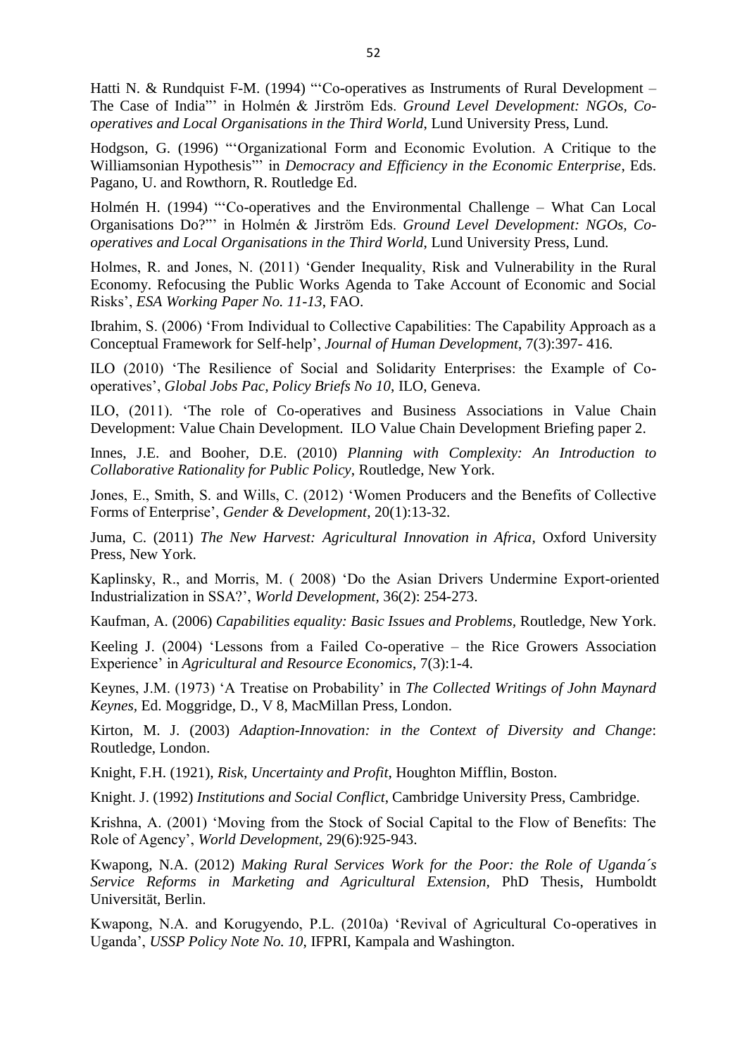Hatti N. & Rundquist F-M. (1994) "'Co-operatives as Instruments of Rural Development – The Case of India"' in Holmén & Jirström Eds. *Ground Level Development: NGOs, Co-operatives and Local Organisations in the Third World*, Lund University Press, Lund.

Hodgson, G. (1996) "'Organizational Form and Economic Evolution. A Critique to the Williamsonian Hypothesis"' in *Democracy and Efficiency in the Economic Enterprise*, Eds. Pagano, U. and Rowthorn, R. Routledge Ed.

Holmén H. (1994) "'Co-operatives and the Environmental Challenge – What Can Local Organisations Do?"' in Holmén & Jirström Eds. *Ground Level Development: NGOs, Co-operatives and Local Organisations in the Third World*, Lund University Press, Lund.

Holmes, R. and Jones, N. (2011) 'Gender Inequality, Risk and Vulnerability in the Rural Economy. Refocusing the Public Works Agenda to Take Account of Economic and Social Risks', *ESA Working Paper No. 11-13*, FAO.

Ibrahim, S. (2006) 'From Individual to Collective Capabilities: The Capability Approach as a Conceptual Framework for Self-help', *Journal of Human Development*, 7(3):397- 416.

ILO (2010) 'The Resilience of Social and Solidarity Enterprises: the Example of Co-operatives', *Global Jobs Pac, Policy Briefs No 10*, ILO, Geneva.

ILO, (2011). 'The role of Co-operatives and Business Associations in Value Chain Development: Value Chain Development. ILO Value Chain Development Briefing paper 2.

Innes, J.E. and Booher, D.E. (2010) *Planning with Complexity: An Introduction to Collaborative Rationality for Public Policy*, Routledge, New York.

Jones, E., Smith, S. and Wills, C. (2012) 'Women Producers and the Benefits of Collective Forms of Enterprise', *Gender & Development*, 20(1):13-32.

Juma, C. (2011) *The New Harvest: Agricultural Innovation in Africa*, Oxford University Press, New York.

Kaplinsky, R., and Morris, M. ( 2008) 'Do the Asian Drivers Undermine Export-oriented Industrialization in SSA?', *World Development,* 36(2): 254-273.

Kaufman, A. (2006) *Capabilities equality: Basic Issues and Problems,* Routledge, New York.

Keeling J. (2004) 'Lessons from a Failed Co-operative – the Rice Growers Association Experience' in *Agricultural and Resource Economics*, 7(3):1-4.

Keynes, J.M. (1973) 'A Treatise on Probability' in *The Collected Writings of John Maynard Keynes,* Ed. Moggridge, D., V 8, MacMillan Press, London.

Kirton, M. J. (2003) *Adaption-Innovation: in the Context of Diversity and Change*: Routledge, London.

Knight, F.H. (1921), *Risk, Uncertainty and Profit*, Houghton Mifflin, Boston.

Knight. J. (1992) *Institutions and Social Conflict*, Cambridge University Press, Cambridge.

Krishna, A. (2001) 'Moving from the Stock of Social Capital to the Flow of Benefits: The Role of Agency', *World Development,* 29(6):925-943.

Kwapong, N.A. (2012) *Making Rural Services Work for the Poor: the Role of Uganda´s Service Reforms in Marketing and Agricultural Extension,* PhD Thesis, Humboldt Universität, Berlin.

Kwapong, N.A. and Korugyendo, P.L. (2010a) 'Revival of Agricultural Co-operatives in Uganda', *USSP Policy Note No. 10*, IFPRI, Kampala and Washington.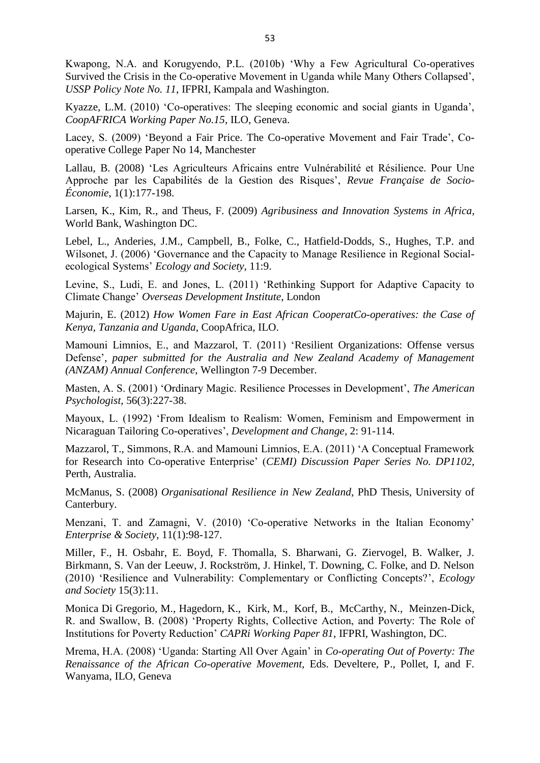Kwapong, N.A. and Korugyendo, P.L. (2010b) ‘Why a Few Agricultural Co-operatives Survived the Crisis in the Co-operative Movement in Uganda while Many Others Collapsed’, *USSP Policy Note No. 11*, IFPRI, Kampala and Washington.

Kyazze, L.M. (2010) ‘Co-operatives: The sleeping economic and social giants in Uganda’, *CoopAFRICA Working Paper No.15*, ILO, Geneva.

Lacey, S. (2009) ‘Beyond a Fair Price. The Co-operative Movement and Fair Trade’, Co-operative College Paper No 14, Manchester

Lallau, B. (2008) ‘Les Agriculteurs Africains entre Vulnérabilité et Résilience. Pour Une Approche par les Capabilités de la Gestion des Risques’, *Revue Française de Socio-Économie*, 1(1):177-198.

Larsen, K., Kim, R., and Theus, F. (2009) *Agribusiness and Innovation Systems in Africa*, World Bank, Washington DC.

Lebel, L., Anderies, J.M., Campbell, B., Folke, C., Hatfield-Dodds, S., Hughes, T.P. and Wilsonet, J. (2006) ‘Governance and the Capacity to Manage Resilience in Regional Social-ecological Systems’ *Ecology and Society*, 11:9.

Levine, S., Ludi, E. and Jones, L. (2011) ‘Rethinking Support for Adaptive Capacity to Climate Change’ *Overseas Development Institute*, London

Majurin, E. (2012) *How Women Fare in East African CooperatCo-operatives: the Case of Kenya, Tanzania and Uganda*, CoopAfrica, ILO.

Mamouni Limnios, E., and Mazzarol, T. (2011) ‘Resilient Organizations: Offense versus Defense’, *paper submitted for the Australia and New Zealand Academy of Management (ANZAM) Annual Conference*, Wellington 7-9 December.

Masten, A. S. (2001) ‘Ordinary Magic. Resilience Processes in Development’, *The American Psychologist*, 56(3):227-38.

Mayoux, L. (1992) ‘From Idealism to Realism: Women, Feminism and Empowerment in Nicaraguan Tailoring Co-operatives’, *Development and Change*, 2: 91-114.

Mazzarol, T., Simmons, R.A. and Mamouni Limnios, E.A. (2011) ‘A Conceptual Framework for Research into Co-operative Enterprise’ (*CEMI) Discussion Paper Series No. DP1102*, Perth, Australia.

McManus, S. (2008) *Organisational Resilience in New Zealand*, PhD Thesis, University of Canterbury.

Menzani, T. and Zamagni, V. (2010) ‘Co-operative Networks in the Italian Economy’ *Enterprise & Society*, 11(1):98-127.

Miller, F., H. Osbahr, E. Boyd, F. Thomalla, S. Bharwani, G. Ziervogel, B. Walker, J. Birkmann, S. Van der Leeuw, J. Rockström, J. Hinkel, T. Downing, C. Folke, and D. Nelson (2010) ‘Resilience and Vulnerability: Complementary or Conflicting Concepts?’, *Ecology and Society* 15(3):11.

Monica Di Gregorio, M., Hagedorn, K., Kirk, M., Korf, B., McCarthy, N., Meinzen-Dick, R. and Swallow, B. (2008) ‘Property Rights, Collective Action, and Poverty: The Role of Institutions for Poverty Reduction’ *CAPRi Working Paper 81*, IFPRI, Washington, DC.

Mrema, H.A. (2008) ‘Uganda: Starting All Over Again’ in *Co-operating Out of Poverty: The Renaissance of the African Co-operative Movement*, Eds. Develtere, P., Pollet, I, and F. Wanyama, ILO, Geneva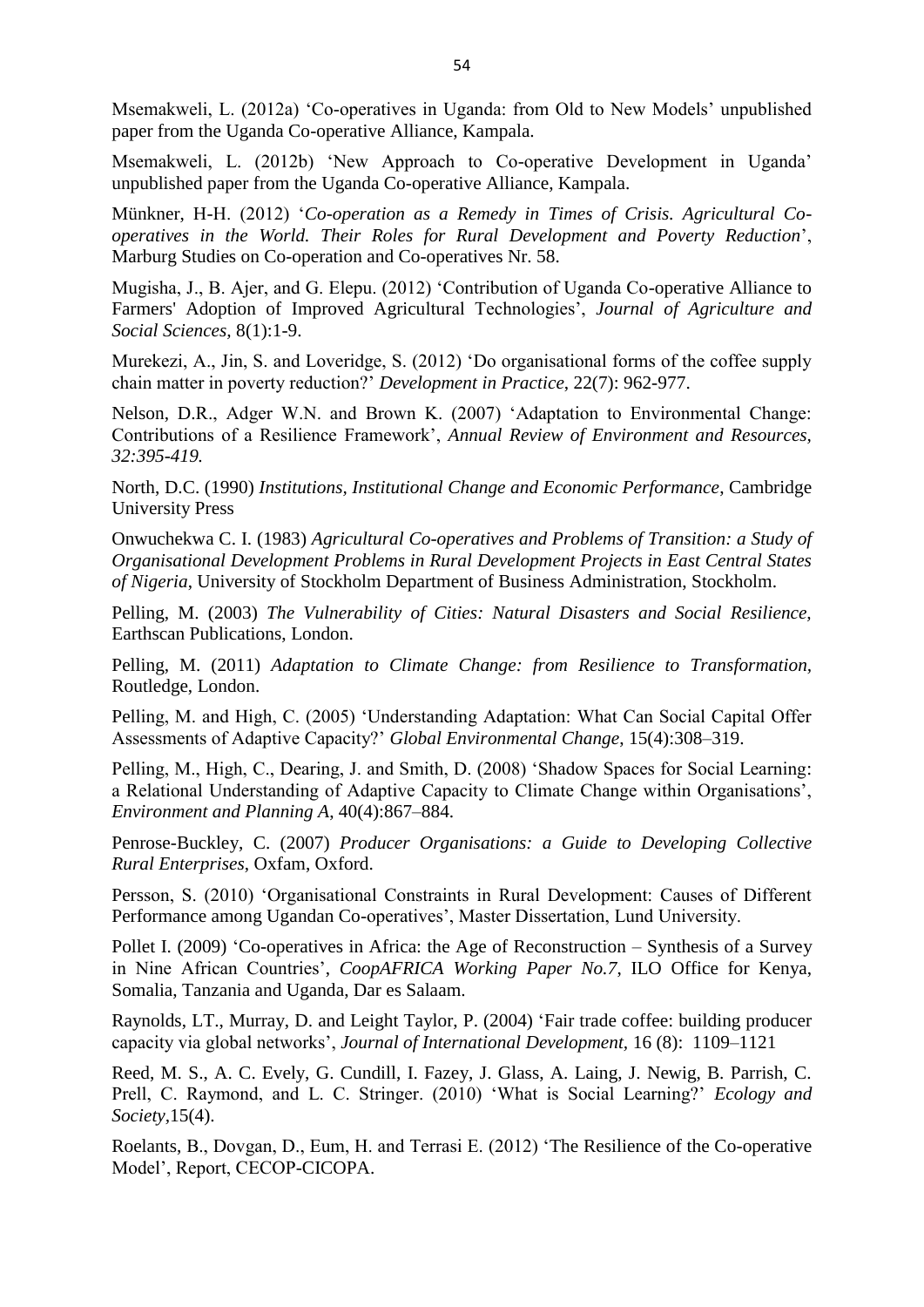Msemakweli, L. (2012a) 'Co-operatives in Uganda: from Old to New Models' unpublished paper from the Uganda Co-operative Alliance, Kampala.

Msemakweli, L. (2012b) 'New Approach to Co-operative Development in Uganda' unpublished paper from the Uganda Co-operative Alliance, Kampala.

Münkner, H-H. (2012) '*Co-operation as a Remedy in Times of Crisis. Agricultural Co-operatives in the World. Their Roles for Rural Development and Poverty Reduction*', Marburg Studies on Co-operation and Co-operatives Nr. 58.

Mugisha, J., B. Ajer, and G. Elepu. (2012) 'Contribution of Uganda Co-operative Alliance to Farmers' Adoption of Improved Agricultural Technologies', *Journal of Agriculture and Social Sciences*, 8(1):1-9.

Murekezi, A., Jin, S. and Loveridge, S. (2012) 'Do organisational forms of the coffee supply chain matter in poverty reduction?' *Development in Practice*, 22(7): 962-977.

Nelson, D.R., Adger W.N. and Brown K. (2007) 'Adaptation to Environmental Change: Contributions of a Resilience Framework', *Annual Review of Environment and Resources, 32:395-419.*

North, D.C. (1990) *Institutions, Institutional Change and Economic Performance*, Cambridge University Press

Onwuchekwa C. I. (1983) *Agricultural Co-operatives and Problems of Transition: a Study of Organisational Development Problems in Rural Development Projects in East Central States of Nigeria*, University of Stockholm Department of Business Administration, Stockholm.

Pelling, M. (2003) *The Vulnerability of Cities: Natural Disasters and Social Resilience,* Earthscan Publications, London.

Pelling, M. (2011) *Adaptation to Climate Change: from Resilience to Transformation,* Routledge, London.

Pelling, M. and High, C. (2005) 'Understanding Adaptation: What Can Social Capital Offer Assessments of Adaptive Capacity?' *Global Environmental Change*, 15(4):308–319.

Pelling, M., High, C., Dearing, J. and Smith, D. (2008) 'Shadow Spaces for Social Learning: a Relational Understanding of Adaptive Capacity to Climate Change within Organisations', *Environment and Planning A*, 40(4):867–884.

Penrose-Buckley, C. (2007) *Producer Organisations: a Guide to Developing Collective Rural Enterprises*, Oxfam, Oxford.

Persson, S. (2010) 'Organisational Constraints in Rural Development: Causes of Different Performance among Ugandan Co-operatives', Master Dissertation, Lund University.

Pollet I. (2009) 'Co-operatives in Africa: the Age of Reconstruction – Synthesis of a Survey in Nine African Countries', *CoopAFRICA Working Paper No.7*, ILO Office for Kenya, Somalia, Tanzania and Uganda, Dar es Salaam.

Raynolds, LT., Murray, D. and Leight Taylor, P. (2004) 'Fair trade coffee: building producer capacity via global networks', *Journal of International Development*, 16 (8): 1109–1121

Reed, M. S., A. C. Evely, G. Cundill, I. Fazey, J. Glass, A. Laing, J. Newig, B. Parrish, C. Prell, C. Raymond, and L. C. Stringer. (2010) 'What is Social Learning?' *Ecology and Society*,15(4).

Roelants, B., Dovgan, D., Eum, H. and Terrasi E. (2012) 'The Resilience of the Co-operative Model', Report, CECOP-CICOPA.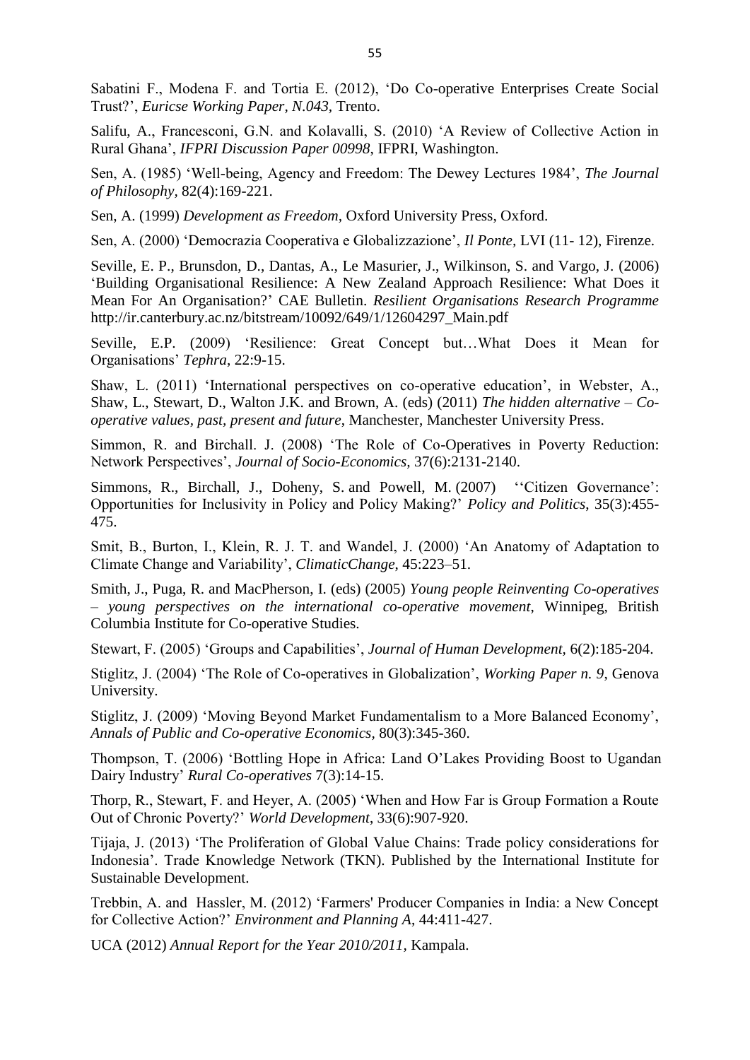Sabatini F., Modena F. and Tortia E. (2012), 'Do Co-operative Enterprises Create Social Trust?', *Euricse Working Paper, N.043,* Trento.

Salifu, A., Francesconi, G.N. and Kolavalli, S. (2010) 'A Review of Collective Action in Rural Ghana', *IFPRI Discussion Paper 00998*, IFPRI, Washington.

Sen, A. (1985) 'Well-being, Agency and Freedom: The Dewey Lectures 1984', *The Journal of Philosophy*, 82(4):169-221.

Sen, A. (1999) *Development as Freedom*, Oxford University Press, Oxford.

Sen, A. (2000) 'Democrazia Cooperativa e Globalizzazione', *Il Ponte*, LVI (11- 12), Firenze.

Seville, E. P., Brunsdon, D., Dantas, A., Le Masurier, J., Wilkinson, S. and Vargo, J. (2006) 'Building Organisational Resilience: A New Zealand Approach Resilience: What Does it Mean For An Organisation?' CAE Bulletin. *Resilient Organisations Research Programme* http://ir.canterbury.ac.nz/bitstream/10092/649/1/12604297_Main.pdf

Seville, E.P. (2009) 'Resilience: Great Concept but…What Does it Mean for Organisations' *Tephra*, 22:9-15.

Shaw, L. (2011) 'International perspectives on co-operative education', in Webster, A., Shaw, L., Stewart, D., Walton J.K. and Brown, A. (eds) (2011) *The hidden alternative – Co-operative values, past, present and future*, Manchester, Manchester University Press.

Simmon, R. and Birchall. J. (2008) 'The Role of Co-Operatives in Poverty Reduction: Network Perspectives', *Journal of Socio-Economics,* 37(6):2131-2140.

Simmons, R., Birchall, J., Doheny, S. and Powell, M. (2007) ''Citizen Governance': Opportunities for Inclusivity in Policy and Policy Making?' *Policy and Politics*, 35(3):455-475.

Smit, B., Burton, I., Klein, R. J. T. and Wandel, J. (2000) 'An Anatomy of Adaptation to Climate Change and Variability', *ClimaticChange*, 45:223–51.

Smith, J., Puga, R. and MacPherson, I. (eds) (2005) *Young people Reinventing Co-operatives – young perspectives on the international co-operative movement*, Winnipeg, British Columbia Institute for Co-operative Studies.

Stewart, F. (2005) 'Groups and Capabilities', *Journal of Human Development*, 6(2):185-204.

Stiglitz, J. (2004) 'The Role of Co-operatives in Globalization', *Working Paper n. 9*, Genova University.

Stiglitz, J. (2009) 'Moving Beyond Market Fundamentalism to a More Balanced Economy', *Annals of Public and Co-operative Economics*, 80(3):345-360.

Thompson, T. (2006) 'Bottling Hope in Africa: Land O'Lakes Providing Boost to Ugandan Dairy Industry' *Rural Co-operatives* 7(3):14-15.

Thorp, R., Stewart, F. and Heyer, A. (2005) 'When and How Far is Group Formation a Route Out of Chronic Poverty?' *World Development*, 33(6):907-920.

Tijaja, J. (2013) 'The Proliferation of Global Value Chains: Trade policy considerations for Indonesia'. Trade Knowledge Network (TKN). Published by the International Institute for Sustainable Development.

Trebbin, A. and Hassler, M. (2012) 'Farmers' Producer Companies in India: a New Concept for Collective Action?' *Environment and Planning A*, 44:411-427.

UCA (2012) *Annual Report for the Year 2010/2011,* Kampala.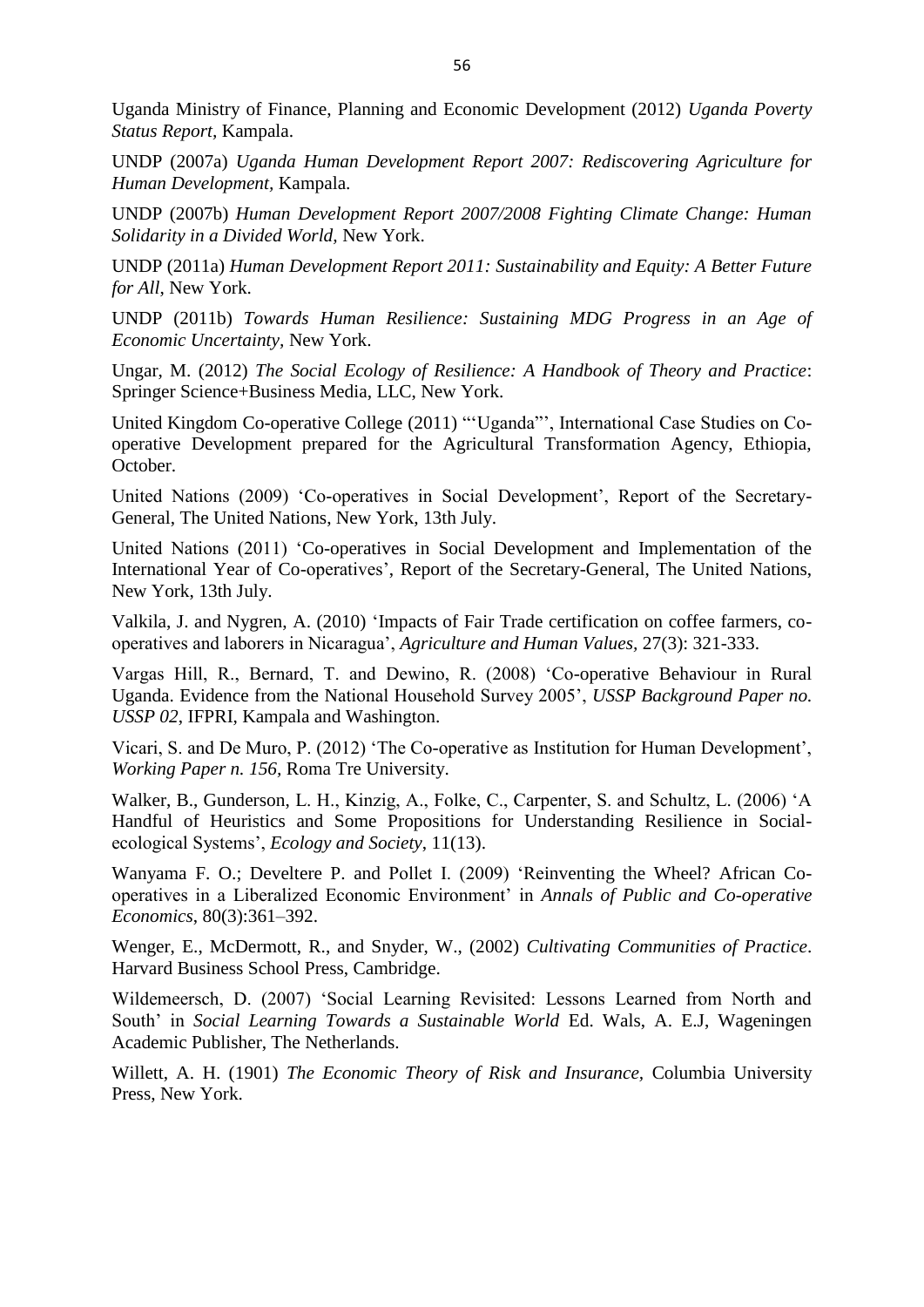Uganda Ministry of Finance, Planning and Economic Development (2012) *Uganda Poverty Status Report*, Kampala.

UNDP (2007a) *Uganda Human Development Report 2007: Rediscovering Agriculture for Human Development*, Kampala.

UNDP (2007b) *Human Development Report 2007/2008 Fighting Climate Change: Human Solidarity in a Divided World,* New York.

UNDP (2011a) *Human Development Report 2011: Sustainability and Equity: A Better Future for All*, New York.

UNDP (2011b) *Towards Human Resilience: Sustaining MDG Progress in an Age of Economic Uncertainty*, New York.

Ungar, M. (2012) *The Social Ecology of Resilience: A Handbook of Theory and Practice*: Springer Science+Business Media, LLC, New York.

United Kingdom Co-operative College (2011) "'Uganda"', International Case Studies on Co-operative Development prepared for the Agricultural Transformation Agency, Ethiopia, October.

United Nations (2009) 'Co-operatives in Social Development', Report of the Secretary-General, The United Nations, New York, 13th July.

United Nations (2011) 'Co-operatives in Social Development and Implementation of the International Year of Co-operatives', Report of the Secretary-General, The United Nations, New York, 13th July.

Valkila, J. and Nygren, A. (2010) 'Impacts of Fair Trade certification on coffee farmers, co-operatives and laborers in Nicaragua', *Agriculture and Human Values*, 27(3): 321-333.

Vargas Hill, R., Bernard, T. and Dewino, R. (2008) 'Co-operative Behaviour in Rural Uganda. Evidence from the National Household Survey 2005', *USSP Background Paper no. USSP 02*, IFPRI, Kampala and Washington.

Vicari, S. and De Muro, P. (2012) 'The Co-operative as Institution for Human Development', *Working Paper n. 156*, Roma Tre University.

Walker, B., Gunderson, L. H., Kinzig, A., Folke, C., Carpenter, S. and Schultz, L. (2006) 'A Handful of Heuristics and Some Propositions for Understanding Resilience in Social-ecological Systems', *Ecology and Society*, 11(13).

Wanyama F. O.; Develtere P. and Pollet I. (2009) 'Reinventing the Wheel? African Co-operatives in a Liberalized Economic Environment' in *Annals of Public and Co-operative Economics*, 80(3):361–392.

Wenger, E., McDermott, R., and Snyder, W., (2002) *Cultivating Communities of Practice*. Harvard Business School Press, Cambridge.

Wildemeersch, D. (2007) 'Social Learning Revisited: Lessons Learned from North and South' in *Social Learning Towards a Sustainable World* Ed. Wals, A. E.J, Wageningen Academic Publisher, The Netherlands.

Willett, A. H. (1901) *The Economic Theory of Risk and Insurance,* Columbia University Press, New York.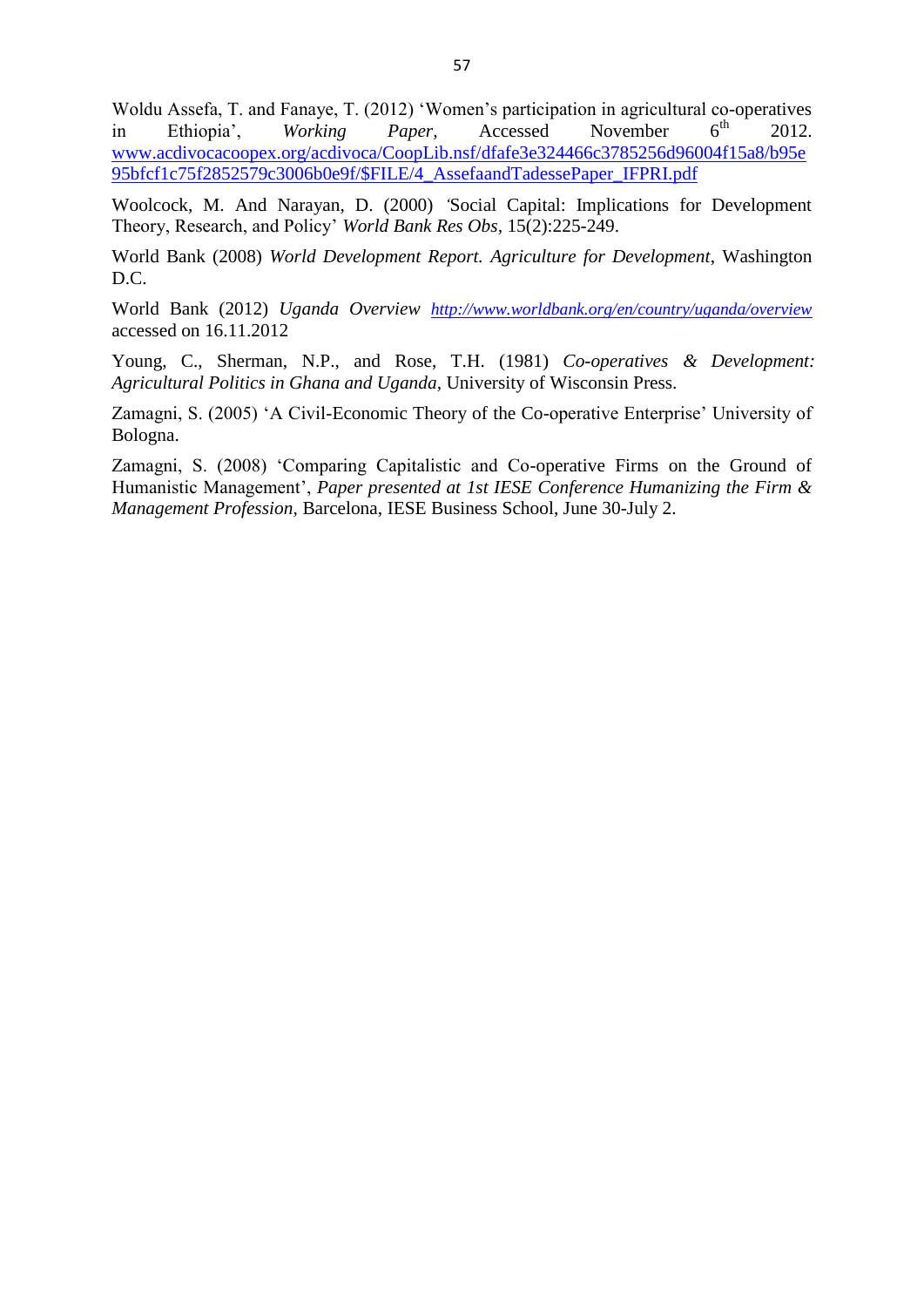Woldu Assefa, T. and Fanaye, T. (2012) 'Women's participation in agricultural co-operatives in Ethiopia', *Working Paper*, Accessed November 6th 2012. www.acdivocacoopex.org/acdivoca/CoopLib.nsf/dfafe3e324466c3785256d96004f15a8/b95e95bfcf1c75f2852579c3006b0e9f/$FILE/4_AssefaandTadessePaper_IFPRI.pdf

Woolcock, M. And Narayan, D. (2000) 'Social Capital: Implications for Development Theory, Research, and Policy' *World Bank Res Obs*, 15(2):225-249.

World Bank (2008) *World Development Report. Agriculture for Development*, Washington D.C.

World Bank (2012) *Uganda Overview* *http://www.worldbank.org/en/country/uganda/overview* accessed on 16.11.2012

Young, C., Sherman, N.P., and Rose, T.H. (1981) *Co-operatives & Development: Agricultural Politics in Ghana and Uganda*, University of Wisconsin Press.

Zamagni, S. (2005) 'A Civil-Economic Theory of the Co-operative Enterprise' University of Bologna.

Zamagni, S. (2008) 'Comparing Capitalistic and Co-operative Firms on the Ground of Humanistic Management', *Paper presented at 1st IESE Conference Humanizing the Firm & Management Profession*, Barcelona, IESE Business School, June 30-July 2.